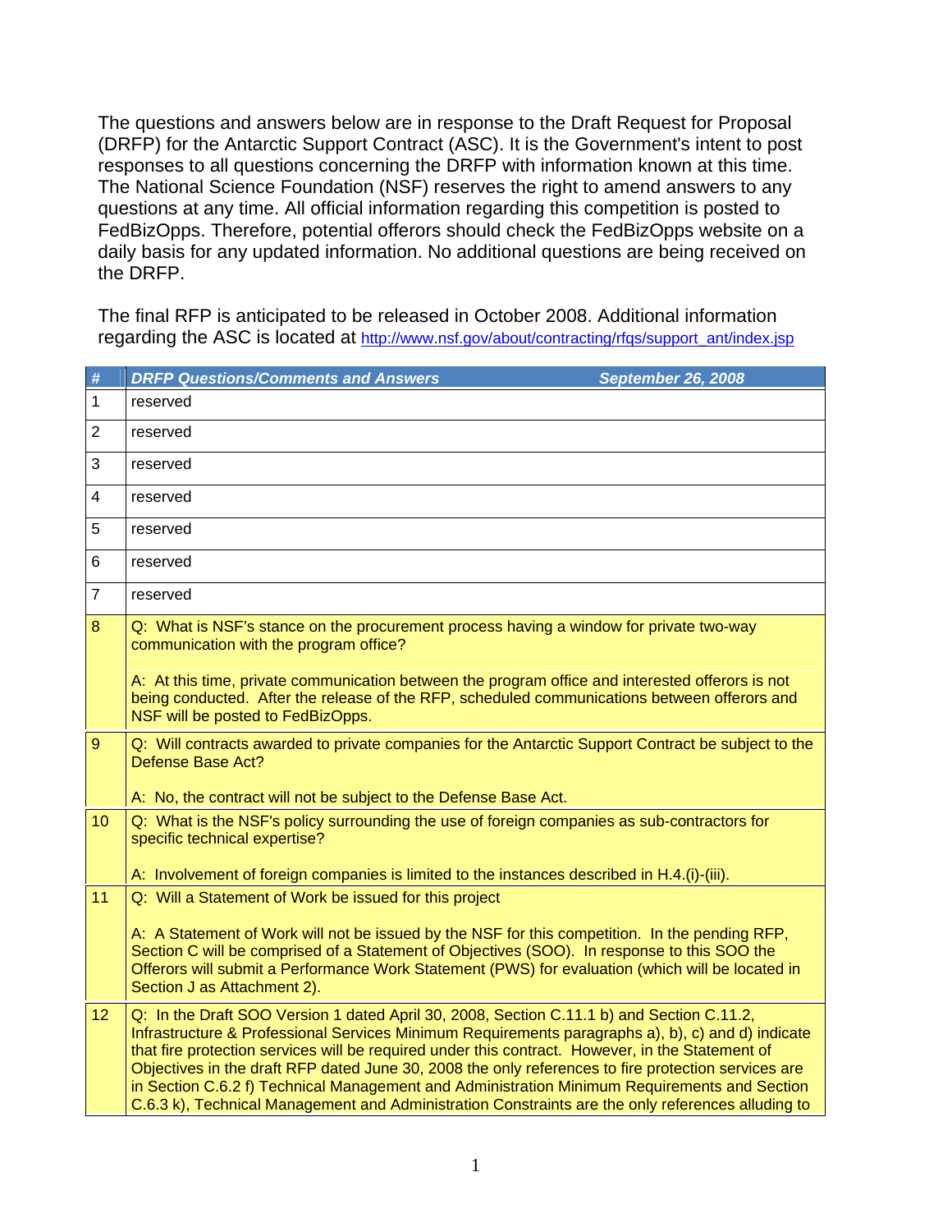The questions and answers below are in response to the Draft Request for Proposal (DRFP) for the Antarctic Support Contract (ASC). It is the Government's intent to post responses to all questions concerning the DRFP with information known at this time. The National Science Foundation (NSF) reserves the right to amend answers to any questions at any time. All official information regarding this competition is posted to FedBizOpps. Therefore, potential offerors should check the FedBizOpps website on a daily basis for any updated information. No additional questions are being received on the DRFP.

The final RFP is anticipated to be released in October 2008. Additional information regarding the ASC is located at http://www.nsf.gov/about/contracting/rfqs/support_ant/index.jsp

| # | *DRFP Questions/Comments and Answers* *September 26, 2008* |
|---|---|
| 1 | reserved |
| 2 | reserved |
| 3 | reserved |
| 4 | reserved |
| 5 | reserved |
| 6 | reserved |
| 7 | reserved |
| 8 | Q: What is NSF's stance on the procurement process having a window for private two-way communication with the program office?<br><br>A: At this time, private communication between the program office and interested offerors is not being conducted. After the release of the RFP, scheduled communications between offerors and NSF will be posted to FedBizOpps. |
| 9 | Q: Will contracts awarded to private companies for the Antarctic Support Contract be subject to the Defense Base Act?<br><br>A: No, the contract will not be subject to the Defense Base Act. |
| 10 | Q: What is the NSF's policy surrounding the use of foreign companies as sub-contractors for specific technical expertise?<br><br>A: Involvement of foreign companies is limited to the instances described in H.4.(i)-(iii). |
| 11 | Q: Will a Statement of Work be issued for this project<br><br>A: A Statement of Work will not be issued by the NSF for this competition. In the pending RFP, Section C will be comprised of a Statement of Objectives (SOO). In response to this SOO the Offerors will submit a Performance Work Statement (PWS) for evaluation (which will be located in Section J as Attachment 2). |
| 12 | Q: In the Draft SOO Version 1 dated April 30, 2008, Section C.11.1 b) and Section C.11.2, Infrastructure & Professional Services Minimum Requirements paragraphs a), b), c) and d) indicate that fire protection services will be required under this contract. However, in the Statement of Objectives in the draft RFP dated June 30, 2008 the only references to fire protection services are in Section C.6.2 f) Technical Management and Administration Minimum Requirements and Section C.6.3 k), Technical Management and Administration Constraints are the only references alluding to |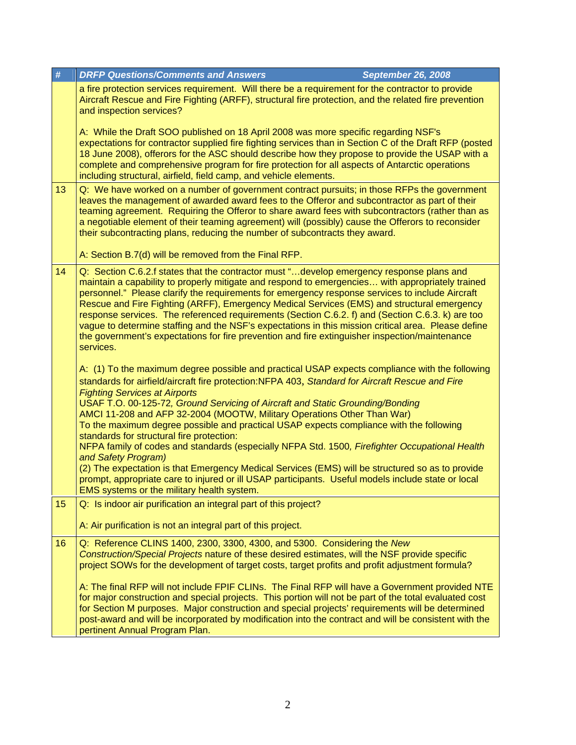| # | DRFP Questions/Comments and Answers September 26, 2008 |
|---|---|
| | a fire protection services requirement. Will there be a requirement for the contractor to provide Aircraft Rescue and Fire Fighting (ARFF), structural fire protection, and the related fire prevention and inspection services?<br><br>A: While the Draft SOO published on 18 April 2008 was more specific regarding NSF's expectations for contractor supplied fire fighting services than in Section C of the Draft RFP (posted 18 June 2008), offerors for the ASC should describe how they propose to provide the USAP with a complete and comprehensive program for fire protection for all aspects of Antarctic operations including structural, airfield, field camp, and vehicle elements. |
| 13 | Q: We have worked on a number of government contract pursuits; in those RFPs the government leaves the management of awarded award fees to the Offeror and subcontractor as part of their teaming agreement. Requiring the Offeror to share award fees with subcontractors (rather than as a negotiable element of their teaming agreement) will (possibly) cause the Offerors to reconsider their subcontracting plans, reducing the number of subcontracts they award.<br><br>A: Section B.7(d) will be removed from the Final RFP. |
| 14 | Q: Section C.6.2.f states that the contractor must "…develop emergency response plans and maintain a capability to properly mitigate and respond to emergencies… with appropriately trained personnel." Please clarify the requirements for emergency response services to include Aircraft Rescue and Fire Fighting (ARFF), Emergency Medical Services (EMS) and structural emergency response services. The referenced requirements (Section C.6.2. f) and (Section C.6.3. k) are too vague to determine staffing and the NSF's expectations in this mission critical area. Please define the government's expectations for fire prevention and fire extinguisher inspection/maintenance services.<br><br>A: (1) To the maximum degree possible and practical USAP expects compliance with the following standards for airfield/aircraft fire protection:NFPA 403, *Standard for Aircraft Rescue and Fire Fighting Services at Airports*<br>USAF T.O. 00-125-72, *Ground Servicing of Aircraft and Static Grounding/Bonding*<br>AMCI 11-208 and AFP 32-2004 (MOOTW, Military Operations Other Than War)<br>To the maximum degree possible and practical USAP expects compliance with the following standards for structural fire protection:<br>NFPA family of codes and standards (especially NFPA Std. 1500, *Firefighter Occupational Health and Safety Program)*<br>(2) The expectation is that Emergency Medical Services (EMS) will be structured so as to provide prompt, appropriate care to injured or ill USAP participants. Useful models include state or local EMS systems or the military health system. |
| 15 | Q: Is indoor air purification an integral part of this project?<br><br>A: Air purification is not an integral part of this project. |
| 16 | Q: Reference CLINS 1400, 2300, 3300, 4300, and 5300. Considering the *New Construction/Special Projects* nature of these desired estimates, will the NSF provide specific project SOWs for the development of target costs, target profits and profit adjustment formula?<br><br>A: The final RFP will not include FPIF CLINs. The Final RFP will have a Government provided NTE for major construction and special projects. This portion will not be part of the total evaluated cost for Section M purposes. Major construction and special projects' requirements will be determined post-award and will be incorporated by modification into the contract and will be consistent with the pertinent Annual Program Plan. |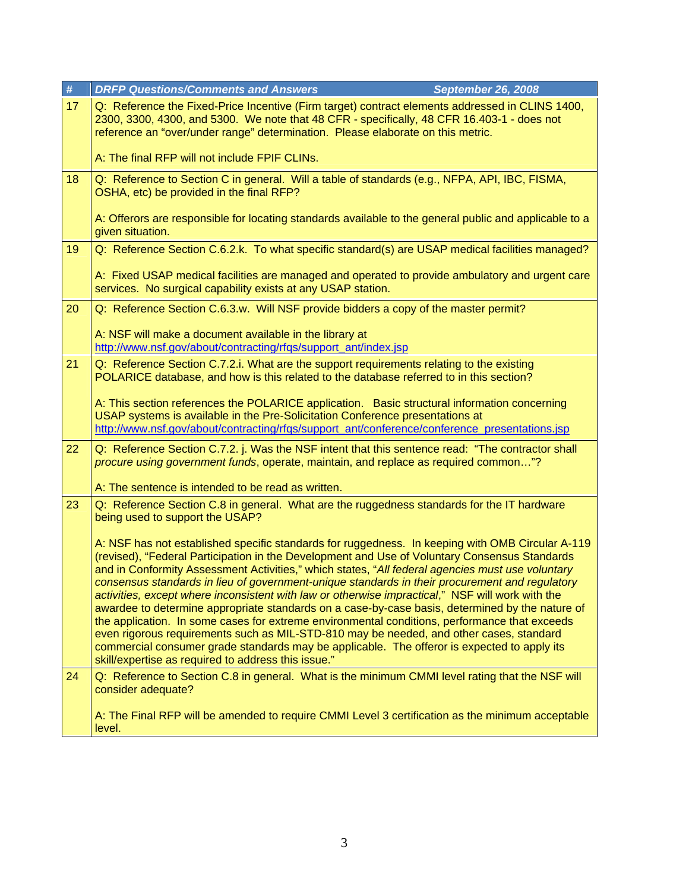| # | DRFP Questions/Comments and Answers September 26, 2008 |
|---|---|
| 17 | Q: Reference the Fixed-Price Incentive (Firm target) contract elements addressed in CLINS 1400, 2300, 3300, 4300, and 5300. We note that 48 CFR - specifically, 48 CFR 16.403-1 - does not reference an "over/under range" determination. Please elaborate on this metric.<br><br>A: The final RFP will not include FPIF CLINs. |
| 18 | Q: Reference to Section C in general. Will a table of standards (e.g., NFPA, API, IBC, FISMA, OSHA, etc) be provided in the final RFP?<br><br>A: Offerors are responsible for locating standards available to the general public and applicable to a given situation. |
| 19 | Q: Reference Section C.6.2.k. To what specific standard(s) are USAP medical facilities managed?<br><br>A: Fixed USAP medical facilities are managed and operated to provide ambulatory and urgent care services. No surgical capability exists at any USAP station. |
| 20 | Q: Reference Section C.6.3.w. Will NSF provide bidders a copy of the master permit?<br><br>A: NSF will make a document available in the library at http://www.nsf.gov/about/contracting/rfqs/support_ant/index.jsp |
| 21 | Q: Reference Section C.7.2.i. What are the support requirements relating to the existing POLARICE database, and how is this related to the database referred to in this section?<br><br>A: This section references the POLARICE application. Basic structural information concerning USAP systems is available in the Pre-Solicitation Conference presentations at http://www.nsf.gov/about/contracting/rfqs/support_ant/conference/conference_presentations.jsp |
| 22 | Q: Reference Section C.7.2. j. Was the NSF intent that this sentence read: "The contractor shall *procure using government funds*, operate, maintain, and replace as required common…"?<br><br>A: The sentence is intended to be read as written. |
| 23 | Q: Reference Section C.8 in general. What are the ruggedness standards for the IT hardware being used to support the USAP?<br><br>A: NSF has not established specific standards for ruggedness. In keeping with OMB Circular A-119 (revised), "Federal Participation in the Development and Use of Voluntary Consensus Standards and in Conformity Assessment Activities," which states, "*All federal agencies must use voluntary consensus standards in lieu of government-unique standards in their procurement and regulatory activities, except where inconsistent with law or otherwise impractical*," NSF will work with the awardee to determine appropriate standards on a case-by-case basis, determined by the nature of the application. In some cases for extreme environmental conditions, performance that exceeds even rigorous requirements such as MIL-STD-810 may be needed, and other cases, standard commercial consumer grade standards may be applicable. The offeror is expected to apply its skill/expertise as required to address this issue." |
| 24 | Q: Reference to Section C.8 in general. What is the minimum CMMI level rating that the NSF will consider adequate?<br><br>A: The Final RFP will be amended to require CMMI Level 3 certification as the minimum acceptable level. |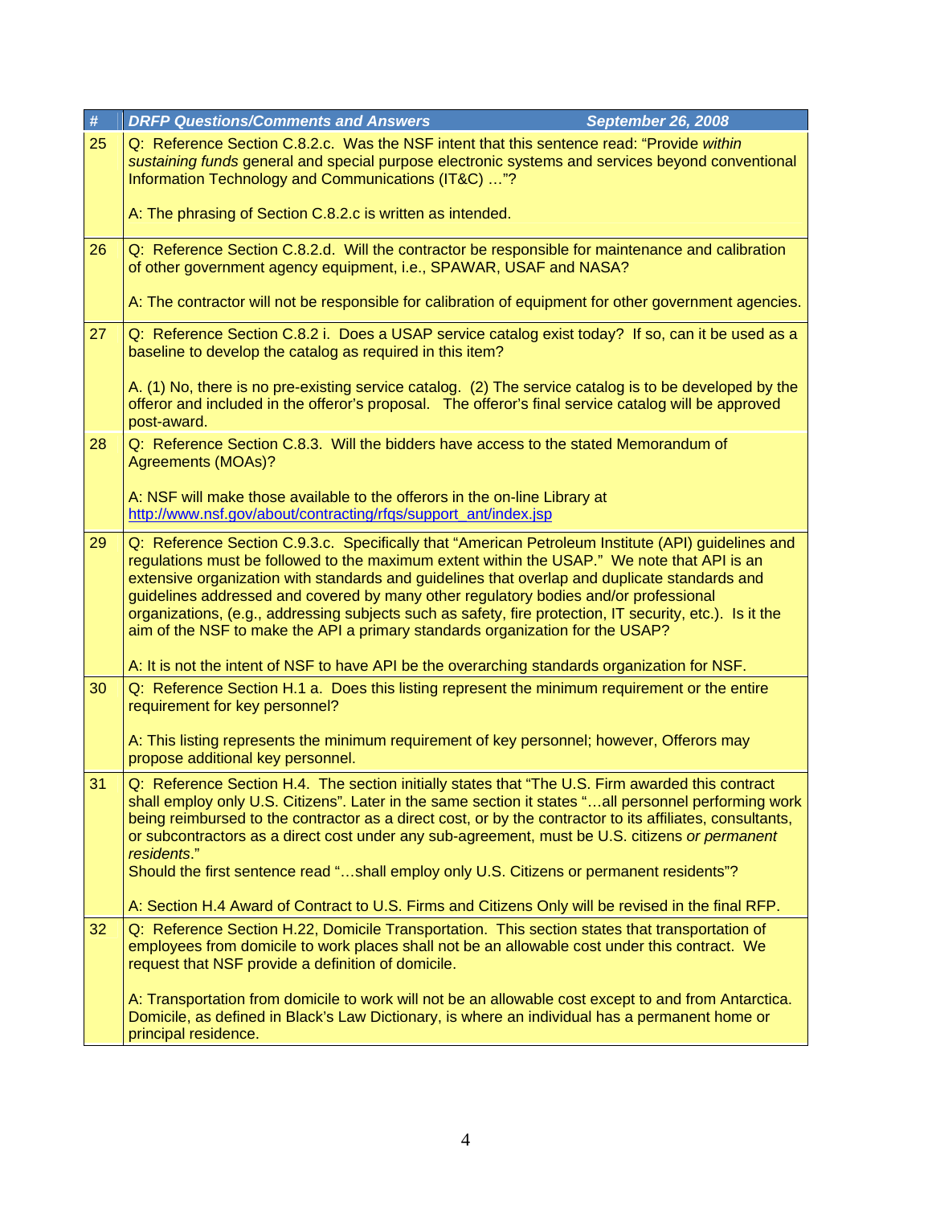| # | DRFP Questions/Comments and Answers September 26, 2008 |
| --- | --- |
| 25 | Q: Reference Section C.8.2.c. Was the NSF intent that this sentence read: "Provide *within sustaining funds* general and special purpose electronic systems and services beyond conventional Information Technology and Communications (IT&C) …"?<br><br>A: The phrasing of Section C.8.2.c is written as intended. |
| 26 | Q: Reference Section C.8.2.d. Will the contractor be responsible for maintenance and calibration of other government agency equipment, i.e., SPAWAR, USAF and NASA?<br><br>A: The contractor will not be responsible for calibration of equipment for other government agencies. |
| 27 | Q: Reference Section C.8.2 i. Does a USAP service catalog exist today? If so, can it be used as a baseline to develop the catalog as required in this item?<br><br>A. (1) No, there is no pre-existing service catalog. (2) The service catalog is to be developed by the offeror and included in the offeror's proposal. The offeror's final service catalog will be approved post-award. |
| 28 | Q: Reference Section C.8.3. Will the bidders have access to the stated Memorandum of Agreements (MOAs)?<br><br>A: NSF will make those available to the offerors in the on-line Library at http://www.nsf.gov/about/contracting/rfqs/support_ant/index.jsp |
| 29 | Q: Reference Section C.9.3.c. Specifically that "American Petroleum Institute (API) guidelines and regulations must be followed to the maximum extent within the USAP." We note that API is an extensive organization with standards and guidelines that overlap and duplicate standards and guidelines addressed and covered by many other regulatory bodies and/or professional organizations, (e.g., addressing subjects such as safety, fire protection, IT security, etc.). Is it the aim of the NSF to make the API a primary standards organization for the USAP?<br><br>A: It is not the intent of NSF to have API be the overarching standards organization for NSF. |
| 30 | Q: Reference Section H.1 a. Does this listing represent the minimum requirement or the entire requirement for key personnel?<br><br>A: This listing represents the minimum requirement of key personnel; however, Offerors may propose additional key personnel. |
| 31 | Q: Reference Section H.4. The section initially states that "The U.S. Firm awarded this contract shall employ only U.S. Citizens". Later in the same section it states "…all personnel performing work being reimbursed to the contractor as a direct cost, or by the contractor to its affiliates, consultants, or subcontractors as a direct cost under any sub-agreement, must be U.S. citizens *or permanent residents*."<br>Should the first sentence read "…shall employ only U.S. Citizens or permanent residents"?<br><br>A: Section H.4 Award of Contract to U.S. Firms and Citizens Only will be revised in the final RFP. |
| 32 | Q: Reference Section H.22, Domicile Transportation. This section states that transportation of employees from domicile to work places shall not be an allowable cost under this contract. We request that NSF provide a definition of domicile.<br><br>A: Transportation from domicile to work will not be an allowable cost except to and from Antarctica. Domicile, as defined in Black's Law Dictionary, is where an individual has a permanent home or principal residence. |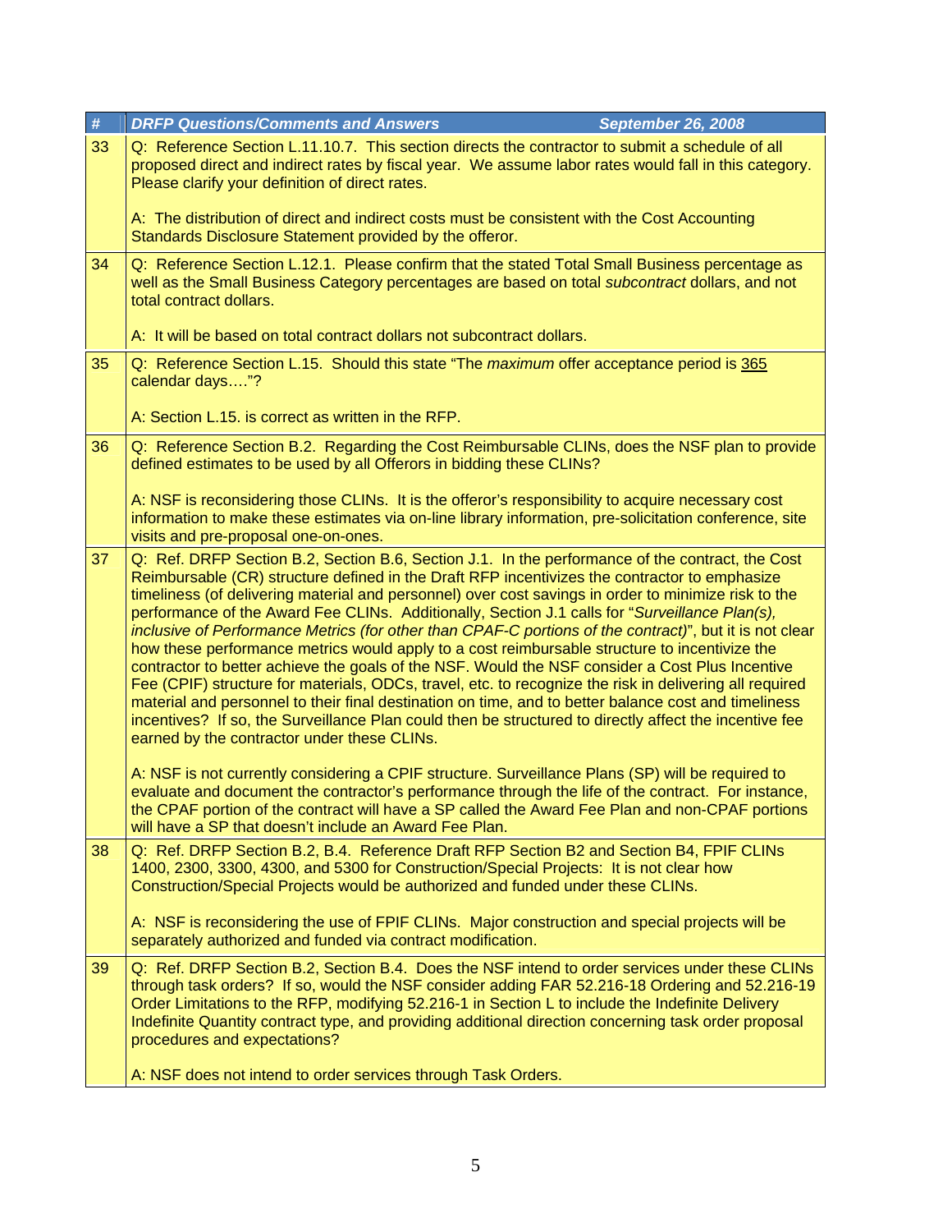| # | DRFP Questions/Comments and Answers September 26, 2008 |
|---|---|
| 33 | Q: Reference Section L.11.10.7. This section directs the contractor to submit a schedule of all proposed direct and indirect rates by fiscal year. We assume labor rates would fall in this category. Please clarify your definition of direct rates.<br><br>A: The distribution of direct and indirect costs must be consistent with the Cost Accounting Standards Disclosure Statement provided by the offeror. |
| 34 | Q: Reference Section L.12.1. Please confirm that the stated Total Small Business percentage as well as the Small Business Category percentages are based on total *subcontract* dollars, and not total contract dollars.<br><br>A: It will be based on total contract dollars not subcontract dollars. |
| 35 | Q: Reference Section L.15. Should this state "The *maximum* offer acceptance period is <u>365</u> calendar days…."?<br><br>A: Section L.15. is correct as written in the RFP. |
| 36 | Q: Reference Section B.2. Regarding the Cost Reimbursable CLINs, does the NSF plan to provide defined estimates to be used by all Offerors in bidding these CLINs?<br><br>A: NSF is reconsidering those CLINs. It is the offeror's responsibility to acquire necessary cost information to make these estimates via on-line library information, pre-solicitation conference, site visits and pre-proposal one-on-ones. |
| 37 | Q: Ref. DRFP Section B.2, Section B.6, Section J.1. In the performance of the contract, the Cost Reimbursable (CR) structure defined in the Draft RFP incentivizes the contractor to emphasize timeliness (of delivering material and personnel) over cost savings in order to minimize risk to the performance of the Award Fee CLINs. Additionally, Section J.1 calls for "*Surveillance Plan(s), inclusive of Performance Metrics (for other than CPAF-C portions of the contract)*", but it is not clear how these performance metrics would apply to a cost reimbursable structure to incentivize the contractor to better achieve the goals of the NSF. Would the NSF consider a Cost Plus Incentive Fee (CPIF) structure for materials, ODCs, travel, etc. to recognize the risk in delivering all required material and personnel to their final destination on time, and to better balance cost and timeliness incentives? If so, the Surveillance Plan could then be structured to directly affect the incentive fee earned by the contractor under these CLINs.<br><br>A: NSF is not currently considering a CPIF structure. Surveillance Plans (SP) will be required to evaluate and document the contractor's performance through the life of the contract. For instance, the CPAF portion of the contract will have a SP called the Award Fee Plan and non-CPAF portions will have a SP that doesn't include an Award Fee Plan. |
| 38 | Q: Ref. DRFP Section B.2, B.4. Reference Draft RFP Section B2 and Section B4, FPIF CLINs 1400, 2300, 3300, 4300, and 5300 for Construction/Special Projects: It is not clear how Construction/Special Projects would be authorized and funded under these CLINs.<br><br>A: NSF is reconsidering the use of FPIF CLINs. Major construction and special projects will be separately authorized and funded via contract modification. |
| 39 | Q: Ref. DRFP Section B.2, Section B.4. Does the NSF intend to order services under these CLINs through task orders? If so, would the NSF consider adding FAR 52.216-18 Ordering and 52.216-19 Order Limitations to the RFP, modifying 52.216-1 in Section L to include the Indefinite Delivery Indefinite Quantity contract type, and providing additional direction concerning task order proposal procedures and expectations?<br><br>A: NSF does not intend to order services through Task Orders. |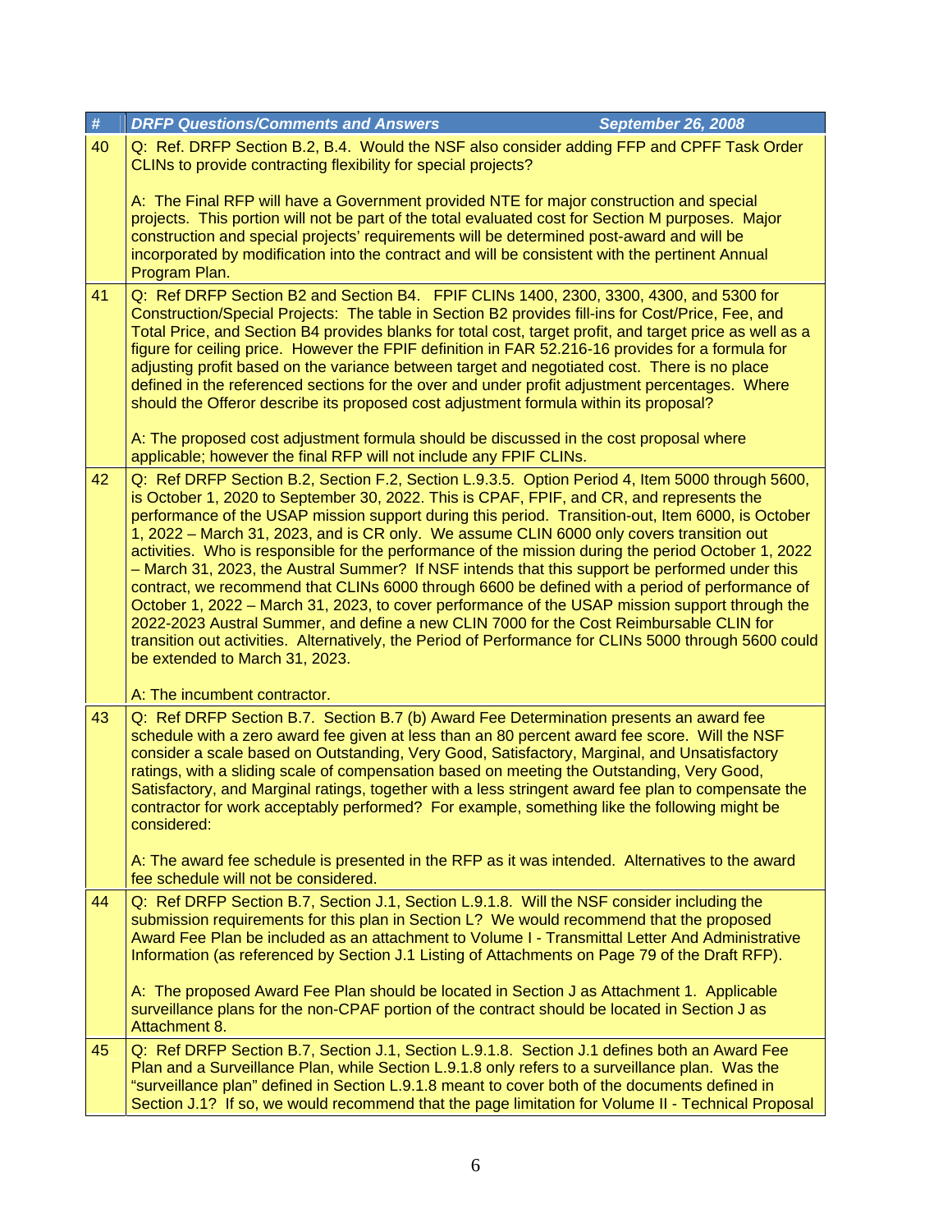| # | DRFP Questions/Comments and Answers September 26, 2008 |
|---|---|
| 40 | Q: Ref. DRFP Section B.2, B.4. Would the NSF also consider adding FFP and CPFF Task Order CLINs to provide contracting flexibility for special projects?<br><br>A: The Final RFP will have a Government provided NTE for major construction and special projects. This portion will not be part of the total evaluated cost for Section M purposes. Major construction and special projects' requirements will be determined post-award and will be incorporated by modification into the contract and will be consistent with the pertinent Annual Program Plan. |
| 41 | Q: Ref DRFP Section B2 and Section B4. FPIF CLINs 1400, 2300, 3300, 4300, and 5300 for Construction/Special Projects: The table in Section B2 provides fill-ins for Cost/Price, Fee, and Total Price, and Section B4 provides blanks for total cost, target profit, and target price as well as a figure for ceiling price. However the FPIF definition in FAR 52.216-16 provides for a formula for adjusting profit based on the variance between target and negotiated cost. There is no place defined in the referenced sections for the over and under profit adjustment percentages. Where should the Offeror describe its proposed cost adjustment formula within its proposal?<br><br>A: The proposed cost adjustment formula should be discussed in the cost proposal where applicable; however the final RFP will not include any FPIF CLINs. |
| 42 | Q: Ref DRFP Section B.2, Section F.2, Section L.9.3.5. Option Period 4, Item 5000 through 5600, is October 1, 2020 to September 30, 2022. This is CPAF, FPIF, and CR, and represents the performance of the USAP mission support during this period. Transition-out, Item 6000, is October 1, 2022 – March 31, 2023, and is CR only. We assume CLIN 6000 only covers transition out activities. Who is responsible for the performance of the mission during the period October 1, 2022 – March 31, 2023, the Austral Summer? If NSF intends that this support be performed under this contract, we recommend that CLINs 6000 through 6600 be defined with a period of performance of October 1, 2022 – March 31, 2023, to cover performance of the USAP mission support through the 2022-2023 Austral Summer, and define a new CLIN 7000 for the Cost Reimbursable CLIN for transition out activities. Alternatively, the Period of Performance for CLINs 5000 through 5600 could be extended to March 31, 2023.<br><br>A: The incumbent contractor. |
| 43 | Q: Ref DRFP Section B.7. Section B.7 (b) Award Fee Determination presents an award fee schedule with a zero award fee given at less than an 80 percent award fee score. Will the NSF consider a scale based on Outstanding, Very Good, Satisfactory, Marginal, and Unsatisfactory ratings, with a sliding scale of compensation based on meeting the Outstanding, Very Good, Satisfactory, and Marginal ratings, together with a less stringent award fee plan to compensate the contractor for work acceptably performed? For example, something like the following might be considered:<br><br>A: The award fee schedule is presented in the RFP as it was intended. Alternatives to the award fee schedule will not be considered. |
| 44 | Q: Ref DRFP Section B.7, Section J.1, Section L.9.1.8. Will the NSF consider including the submission requirements for this plan in Section L? We would recommend that the proposed Award Fee Plan be included as an attachment to Volume I - Transmittal Letter And Administrative Information (as referenced by Section J.1 Listing of Attachments on Page 79 of the Draft RFP).<br><br>A: The proposed Award Fee Plan should be located in Section J as Attachment 1. Applicable surveillance plans for the non-CPAF portion of the contract should be located in Section J as Attachment 8. |
| 45 | Q: Ref DRFP Section B.7, Section J.1, Section L.9.1.8. Section J.1 defines both an Award Fee Plan and a Surveillance Plan, while Section L.9.1.8 only refers to a surveillance plan. Was the "surveillance plan" defined in Section L.9.1.8 meant to cover both of the documents defined in Section J.1? If so, we would recommend that the page limitation for Volume II - Technical Proposal |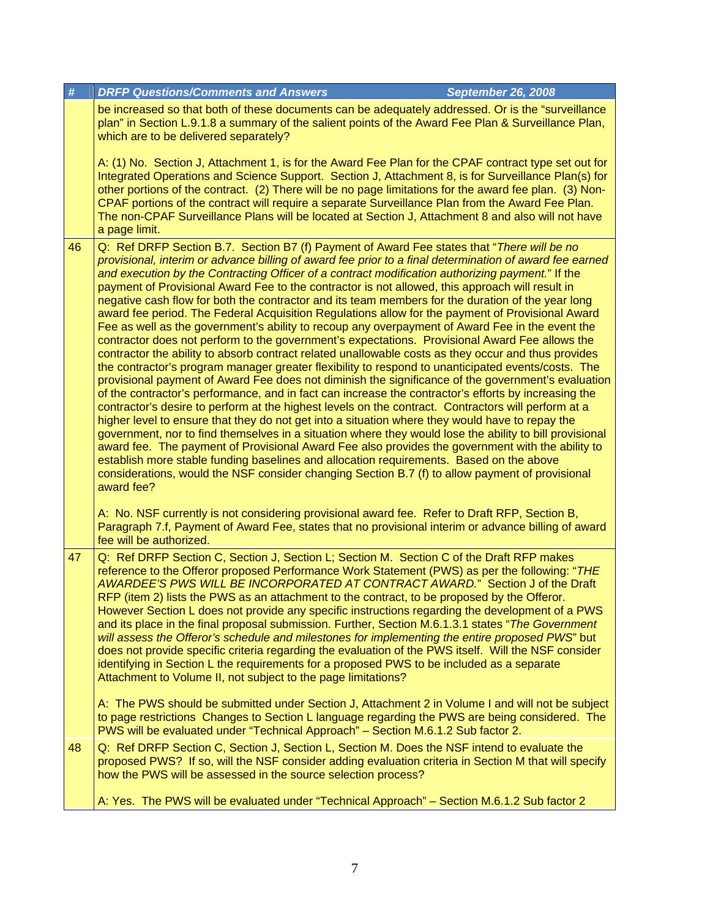| # | DRFP Questions/Comments and Answers September 26, 2008 |
|---|---|
| | be increased so that both of these documents can be adequately addressed. Or is the "surveillance plan" in Section L.9.1.8 a summary of the salient points of the Award Fee Plan & Surveillance Plan, which are to be delivered separately?<br><br>A: (1) No. Section J, Attachment 1, is for the Award Fee Plan for the CPAF contract type set out for Integrated Operations and Science Support. Section J, Attachment 8, is for Surveillance Plan(s) for other portions of the contract. (2) There will be no page limitations for the award fee plan. (3) Non-CPAF portions of the contract will require a separate Surveillance Plan from the Award Fee Plan. The non-CPAF Surveillance Plans will be located at Section J, Attachment 8 and also will not have a page limit. |
| 46 | Q: Ref DRFP Section B.7. Section B7 (f) Payment of Award Fee states that "*There will be no provisional, interim or advance billing of award fee prior to a final determination of award fee earned and execution by the Contracting Officer of a contract modification authorizing payment.*" If the payment of Provisional Award Fee to the contractor is not allowed, this approach will result in negative cash flow for both the contractor and its team members for the duration of the year long award fee period. The Federal Acquisition Regulations allow for the payment of Provisional Award Fee as well as the government's ability to recoup any overpayment of Award Fee in the event the contractor does not perform to the government's expectations. Provisional Award Fee allows the contractor the ability to absorb contract related unallowable costs as they occur and thus provides the contractor's program manager greater flexibility to respond to unanticipated events/costs. The provisional payment of Award Fee does not diminish the significance of the government's evaluation of the contractor's performance, and in fact can increase the contractor's efforts by increasing the contractor's desire to perform at the highest levels on the contract. Contractors will perform at a higher level to ensure that they do not get into a situation where they would have to repay the government, nor to find themselves in a situation where they would lose the ability to bill provisional award fee. The payment of Provisional Award Fee also provides the government with the ability to establish more stable funding baselines and allocation requirements. Based on the above considerations, would the NSF consider changing Section B.7 (f) to allow payment of provisional award fee?<br><br>A: No. NSF currently is not considering provisional award fee. Refer to Draft RFP, Section B, Paragraph 7.f, Payment of Award Fee, states that no provisional interim or advance billing of award fee will be authorized. |
| 47 | Q: Ref DRFP Section C, Section J, Section L; Section M. Section C of the Draft RFP makes reference to the Offeror proposed Performance Work Statement (PWS) as per the following: "*THE AWARDEE'S PWS WILL BE INCORPORATED AT CONTRACT AWARD.*" Section J of the Draft RFP (item 2) lists the PWS as an attachment to the contract, to be proposed by the Offeror. However Section L does not provide any specific instructions regarding the development of a PWS and its place in the final proposal submission. Further, Section M.6.1.3.1 states "*The Government will assess the Offeror's schedule and milestones for implementing the entire proposed PWS*" but does not provide specific criteria regarding the evaluation of the PWS itself. Will the NSF consider identifying in Section L the requirements for a proposed PWS to be included as a separate Attachment to Volume II, not subject to the page limitations?<br><br>A: The PWS should be submitted under Section J, Attachment 2 in Volume I and will not be subject to page restrictions Changes to Section L language regarding the PWS are being considered. The PWS will be evaluated under "Technical Approach" – Section M.6.1.2 Sub factor 2. |
| 48 | Q: Ref DRFP Section C, Section J, Section L, Section M. Does the NSF intend to evaluate the proposed PWS? If so, will the NSF consider adding evaluation criteria in Section M that will specify how the PWS will be assessed in the source selection process?<br><br>A: Yes. The PWS will be evaluated under "Technical Approach" – Section M.6.1.2 Sub factor 2 |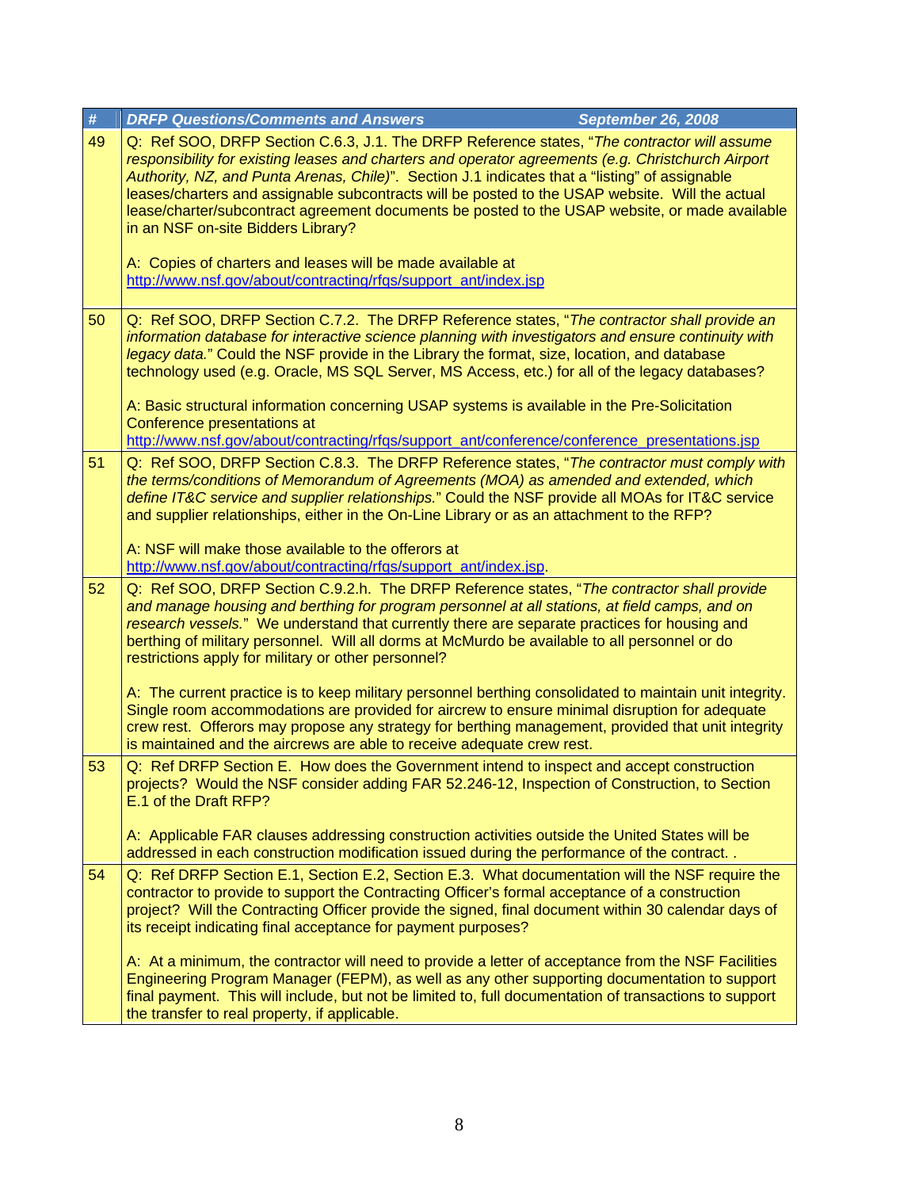| # | DRFP Questions/Comments and Answers September 26, 2008 |
|---|---|
| 49 | Q: Ref SOO, DRFP Section C.6.3, J.1. The DRFP Reference states, "*The contractor will assume responsibility for existing leases and charters and operator agreements (e.g. Christchurch Airport Authority, NZ, and Punta Arenas, Chile)*". Section J.1 indicates that a "listing" of assignable leases/charters and assignable subcontracts will be posted to the USAP website. Will the actual lease/charter/subcontract agreement documents be posted to the USAP website, or made available in an NSF on-site Bidders Library?<br><br>A: Copies of charters and leases will be made available at http://www.nsf.gov/about/contracting/rfqs/support_ant/index.jsp |
| 50 | Q: Ref SOO, DRFP Section C.7.2. The DRFP Reference states, "*The contractor shall provide an information database for interactive science planning with investigators and ensure continuity with legacy data.*" Could the NSF provide in the Library the format, size, location, and database technology used (e.g. Oracle, MS SQL Server, MS Access, etc.) for all of the legacy databases?<br><br>A: Basic structural information concerning USAP systems is available in the Pre-Solicitation Conference presentations at http://www.nsf.gov/about/contracting/rfqs/support_ant/conference/conference_presentations.jsp |
| 51 | Q: Ref SOO, DRFP Section C.8.3. The DRFP Reference states, "*The contractor must comply with the terms/conditions of Memorandum of Agreements (MOA) as amended and extended, which define IT&C service and supplier relationships.*" Could the NSF provide all MOAs for IT&C service and supplier relationships, either in the On-Line Library or as an attachment to the RFP?<br><br>A: NSF will make those available to the offerors at http://www.nsf.gov/about/contracting/rfqs/support_ant/index.jsp. |
| 52 | Q: Ref SOO, DRFP Section C.9.2.h. The DRFP Reference states, "*The contractor shall provide and manage housing and berthing for program personnel at all stations, at field camps, and on research vessels.*" We understand that currently there are separate practices for housing and berthing of military personnel. Will all dorms at McMurdo be available to all personnel or do restrictions apply for military or other personnel?<br><br>A: The current practice is to keep military personnel berthing consolidated to maintain unit integrity. Single room accommodations are provided for aircrew to ensure minimal disruption for adequate crew rest. Offerors may propose any strategy for berthing management, provided that unit integrity is maintained and the aircrews are able to receive adequate crew rest. |
| 53 | Q: Ref DRFP Section E. How does the Government intend to inspect and accept construction projects? Would the NSF consider adding FAR 52.246-12, Inspection of Construction, to Section E.1 of the Draft RFP?<br><br>A: Applicable FAR clauses addressing construction activities outside the United States will be addressed in each construction modification issued during the performance of the contract. . |
| 54 | Q: Ref DRFP Section E.1, Section E.2, Section E.3. What documentation will the NSF require the contractor to provide to support the Contracting Officer's formal acceptance of a construction project? Will the Contracting Officer provide the signed, final document within 30 calendar days of its receipt indicating final acceptance for payment purposes?<br><br>A: At a minimum, the contractor will need to provide a letter of acceptance from the NSF Facilities Engineering Program Manager (FEPM), as well as any other supporting documentation to support final payment. This will include, but not be limited to, full documentation of transactions to support the transfer to real property, if applicable. |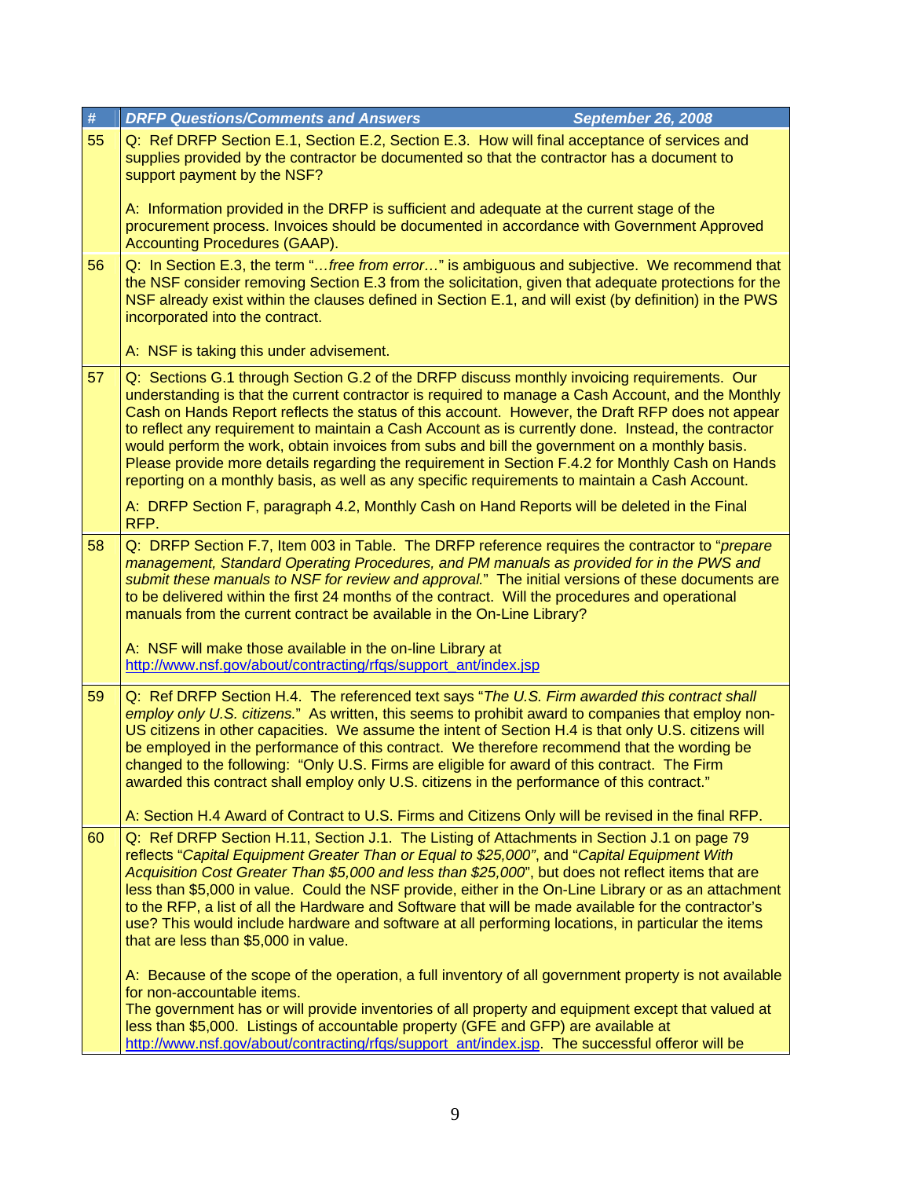| # | DRFP Questions/Comments and Answers September 26, 2008 |
|---|---|
| 55 | Q: Ref DRFP Section E.1, Section E.2, Section E.3. How will final acceptance of services and supplies provided by the contractor be documented so that the contractor has a document to support payment by the NSF?<br><br>A: Information provided in the DRFP is sufficient and adequate at the current stage of the procurement process. Invoices should be documented in accordance with Government Approved Accounting Procedures (GAAP). |
| 56 | Q: In Section E.3, the term "*…free from error…*" is ambiguous and subjective. We recommend that the NSF consider removing Section E.3 from the solicitation, given that adequate protections for the NSF already exist within the clauses defined in Section E.1, and will exist (by definition) in the PWS incorporated into the contract.<br><br>A: NSF is taking this under advisement. |
| 57 | Q: Sections G.1 through Section G.2 of the DRFP discuss monthly invoicing requirements. Our understanding is that the current contractor is required to manage a Cash Account, and the Monthly Cash on Hands Report reflects the status of this account. However, the Draft RFP does not appear to reflect any requirement to maintain a Cash Account as is currently done. Instead, the contractor would perform the work, obtain invoices from subs and bill the government on a monthly basis. Please provide more details regarding the requirement in Section F.4.2 for Monthly Cash on Hands reporting on a monthly basis, as well as any specific requirements to maintain a Cash Account.<br><br>A: DRFP Section F, paragraph 4.2, Monthly Cash on Hand Reports will be deleted in the Final RFP. |
| 58 | Q: DRFP Section F.7, Item 003 in Table. The DRFP reference requires the contractor to "*prepare management, Standard Operating Procedures, and PM manuals as provided for in the PWS and submit these manuals to NSF for review and approval.*" The initial versions of these documents are to be delivered within the first 24 months of the contract. Will the procedures and operational manuals from the current contract be available in the On-Line Library?<br><br>A: NSF will make those available in the on-line Library at http://www.nsf.gov/about/contracting/rfqs/support_ant/index.jsp |
| 59 | Q: Ref DRFP Section H.4. The referenced text says "*The U.S. Firm awarded this contract shall employ only U.S. citizens.*" As written, this seems to prohibit award to companies that employ non-US citizens in other capacities. We assume the intent of Section H.4 is that only U.S. citizens will be employed in the performance of this contract. We therefore recommend that the wording be changed to the following: "Only U.S. Firms are eligible for award of this contract. The Firm awarded this contract shall employ only U.S. citizens in the performance of this contract."<br><br>A: Section H.4 Award of Contract to U.S. Firms and Citizens Only will be revised in the final RFP. |
| 60 | Q: Ref DRFP Section H.11, Section J.1. The Listing of Attachments in Section J.1 on page 79 reflects "*Capital Equipment Greater Than or Equal to $25,000*", and "*Capital Equipment With Acquisition Cost Greater Than $5,000 and less than $25,000*", but does not reflect items that are less than $5,000 in value. Could the NSF provide, either in the On-Line Library or as an attachment to the RFP, a list of all the Hardware and Software that will be made available for the contractor's use? This would include hardware and software at all performing locations, in particular the items that are less than $5,000 in value.<br><br>A: Because of the scope of the operation, a full inventory of all government property is not available for non-accountable items.<br>The government has or will provide inventories of all property and equipment except that valued at less than $5,000. Listings of accountable property (GFE and GFP) are available at http://www.nsf.gov/about/contracting/rfqs/support_ant/index.jsp. The successful offeror will be |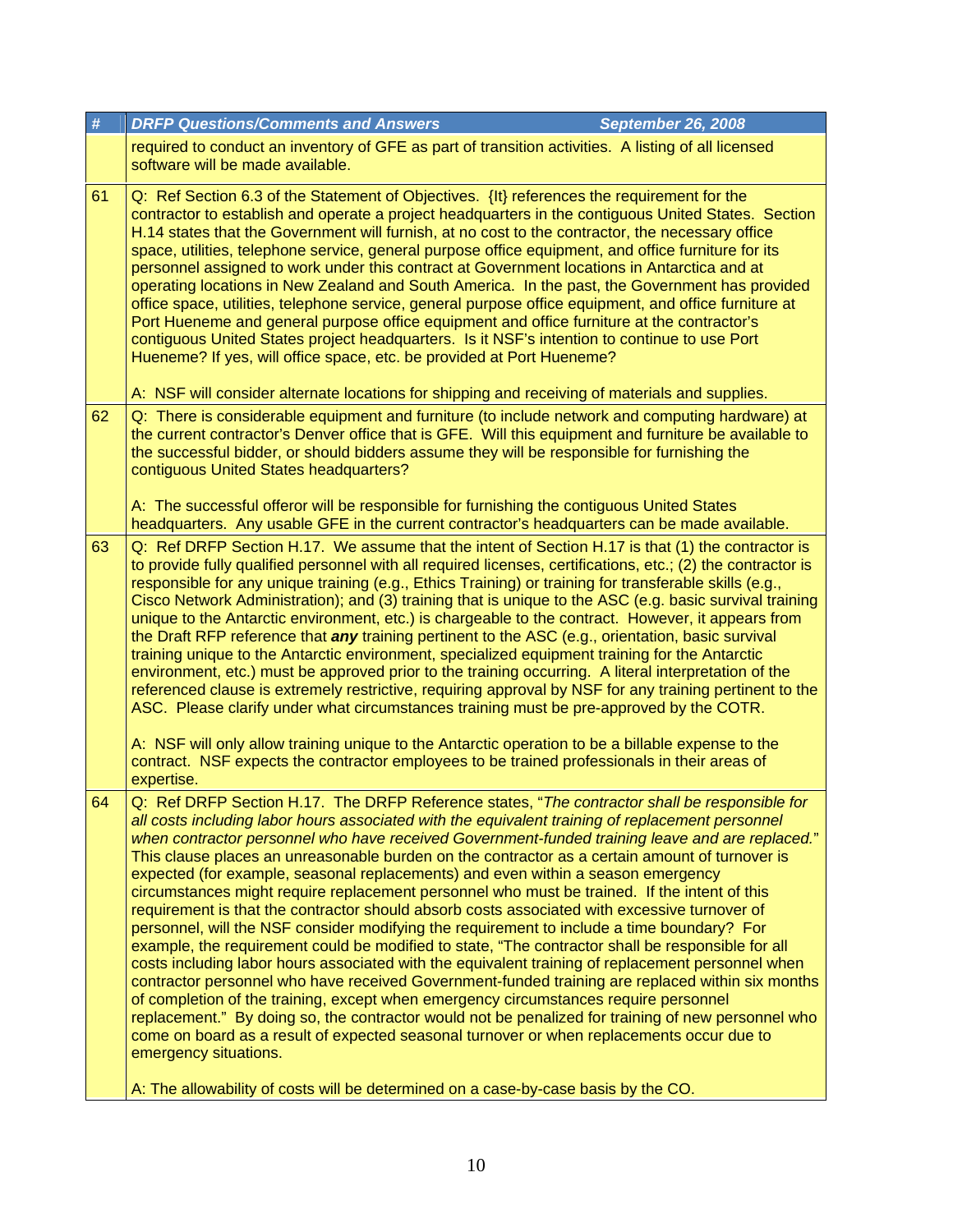| # | *DRFP Questions/Comments and Answers* *September 26, 2008* |
|---|---|
| | required to conduct an inventory of GFE as part of transition activities. A listing of all licensed software will be made available. |
| 61 | Q: Ref Section 6.3 of the Statement of Objectives. {It} references the requirement for the contractor to establish and operate a project headquarters in the contiguous United States. Section H.14 states that the Government will furnish, at no cost to the contractor, the necessary office space, utilities, telephone service, general purpose office equipment, and office furniture for its personnel assigned to work under this contract at Government locations in Antarctica and at operating locations in New Zealand and South America. In the past, the Government has provided office space, utilities, telephone service, general purpose office equipment, and office furniture at Port Hueneme and general purpose office equipment and office furniture at the contractor's contiguous United States project headquarters. Is it NSF's intention to continue to use Port Hueneme? If yes, will office space, etc. be provided at Port Hueneme?<br><br>A: NSF will consider alternate locations for shipping and receiving of materials and supplies. |
| 62 | Q: There is considerable equipment and furniture (to include network and computing hardware) at the current contractor's Denver office that is GFE. Will this equipment and furniture be available to the successful bidder, or should bidders assume they will be responsible for furnishing the contiguous United States headquarters?<br><br>A: The successful offeror will be responsible for furnishing the contiguous United States headquarters. Any usable GFE in the current contractor's headquarters can be made available. |
| 63 | Q: Ref DRFP Section H.17. We assume that the intent of Section H.17 is that (1) the contractor is to provide fully qualified personnel with all required licenses, certifications, etc.; (2) the contractor is responsible for any unique training (e.g., Ethics Training) or training for transferable skills (e.g., Cisco Network Administration); and (3) training that is unique to the ASC (e.g. basic survival training unique to the Antarctic environment, etc.) is chargeable to the contract. However, it appears from the Draft RFP reference that ***any*** training pertinent to the ASC (e.g., orientation, basic survival training unique to the Antarctic environment, specialized equipment training for the Antarctic environment, etc.) must be approved prior to the training occurring. A literal interpretation of the referenced clause is extremely restrictive, requiring approval by NSF for any training pertinent to the ASC. Please clarify under what circumstances training must be pre-approved by the COTR.<br><br>A: NSF will only allow training unique to the Antarctic operation to be a billable expense to the contract. NSF expects the contractor employees to be trained professionals in their areas of expertise. |
| 64 | Q: Ref DRFP Section H.17. The DRFP Reference states, "*The contractor shall be responsible for all costs including labor hours associated with the equivalent training of replacement personnel when contractor personnel who have received Government-funded training leave and are replaced.*" This clause places an unreasonable burden on the contractor as a certain amount of turnover is expected (for example, seasonal replacements) and even within a season emergency circumstances might require replacement personnel who must be trained. If the intent of this requirement is that the contractor should absorb costs associated with excessive turnover of personnel, will the NSF consider modifying the requirement to include a time boundary? For example, the requirement could be modified to state, "The contractor shall be responsible for all costs including labor hours associated with the equivalent training of replacement personnel when contractor personnel who have received Government-funded training are replaced within six months of completion of the training, except when emergency circumstances require personnel replacement." By doing so, the contractor would not be penalized for training of new personnel who come on board as a result of expected seasonal turnover or when replacements occur due to emergency situations.<br><br>A: The allowability of costs will be determined on a case-by-case basis by the CO. |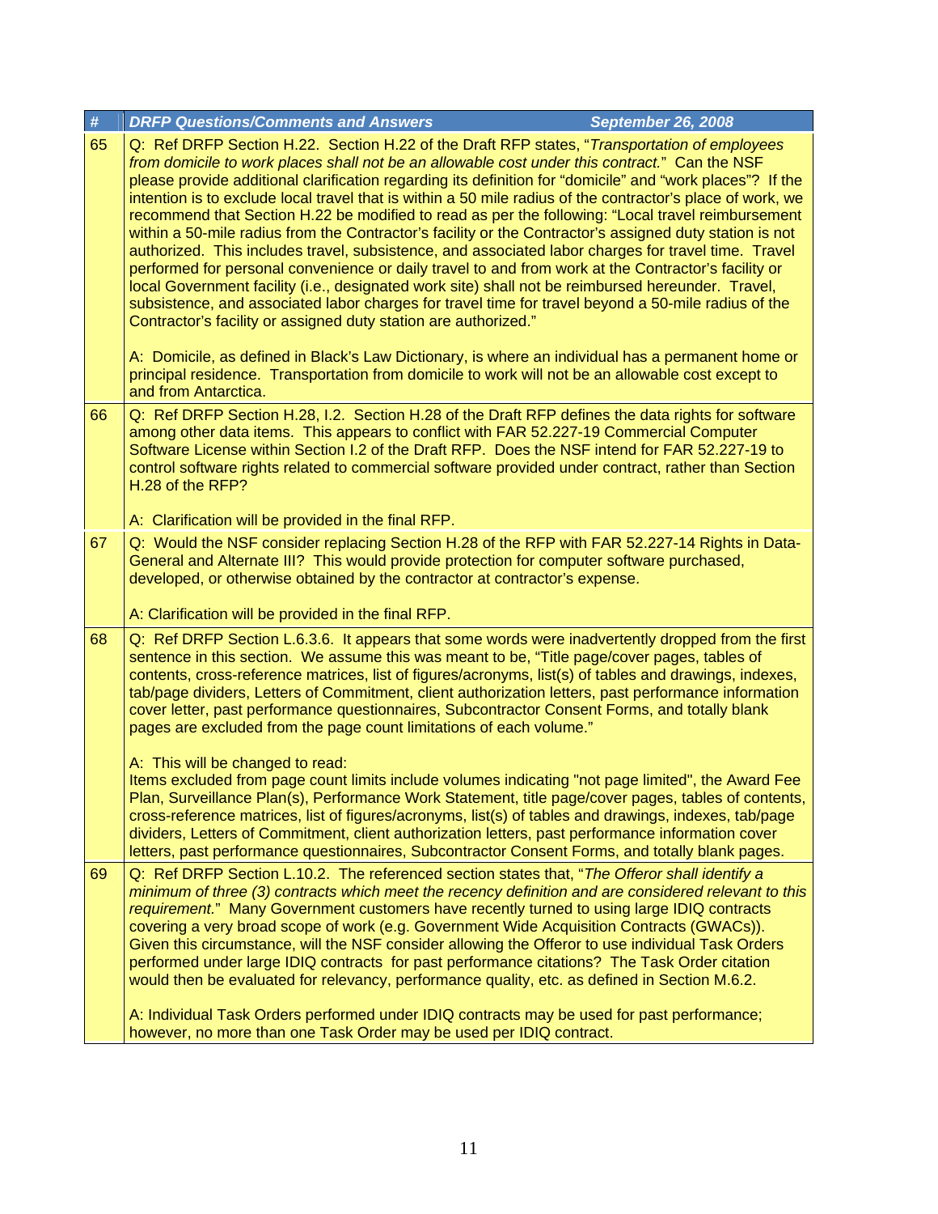| # | *DRFP Questions/Comments and Answers* *September 26, 2008* |
|---|---|
| 65 | Q: Ref DRFP Section H.22. Section H.22 of the Draft RFP states, "*Transportation of employees from domicile to work places shall not be an allowable cost under this contract.*" Can the NSF please provide additional clarification regarding its definition for "domicile" and "work places"? If the intention is to exclude local travel that is within a 50 mile radius of the contractor's place of work, we recommend that Section H.22 be modified to read as per the following: "Local travel reimbursement within a 50-mile radius from the Contractor's facility or the Contractor's assigned duty station is not authorized. This includes travel, subsistence, and associated labor charges for travel time. Travel performed for personal convenience or daily travel to and from work at the Contractor's facility or local Government facility (i.e., designated work site) shall not be reimbursed hereunder. Travel, subsistence, and associated labor charges for travel time for travel beyond a 50-mile radius of the Contractor's facility or assigned duty station are authorized."<br><br>A: Domicile, as defined in Black's Law Dictionary, is where an individual has a permanent home or principal residence. Transportation from domicile to work will not be an allowable cost except to and from Antarctica. |
| 66 | Q: Ref DRFP Section H.28, I.2. Section H.28 of the Draft RFP defines the data rights for software among other data items. This appears to conflict with FAR 52.227-19 Commercial Computer Software License within Section I.2 of the Draft RFP. Does the NSF intend for FAR 52.227-19 to control software rights related to commercial software provided under contract, rather than Section H.28 of the RFP?<br><br>A: Clarification will be provided in the final RFP. |
| 67 | Q: Would the NSF consider replacing Section H.28 of the RFP with FAR 52.227-14 Rights in Data-General and Alternate III? This would provide protection for computer software purchased, developed, or otherwise obtained by the contractor at contractor's expense.<br><br>A: Clarification will be provided in the final RFP. |
| 68 | Q: Ref DRFP Section L.6.3.6. It appears that some words were inadvertently dropped from the first sentence in this section. We assume this was meant to be, "Title page/cover pages, tables of contents, cross-reference matrices, list of figures/acronyms, list(s) of tables and drawings, indexes, tab/page dividers, Letters of Commitment, client authorization letters, past performance information cover letter, past performance questionnaires, Subcontractor Consent Forms, and totally blank pages are excluded from the page count limitations of each volume."<br><br>A: This will be changed to read:<br>Items excluded from page count limits include volumes indicating "not page limited", the Award Fee Plan, Surveillance Plan(s), Performance Work Statement, title page/cover pages, tables of contents, cross-reference matrices, list of figures/acronyms, list(s) of tables and drawings, indexes, tab/page dividers, Letters of Commitment, client authorization letters, past performance information cover letters, past performance questionnaires, Subcontractor Consent Forms, and totally blank pages. |
| 69 | Q: Ref DRFP Section L.10.2. The referenced section states that, "*The Offeror shall identify a minimum of three (3) contracts which meet the recency definition and are considered relevant to this requirement.*" Many Government customers have recently turned to using large IDIQ contracts covering a very broad scope of work (e.g. Government Wide Acquisition Contracts (GWACs)). Given this circumstance, will the NSF consider allowing the Offeror to use individual Task Orders performed under large IDIQ contracts for past performance citations? The Task Order citation would then be evaluated for relevancy, performance quality, etc. as defined in Section M.6.2.<br><br>A: Individual Task Orders performed under IDIQ contracts may be used for past performance; however, no more than one Task Order may be used per IDIQ contract. |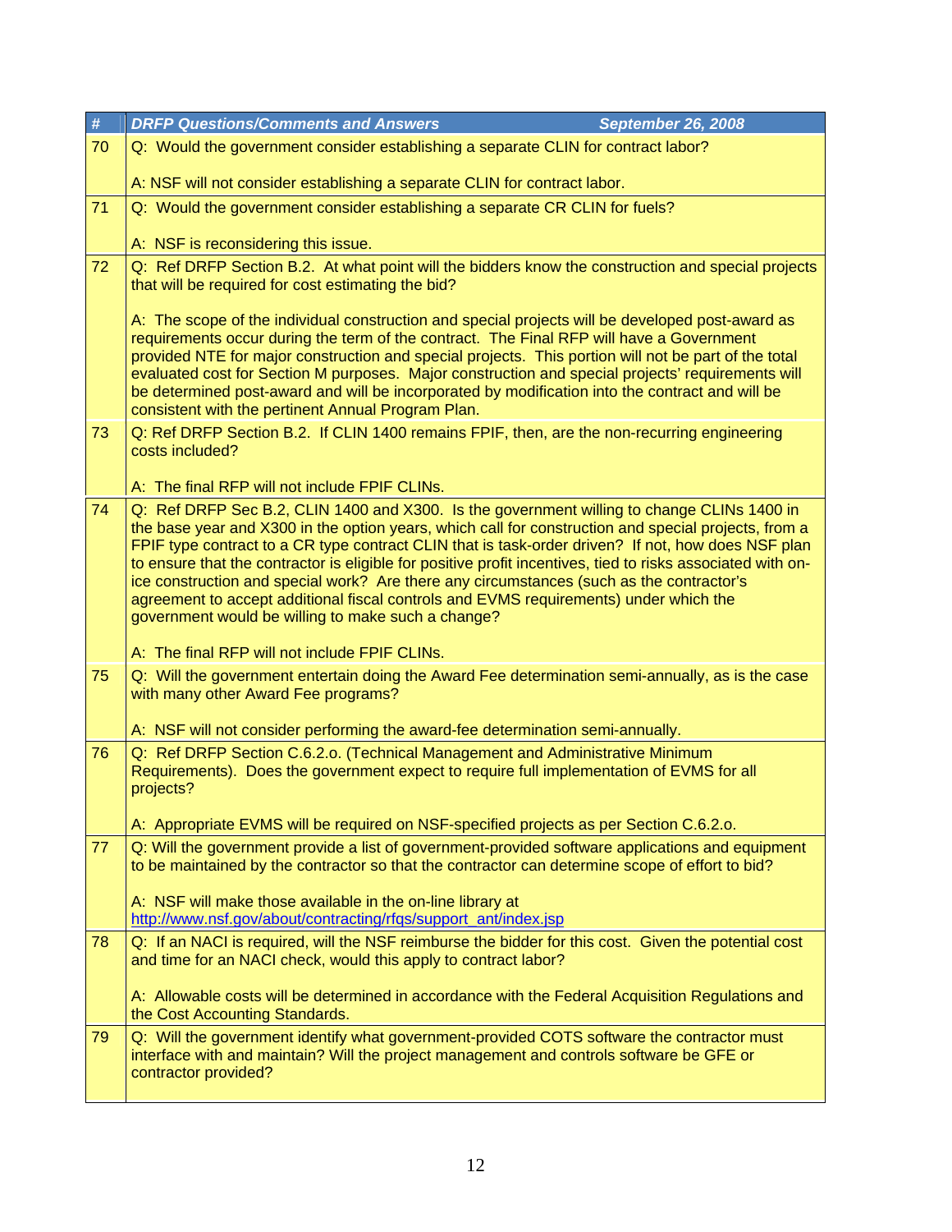| # | DRFP Questions/Comments and Answers September 26, 2008 |
|---|---|
| 70 | Q: Would the government consider establishing a separate CLIN for contract labor?<br><br>A: NSF will not consider establishing a separate CLIN for contract labor. |
| 71 | Q: Would the government consider establishing a separate CR CLIN for fuels?<br><br>A: NSF is reconsidering this issue. |
| 72 | Q: Ref DRFP Section B.2. At what point will the bidders know the construction and special projects that will be required for cost estimating the bid?<br><br>A: The scope of the individual construction and special projects will be developed post-award as requirements occur during the term of the contract. The Final RFP will have a Government provided NTE for major construction and special projects. This portion will not be part of the total evaluated cost for Section M purposes. Major construction and special projects' requirements will be determined post-award and will be incorporated by modification into the contract and will be consistent with the pertinent Annual Program Plan. |
| 73 | Q: Ref DRFP Section B.2. If CLIN 1400 remains FPIF, then, are the non-recurring engineering costs included?<br><br>A: The final RFP will not include FPIF CLINs. |
| 74 | Q: Ref DRFP Sec B.2, CLIN 1400 and X300. Is the government willing to change CLINs 1400 in the base year and X300 in the option years, which call for construction and special projects, from a FPIF type contract to a CR type contract CLIN that is task-order driven? If not, how does NSF plan to ensure that the contractor is eligible for positive profit incentives, tied to risks associated with on-ice construction and special work? Are there any circumstances (such as the contractor's agreement to accept additional fiscal controls and EVMS requirements) under which the government would be willing to make such a change?<br><br>A: The final RFP will not include FPIF CLINs. |
| 75 | Q: Will the government entertain doing the Award Fee determination semi-annually, as is the case with many other Award Fee programs?<br><br>A: NSF will not consider performing the award-fee determination semi-annually. |
| 76 | Q: Ref DRFP Section C.6.2.o. (Technical Management and Administrative Minimum Requirements). Does the government expect to require full implementation of EVMS for all projects?<br><br>A: Appropriate EVMS will be required on NSF-specified projects as per Section C.6.2.o. |
| 77 | Q: Will the government provide a list of government-provided software applications and equipment to be maintained by the contractor so that the contractor can determine scope of effort to bid?<br><br>A: NSF will make those available in the on-line library at http://www.nsf.gov/about/contracting/rfqs/support_ant/index.jsp |
| 78 | Q: If an NACI is required, will the NSF reimburse the bidder for this cost. Given the potential cost and time for an NACI check, would this apply to contract labor?<br><br>A: Allowable costs will be determined in accordance with the Federal Acquisition Regulations and the Cost Accounting Standards. |
| 79 | Q: Will the government identify what government-provided COTS software the contractor must interface with and maintain? Will the project management and controls software be GFE or contractor provided? |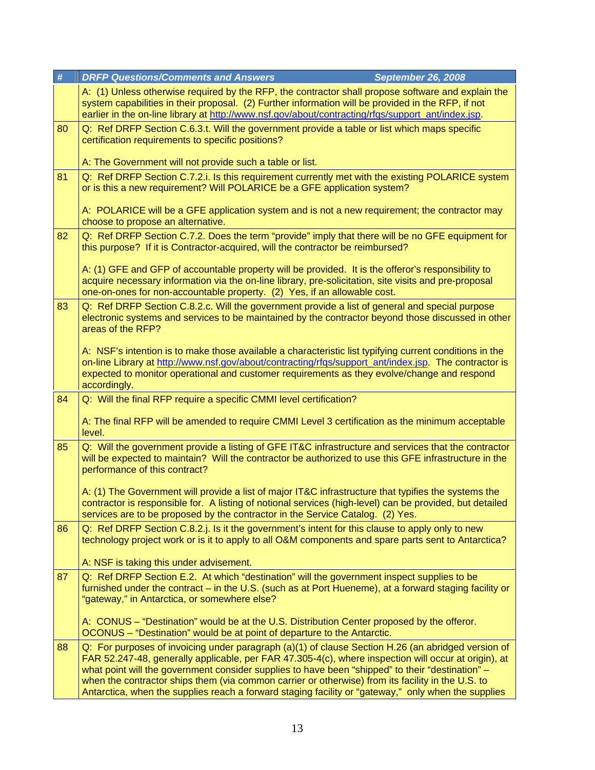| # | DRFP Questions/Comments and Answers September 26, 2008 |
|---|---|
| | A: (1) Unless otherwise required by the RFP, the contractor shall propose software and explain the system capabilities in their proposal. (2) Further information will be provided in the RFP, if not earlier in the on-line library at http://www.nsf.gov/about/contracting/rfqs/support_ant/index.jsp. |
| 80 | Q: Ref DRFP Section C.6.3.t. Will the government provide a table or list which maps specific certification requirements to specific positions?<br><br>A: The Government will not provide such a table or list. |
| 81 | Q: Ref DRFP Section C.7.2.i. Is this requirement currently met with the existing POLARICE system or is this a new requirement? Will POLARICE be a GFE application system?<br><br>A: POLARICE will be a GFE application system and is not a new requirement; the contractor may choose to propose an alternative. |
| 82 | Q: Ref DRFP Section C.7.2. Does the term "provide" imply that there will be no GFE equipment for this purpose? If it is Contractor-acquired, will the contractor be reimbursed?<br><br>A: (1) GFE and GFP of accountable property will be provided. It is the offeror's responsibility to acquire necessary information via the on-line library, pre-solicitation, site visits and pre-proposal one-on-ones for non-accountable property. (2) Yes, if an allowable cost. |
| 83 | Q: Ref DRFP Section C.8.2.c. Will the government provide a list of general and special purpose electronic systems and services to be maintained by the contractor beyond those discussed in other areas of the RFP?<br><br>A: NSF's intention is to make those available a characteristic list typifying current conditions in the on-line Library at http://www.nsf.gov/about/contracting/rfqs/support_ant/index.jsp. The contractor is expected to monitor operational and customer requirements as they evolve/change and respond accordingly. |
| 84 | Q: Will the final RFP require a specific CMMI level certification?<br><br>A: The final RFP will be amended to require CMMI Level 3 certification as the minimum acceptable level. |
| 85 | Q: Will the government provide a listing of GFE IT&C infrastructure and services that the contractor will be expected to maintain? Will the contractor be authorized to use this GFE infrastructure in the performance of this contract?<br><br>A: (1) The Government will provide a list of major IT&C infrastructure that typifies the systems the contractor is responsible for. A listing of notional services (high-level) can be provided, but detailed services are to be proposed by the contractor in the Service Catalog. (2) Yes. |
| 86 | Q: Ref DRFP Section C.8.2.j. Is it the government's intent for this clause to apply only to new technology project work or is it to apply to all O&M components and spare parts sent to Antarctica?<br><br>A: NSF is taking this under advisement. |
| 87 | Q: Ref DRFP Section E.2. At which "destination" will the government inspect supplies to be furnished under the contract – in the U.S. (such as at Port Hueneme), at a forward staging facility or "gateway," in Antarctica, or somewhere else?<br><br>A: CONUS – "Destination" would be at the U.S. Distribution Center proposed by the offeror. OCONUS – "Destination" would be at point of departure to the Antarctic. |
| 88 | Q: For purposes of invoicing under paragraph (a)(1) of clause Section H.26 (an abridged version of FAR 52.247-48, generally applicable, per FAR 47.305-4(c), where inspection will occur at origin), at what point will the government consider supplies to have been "shipped" to their "destination" – when the contractor ships them (via common carrier or otherwise) from its facility in the U.S. to Antarctica, when the supplies reach a forward staging facility or "gateway," only when the supplies |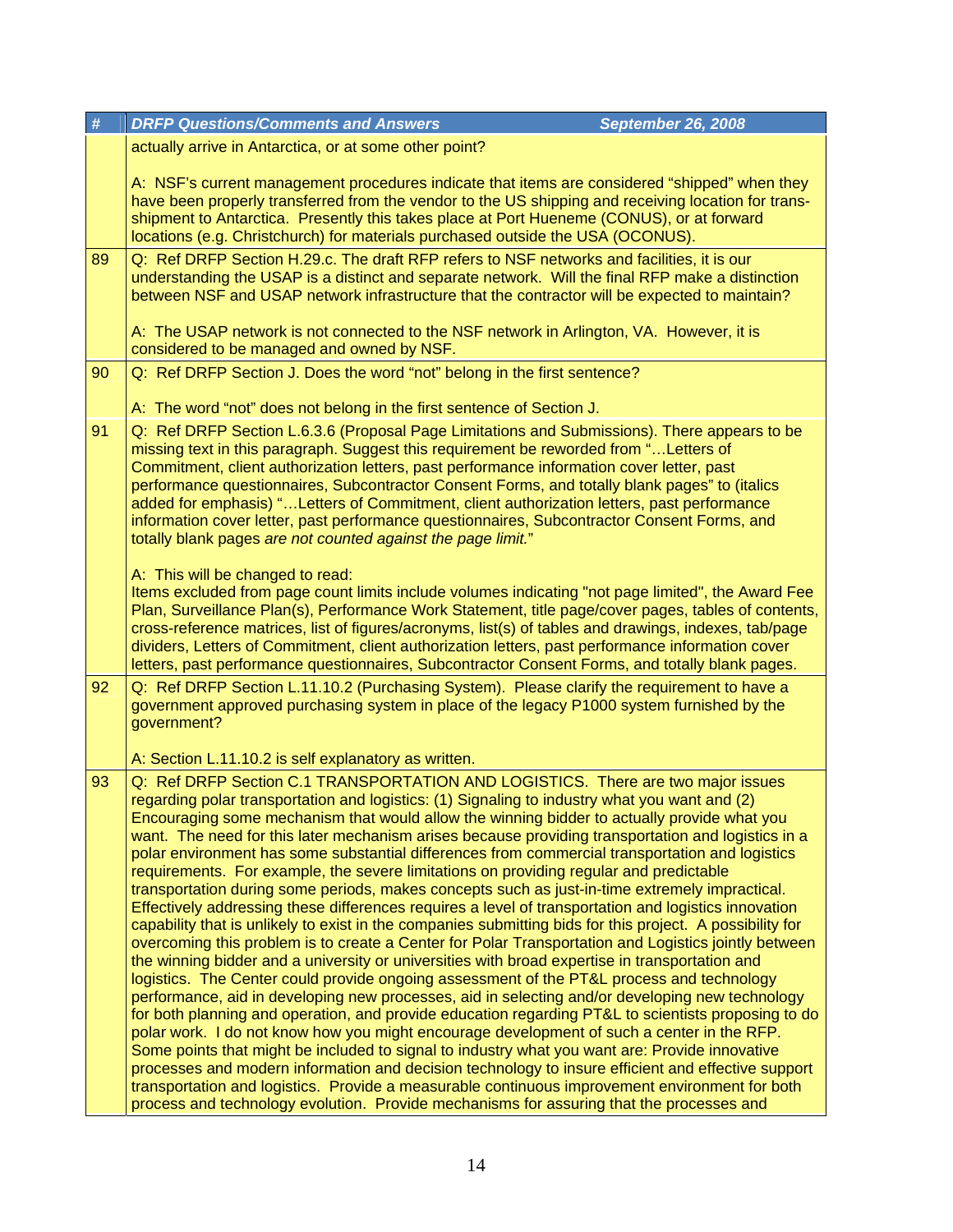| # | DRFP Questions/Comments and Answers September 26, 2008 |
|---|---|
| | actually arrive in Antarctica, or at some other point?<br><br>A: NSF's current management procedures indicate that items are considered "shipped" when they have been properly transferred from the vendor to the US shipping and receiving location for trans-shipment to Antarctica. Presently this takes place at Port Hueneme (CONUS), or at forward locations (e.g. Christchurch) for materials purchased outside the USA (OCONUS). |
| 89 | Q: Ref DRFP Section H.29.c. The draft RFP refers to NSF networks and facilities, it is our understanding the USAP is a distinct and separate network. Will the final RFP make a distinction between NSF and USAP network infrastructure that the contractor will be expected to maintain?<br><br>A: The USAP network is not connected to the NSF network in Arlington, VA. However, it is considered to be managed and owned by NSF. |
| 90 | Q: Ref DRFP Section J. Does the word "not" belong in the first sentence?<br><br>A: The word "not" does not belong in the first sentence of Section J. |
| 91 | Q: Ref DRFP Section L.6.3.6 (Proposal Page Limitations and Submissions). There appears to be missing text in this paragraph. Suggest this requirement be reworded from "…Letters of Commitment, client authorization letters, past performance information cover letter, past performance questionnaires, Subcontractor Consent Forms, and totally blank pages" to (italics added for emphasis) "…Letters of Commitment, client authorization letters, past performance information cover letter, past performance questionnaires, Subcontractor Consent Forms, and totally blank pages *are not counted against the page limit.*"<br><br>A: This will be changed to read:<br>Items excluded from page count limits include volumes indicating "not page limited", the Award Fee Plan, Surveillance Plan(s), Performance Work Statement, title page/cover pages, tables of contents, cross-reference matrices, list of figures/acronyms, list(s) of tables and drawings, indexes, tab/page dividers, Letters of Commitment, client authorization letters, past performance information cover letters, past performance questionnaires, Subcontractor Consent Forms, and totally blank pages. |
| 92 | Q: Ref DRFP Section L.11.10.2 (Purchasing System). Please clarify the requirement to have a government approved purchasing system in place of the legacy P1000 system furnished by the government?<br><br>A: Section L.11.10.2 is self explanatory as written. |
| 93 | Q: Ref DRFP Section C.1 TRANSPORTATION AND LOGISTICS. There are two major issues regarding polar transportation and logistics: (1) Signaling to industry what you want and (2) Encouraging some mechanism that would allow the winning bidder to actually provide what you want. The need for this later mechanism arises because providing transportation and logistics in a polar environment has some substantial differences from commercial transportation and logistics requirements. For example, the severe limitations on providing regular and predictable transportation during some periods, makes concepts such as just-in-time extremely impractical. Effectively addressing these differences requires a level of transportation and logistics innovation capability that is unlikely to exist in the companies submitting bids for this project. A possibility for overcoming this problem is to create a Center for Polar Transportation and Logistics jointly between the winning bidder and a university or universities with broad expertise in transportation and logistics. The Center could provide ongoing assessment of the PT&L process and technology performance, aid in developing new processes, aid in selecting and/or developing new technology for both planning and operation, and provide education regarding PT&L to scientists proposing to do polar work. I do not know how you might encourage development of such a center in the RFP. Some points that might be included to signal to industry what you want are: Provide innovative processes and modern information and decision technology to insure efficient and effective support transportation and logistics. Provide a measurable continuous improvement environment for both process and technology evolution. Provide mechanisms for assuring that the processes and |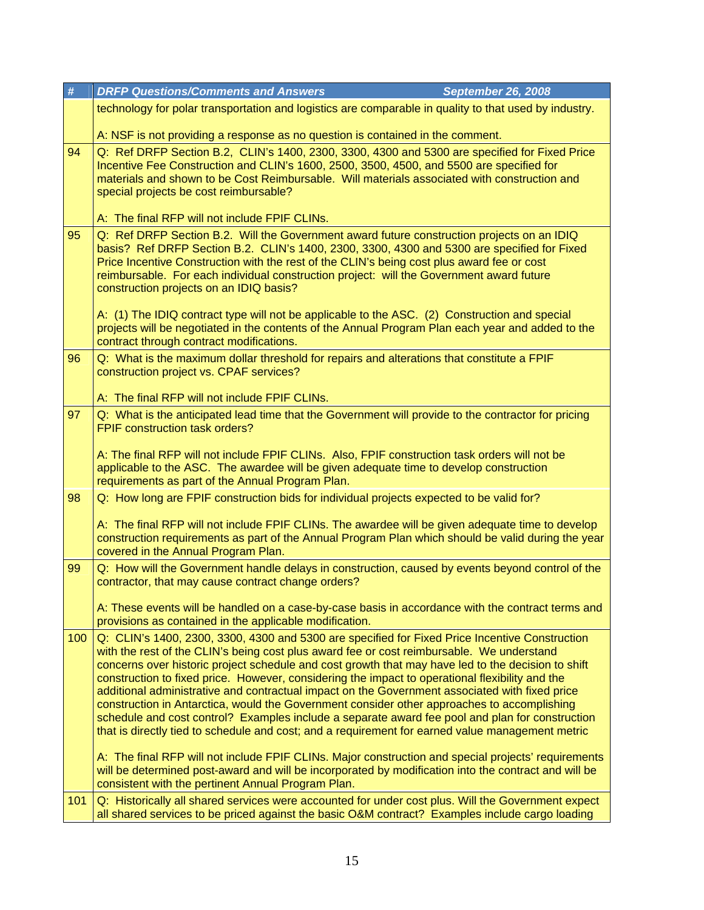| # | DRFP Questions/Comments and Answers September 26, 2008 |
|---|---|
| | technology for polar transportation and logistics are comparable in quality to that used by industry.<br><br>A: NSF is not providing a response as no question is contained in the comment. |
| 94 | Q: Ref DRFP Section B.2, CLIN's 1400, 2300, 3300, 4300 and 5300 are specified for Fixed Price Incentive Fee Construction and CLIN's 1600, 2500, 3500, 4500, and 5500 are specified for materials and shown to be Cost Reimbursable. Will materials associated with construction and special projects be cost reimbursable?<br><br>A: The final RFP will not include FPIF CLINs. |
| 95 | Q: Ref DRFP Section B.2. Will the Government award future construction projects on an IDIQ basis? Ref DRFP Section B.2. CLIN's 1400, 2300, 3300, 4300 and 5300 are specified for Fixed Price Incentive Construction with the rest of the CLIN's being cost plus award fee or cost reimbursable. For each individual construction project: will the Government award future construction projects on an IDIQ basis?<br><br>A: (1) The IDIQ contract type will not be applicable to the ASC. (2) Construction and special projects will be negotiated in the contents of the Annual Program Plan each year and added to the contract through contract modifications. |
| 96 | Q: What is the maximum dollar threshold for repairs and alterations that constitute a FPIF construction project vs. CPAF services?<br><br>A: The final RFP will not include FPIF CLINs. |
| 97 | Q: What is the anticipated lead time that the Government will provide to the contractor for pricing FPIF construction task orders?<br><br>A: The final RFP will not include FPIF CLINs. Also, FPIF construction task orders will not be applicable to the ASC. The awardee will be given adequate time to develop construction requirements as part of the Annual Program Plan. |
| 98 | Q: How long are FPIF construction bids for individual projects expected to be valid for?<br><br>A: The final RFP will not include FPIF CLINs. The awardee will be given adequate time to develop construction requirements as part of the Annual Program Plan which should be valid during the year covered in the Annual Program Plan. |
| 99 | Q: How will the Government handle delays in construction, caused by events beyond control of the contractor, that may cause contract change orders?<br><br>A: These events will be handled on a case-by-case basis in accordance with the contract terms and provisions as contained in the applicable modification. |
| 100 | Q: CLIN's 1400, 2300, 3300, 4300 and 5300 are specified for Fixed Price Incentive Construction with the rest of the CLIN's being cost plus award fee or cost reimbursable. We understand concerns over historic project schedule and cost growth that may have led to the decision to shift construction to fixed price. However, considering the impact to operational flexibility and the additional administrative and contractual impact on the Government associated with fixed price construction in Antarctica, would the Government consider other approaches to accomplishing schedule and cost control? Examples include a separate award fee pool and plan for construction that is directly tied to schedule and cost; and a requirement for earned value management metric<br><br>A: The final RFP will not include FPIF CLINs. Major construction and special projects' requirements will be determined post-award and will be incorporated by modification into the contract and will be consistent with the pertinent Annual Program Plan. |
| 101 | Q: Historically all shared services were accounted for under cost plus. Will the Government expect all shared services to be priced against the basic O&M contract? Examples include cargo loading |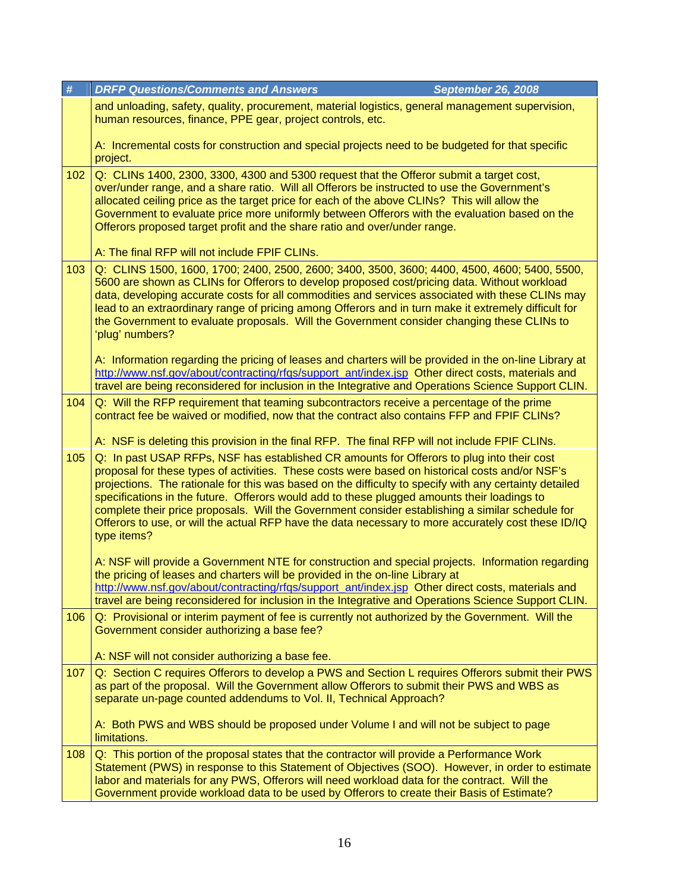| # | DRFP Questions/Comments and Answers September 26, 2008 |
|---|---|
| | and unloading, safety, quality, procurement, material logistics, general management supervision, human resources, finance, PPE gear, project controls, etc.<br><br>A: Incremental costs for construction and special projects need to be budgeted for that specific project. |
| 102 | Q: CLINs 1400, 2300, 3300, 4300 and 5300 request that the Offeror submit a target cost, over/under range, and a share ratio. Will all Offerors be instructed to use the Government's allocated ceiling price as the target price for each of the above CLINs? This will allow the Government to evaluate price more uniformly between Offerors with the evaluation based on the Offerors proposed target profit and the share ratio and over/under range.<br><br>A: The final RFP will not include FPIF CLINs. |
| 103 | Q: CLINS 1500, 1600, 1700; 2400, 2500, 2600; 3400, 3500, 3600; 4400, 4500, 4600; 5400, 5500, 5600 are shown as CLINs for Offerors to develop proposed cost/pricing data. Without workload data, developing accurate costs for all commodities and services associated with these CLINs may lead to an extraordinary range of pricing among Offerors and in turn make it extremely difficult for the Government to evaluate proposals. Will the Government consider changing these CLINs to 'plug' numbers?<br><br>A: Information regarding the pricing of leases and charters will be provided in the on-line Library at http://www.nsf.gov/about/contracting/rfqs/support_ant/index.jsp Other direct costs, materials and travel are being reconsidered for inclusion in the Integrative and Operations Science Support CLIN. |
| 104 | Q: Will the RFP requirement that teaming subcontractors receive a percentage of the prime contract fee be waived or modified, now that the contract also contains FFP and FPIF CLINs?<br><br>A: NSF is deleting this provision in the final RFP. The final RFP will not include FPIF CLINs. |
| 105 | Q: In past USAP RFPs, NSF has established CR amounts for Offerors to plug into their cost proposal for these types of activities. These costs were based on historical costs and/or NSF's projections. The rationale for this was based on the difficulty to specify with any certainty detailed specifications in the future. Offerors would add to these plugged amounts their loadings to complete their price proposals. Will the Government consider establishing a similar schedule for Offerors to use, or will the actual RFP have the data necessary to more accurately cost these ID/IQ type items?<br><br>A: NSF will provide a Government NTE for construction and special projects. Information regarding the pricing of leases and charters will be provided in the on-line Library at http://www.nsf.gov/about/contracting/rfqs/support_ant/index.jsp Other direct costs, materials and travel are being reconsidered for inclusion in the Integrative and Operations Science Support CLIN. |
| 106 | Q: Provisional or interim payment of fee is currently not authorized by the Government. Will the Government consider authorizing a base fee?<br><br>A: NSF will not consider authorizing a base fee. |
| 107 | Q: Section C requires Offerors to develop a PWS and Section L requires Offerors submit their PWS as part of the proposal. Will the Government allow Offerors to submit their PWS and WBS as separate un-page counted addendums to Vol. II, Technical Approach?<br><br>A: Both PWS and WBS should be proposed under Volume I and will not be subject to page limitations. |
| 108 | Q: This portion of the proposal states that the contractor will provide a Performance Work Statement (PWS) in response to this Statement of Objectives (SOO). However, in order to estimate labor and materials for any PWS, Offerors will need workload data for the contract. Will the Government provide workload data to be used by Offerors to create their Basis of Estimate? |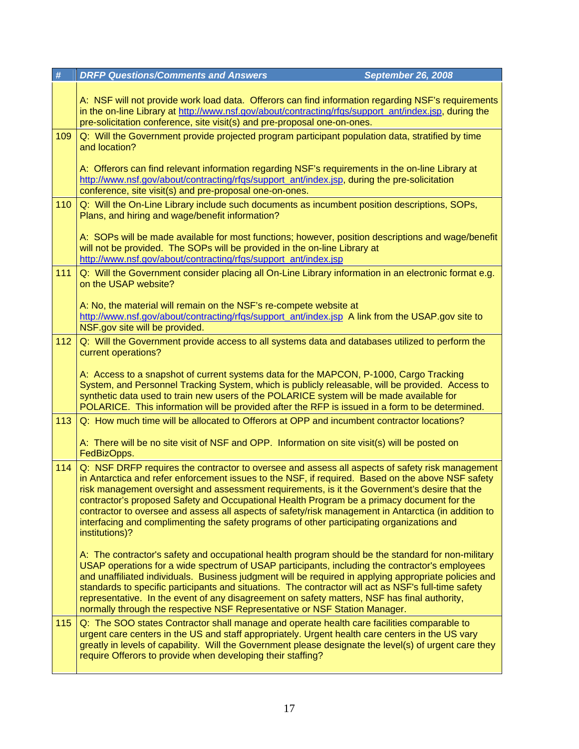| # | DRFP Questions/Comments and Answers September 26, 2008 |
|---|---|
| | A: NSF will not provide work load data. Offerors can find information regarding NSF's requirements in the on-line Library at http://www.nsf.gov/about/contracting/rfqs/support_ant/index.jsp, during the pre-solicitation conference, site visit(s) and pre-proposal one-on-ones. |
| 109 | Q: Will the Government provide projected program participant population data, stratified by time and location?<br><br>A: Offerors can find relevant information regarding NSF's requirements in the on-line Library at http://www.nsf.gov/about/contracting/rfqs/support_ant/index.jsp, during the pre-solicitation conference, site visit(s) and pre-proposal one-on-ones. |
| 110 | Q: Will the On-Line Library include such documents as incumbent position descriptions, SOPs, Plans, and hiring and wage/benefit information?<br><br>A: SOPs will be made available for most functions; however, position descriptions and wage/benefit will not be provided. The SOPs will be provided in the on-line Library at http://www.nsf.gov/about/contracting/rfqs/support_ant/index.jsp |
| 111 | Q: Will the Government consider placing all On-Line Library information in an electronic format e.g. on the USAP website?<br><br>A: No, the material will remain on the NSF's re-compete website at http://www.nsf.gov/about/contracting/rfqs/support_ant/index.jsp A link from the USAP.gov site to NSF.gov site will be provided. |
| 112 | Q: Will the Government provide access to all systems data and databases utilized to perform the current operations?<br><br>A: Access to a snapshot of current systems data for the MAPCON, P-1000, Cargo Tracking System, and Personnel Tracking System, which is publicly releasable, will be provided. Access to synthetic data used to train new users of the POLARICE system will be made available for POLARICE. This information will be provided after the RFP is issued in a form to be determined. |
| 113 | Q: How much time will be allocated to Offerors at OPP and incumbent contractor locations?<br><br>A: There will be no site visit of NSF and OPP. Information on site visit(s) will be posted on FedBizOpps. |
| 114 | Q: NSF DRFP requires the contractor to oversee and assess all aspects of safety risk management in Antarctica and refer enforcement issues to the NSF, if required. Based on the above NSF safety risk management oversight and assessment requirements, is it the Government's desire that the contractor's proposed Safety and Occupational Health Program be a primacy document for the contractor to oversee and assess all aspects of safety/risk management in Antarctica (in addition to interfacing and complimenting the safety programs of other participating organizations and institutions)?<br><br>A: The contractor's safety and occupational health program should be the standard for non-military USAP operations for a wide spectrum of USAP participants, including the contractor's employees and unaffiliated individuals. Business judgment will be required in applying appropriate policies and standards to specific participants and situations. The contractor will act as NSF's full-time safety representative. In the event of any disagreement on safety matters, NSF has final authority, normally through the respective NSF Representative or NSF Station Manager. |
| 115 | Q: The SOO states Contractor shall manage and operate health care facilities comparable to urgent care centers in the US and staff appropriately. Urgent health care centers in the US vary greatly in levels of capability. Will the Government please designate the level(s) of urgent care they require Offerors to provide when developing their staffing? |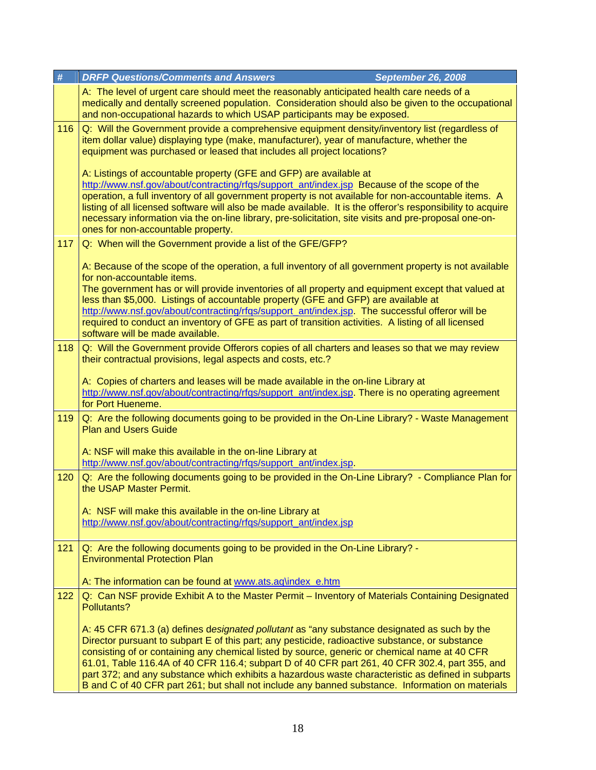| # | DRFP Questions/Comments and Answers September 26, 2008 |
|---|---|
| | A: The level of urgent care should meet the reasonably anticipated health care needs of a medically and dentally screened population. Consideration should also be given to the occupational and non-occupational hazards to which USAP participants may be exposed. |
| 116 | Q: Will the Government provide a comprehensive equipment density/inventory list (regardless of item dollar value) displaying type (make, manufacturer), year of manufacture, whether the equipment was purchased or leased that includes all project locations?<br><br>A: Listings of accountable property (GFE and GFP) are available at http://www.nsf.gov/about/contracting/rfqs/support_ant/index.jsp Because of the scope of the operation, a full inventory of all government property is not available for non-accountable items. A listing of all licensed software will also be made available. It is the offeror's responsibility to acquire necessary information via the on-line library, pre-solicitation, site visits and pre-proposal one-on-ones for non-accountable property. |
| 117 | Q: When will the Government provide a list of the GFE/GFP?<br><br>A: Because of the scope of the operation, a full inventory of all government property is not available for non-accountable items.<br>The government has or will provide inventories of all property and equipment except that valued at less than $5,000. Listings of accountable property (GFE and GFP) are available at http://www.nsf.gov/about/contracting/rfqs/support_ant/index.jsp. The successful offeror will be required to conduct an inventory of GFE as part of transition activities. A listing of all licensed software will be made available. |
| 118 | Q: Will the Government provide Offerors copies of all charters and leases so that we may review their contractual provisions, legal aspects and costs, etc.?<br><br>A: Copies of charters and leases will be made available in the on-line Library at http://www.nsf.gov/about/contracting/rfqs/support_ant/index.jsp. There is no operating agreement for Port Hueneme. |
| 119 | Q: Are the following documents going to be provided in the On-Line Library? - Waste Management Plan and Users Guide<br><br>A: NSF will make this available in the on-line Library at http://www.nsf.gov/about/contracting/rfqs/support_ant/index.jsp. |
| 120 | Q: Are the following documents going to be provided in the On-Line Library? - Compliance Plan for the USAP Master Permit.<br><br>A: NSF will make this available in the on-line Library at http://www.nsf.gov/about/contracting/rfqs/support_ant/index.jsp |
| 121 | Q: Are the following documents going to be provided in the On-Line Library? - Environmental Protection Plan<br><br>A: The information can be found at www.ats.aq\index_e.htm |
| 122 | Q: Can NSF provide Exhibit A to the Master Permit – Inventory of Materials Containing Designated Pollutants?<br><br>A: 45 CFR 671.3 (a) defines d*esignated pollutant* as "any substance designated as such by the Director pursuant to subpart E of this part; any pesticide, radioactive substance, or substance consisting of or containing any chemical listed by source, generic or chemical name at 40 CFR 61.01, Table 116.4A of 40 CFR 116.4; subpart D of 40 CFR part 261, 40 CFR 302.4, part 355, and part 372; and any substance which exhibits a hazardous waste characteristic as defined in subparts B and C of 40 CFR part 261; but shall not include any banned substance. Information on materials |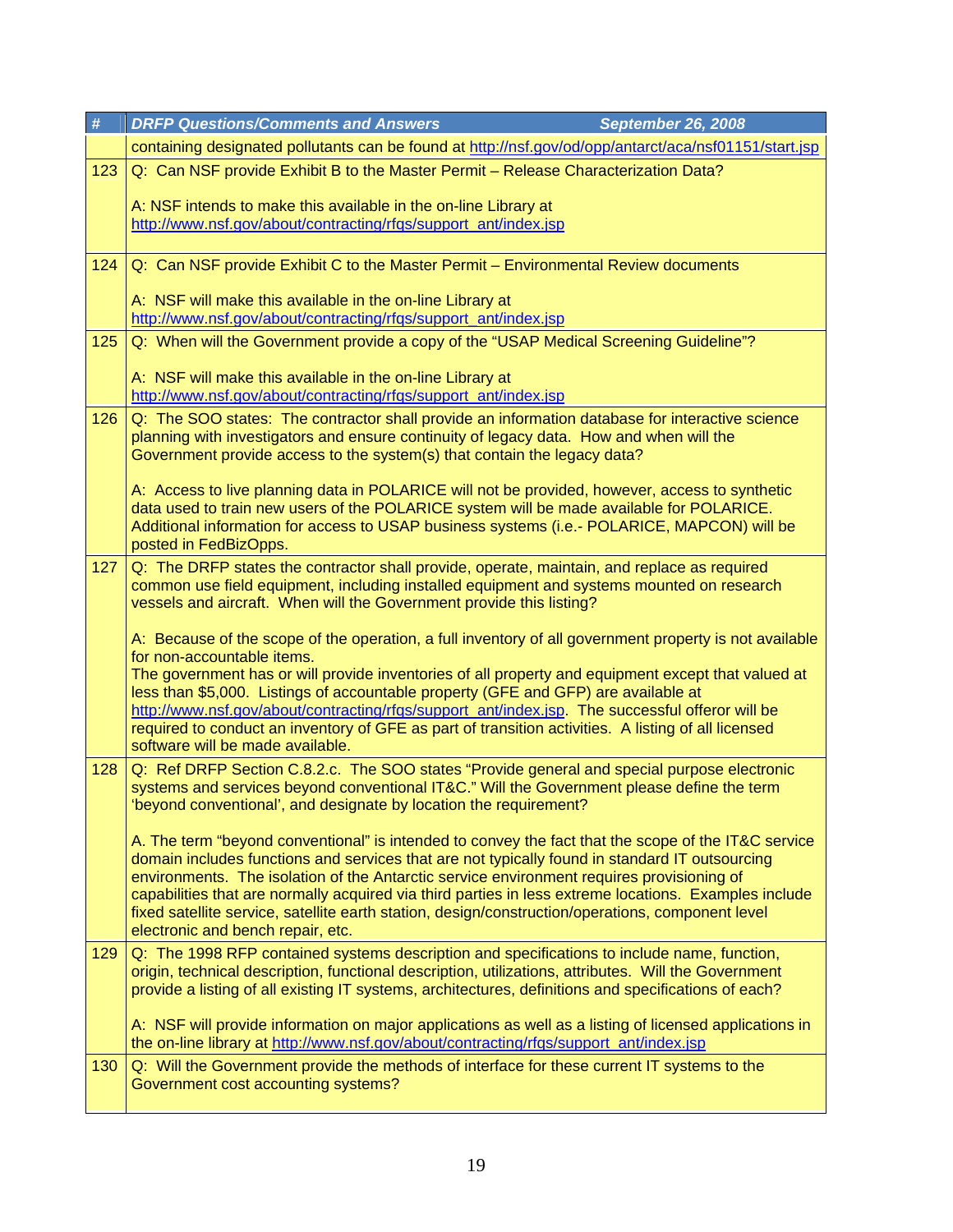| # | DRFP Questions/Comments and Answers September 26, 2008 |
|---|---|
| | containing designated pollutants can be found at http://nsf.gov/od/opp/antarct/aca/nsf01151/start.jsp |
| 123 | Q: Can NSF provide Exhibit B to the Master Permit – Release Characterization Data?<br><br>A: NSF intends to make this available in the on-line Library at http://www.nsf.gov/about/contracting/rfqs/support_ant/index.jsp |
| 124 | Q: Can NSF provide Exhibit C to the Master Permit – Environmental Review documents<br><br>A: NSF will make this available in the on-line Library at http://www.nsf.gov/about/contracting/rfqs/support_ant/index.jsp |
| 125 | Q: When will the Government provide a copy of the "USAP Medical Screening Guideline"?<br><br>A: NSF will make this available in the on-line Library at http://www.nsf.gov/about/contracting/rfqs/support_ant/index.jsp |
| 126 | Q: The SOO states: The contractor shall provide an information database for interactive science planning with investigators and ensure continuity of legacy data. How and when will the Government provide access to the system(s) that contain the legacy data?<br><br>A: Access to live planning data in POLARICE will not be provided, however, access to synthetic data used to train new users of the POLARICE system will be made available for POLARICE. Additional information for access to USAP business systems (i.e.- POLARICE, MAPCON) will be posted in FedBizOpps. |
| 127 | Q: The DRFP states the contractor shall provide, operate, maintain, and replace as required common use field equipment, including installed equipment and systems mounted on research vessels and aircraft. When will the Government provide this listing?<br><br>A: Because of the scope of the operation, a full inventory of all government property is not available for non-accountable items.<br>The government has or will provide inventories of all property and equipment except that valued at less than $5,000. Listings of accountable property (GFE and GFP) are available at http://www.nsf.gov/about/contracting/rfqs/support_ant/index.jsp. The successful offeror will be required to conduct an inventory of GFE as part of transition activities. A listing of all licensed software will be made available. |
| 128 | Q: Ref DRFP Section C.8.2.c. The SOO states "Provide general and special purpose electronic systems and services beyond conventional IT&C." Will the Government please define the term 'beyond conventional', and designate by location the requirement?<br><br>A. The term "beyond conventional" is intended to convey the fact that the scope of the IT&C service domain includes functions and services that are not typically found in standard IT outsourcing environments. The isolation of the Antarctic service environment requires provisioning of capabilities that are normally acquired via third parties in less extreme locations. Examples include fixed satellite service, satellite earth station, design/construction/operations, component level electronic and bench repair, etc. |
| 129 | Q: The 1998 RFP contained systems description and specifications to include name, function, origin, technical description, functional description, utilizations, attributes. Will the Government provide a listing of all existing IT systems, architectures, definitions and specifications of each?<br><br>A: NSF will provide information on major applications as well as a listing of licensed applications in the on-line library at http://www.nsf.gov/about/contracting/rfqs/support_ant/index.jsp |
| 130 | Q: Will the Government provide the methods of interface for these current IT systems to the Government cost accounting systems? |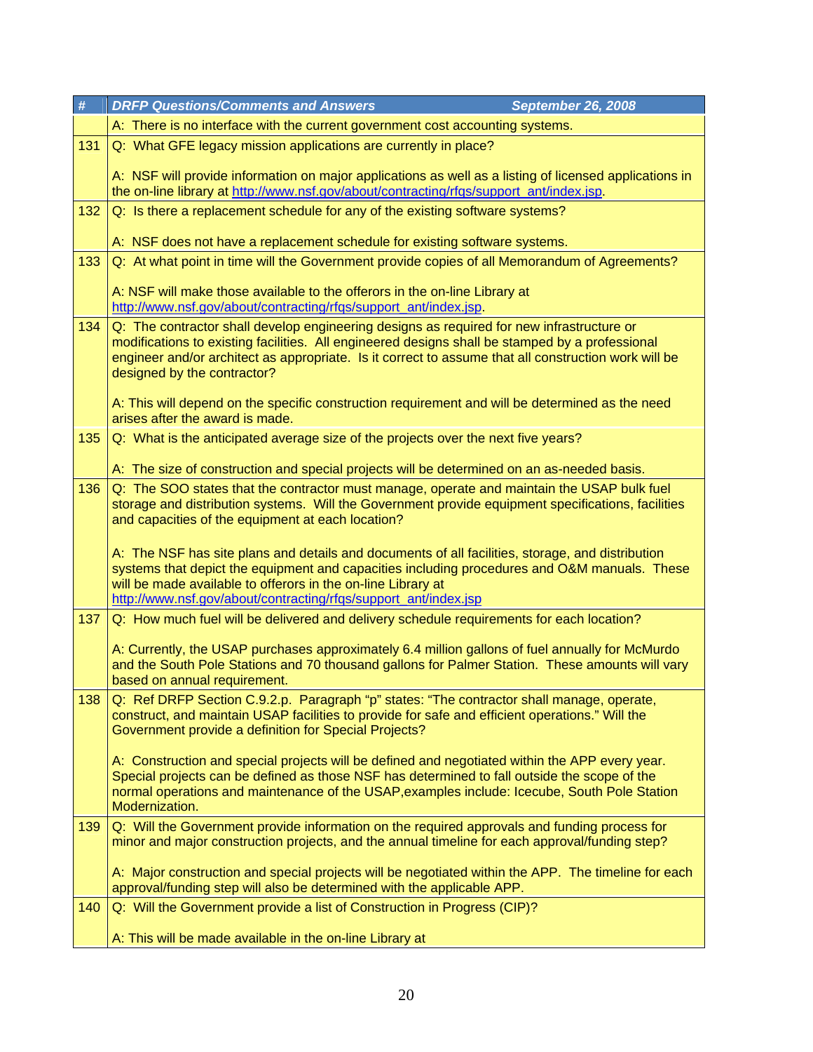| # | DRFP Questions/Comments and Answers September 26, 2008 |
|---|---|
| | A: There is no interface with the current government cost accounting systems. |
| 131 | Q: What GFE legacy mission applications are currently in place?<br><br>A: NSF will provide information on major applications as well as a listing of licensed applications in the on-line library at http://www.nsf.gov/about/contracting/rfqs/support_ant/index.jsp. |
| 132 | Q: Is there a replacement schedule for any of the existing software systems?<br><br>A: NSF does not have a replacement schedule for existing software systems. |
| 133 | Q: At what point in time will the Government provide copies of all Memorandum of Agreements?<br><br>A: NSF will make those available to the offerors in the on-line Library at http://www.nsf.gov/about/contracting/rfqs/support_ant/index.jsp. |
| 134 | Q: The contractor shall develop engineering designs as required for new infrastructure or modifications to existing facilities. All engineered designs shall be stamped by a professional engineer and/or architect as appropriate. Is it correct to assume that all construction work will be designed by the contractor?<br><br>A: This will depend on the specific construction requirement and will be determined as the need arises after the award is made. |
| 135 | Q: What is the anticipated average size of the projects over the next five years?<br><br>A: The size of construction and special projects will be determined on an as-needed basis. |
| 136 | Q: The SOO states that the contractor must manage, operate and maintain the USAP bulk fuel storage and distribution systems. Will the Government provide equipment specifications, facilities and capacities of the equipment at each location?<br><br>A: The NSF has site plans and details and documents of all facilities, storage, and distribution systems that depict the equipment and capacities including procedures and O&M manuals. These will be made available to offerors in the on-line Library at http://www.nsf.gov/about/contracting/rfqs/support_ant/index.jsp |
| 137 | Q: How much fuel will be delivered and delivery schedule requirements for each location?<br><br>A: Currently, the USAP purchases approximately 6.4 million gallons of fuel annually for McMurdo and the South Pole Stations and 70 thousand gallons for Palmer Station. These amounts will vary based on annual requirement. |
| 138 | Q: Ref DRFP Section C.9.2.p. Paragraph "p" states: "The contractor shall manage, operate, construct, and maintain USAP facilities to provide for safe and efficient operations." Will the Government provide a definition for Special Projects?<br><br>A: Construction and special projects will be defined and negotiated within the APP every year. Special projects can be defined as those NSF has determined to fall outside the scope of the normal operations and maintenance of the USAP,examples include: Icecube, South Pole Station Modernization. |
| 139 | Q: Will the Government provide information on the required approvals and funding process for minor and major construction projects, and the annual timeline for each approval/funding step?<br><br>A: Major construction and special projects will be negotiated within the APP. The timeline for each approval/funding step will also be determined with the applicable APP. |
| 140 | Q: Will the Government provide a list of Construction in Progress (CIP)?<br><br>A: This will be made available in the on-line Library at |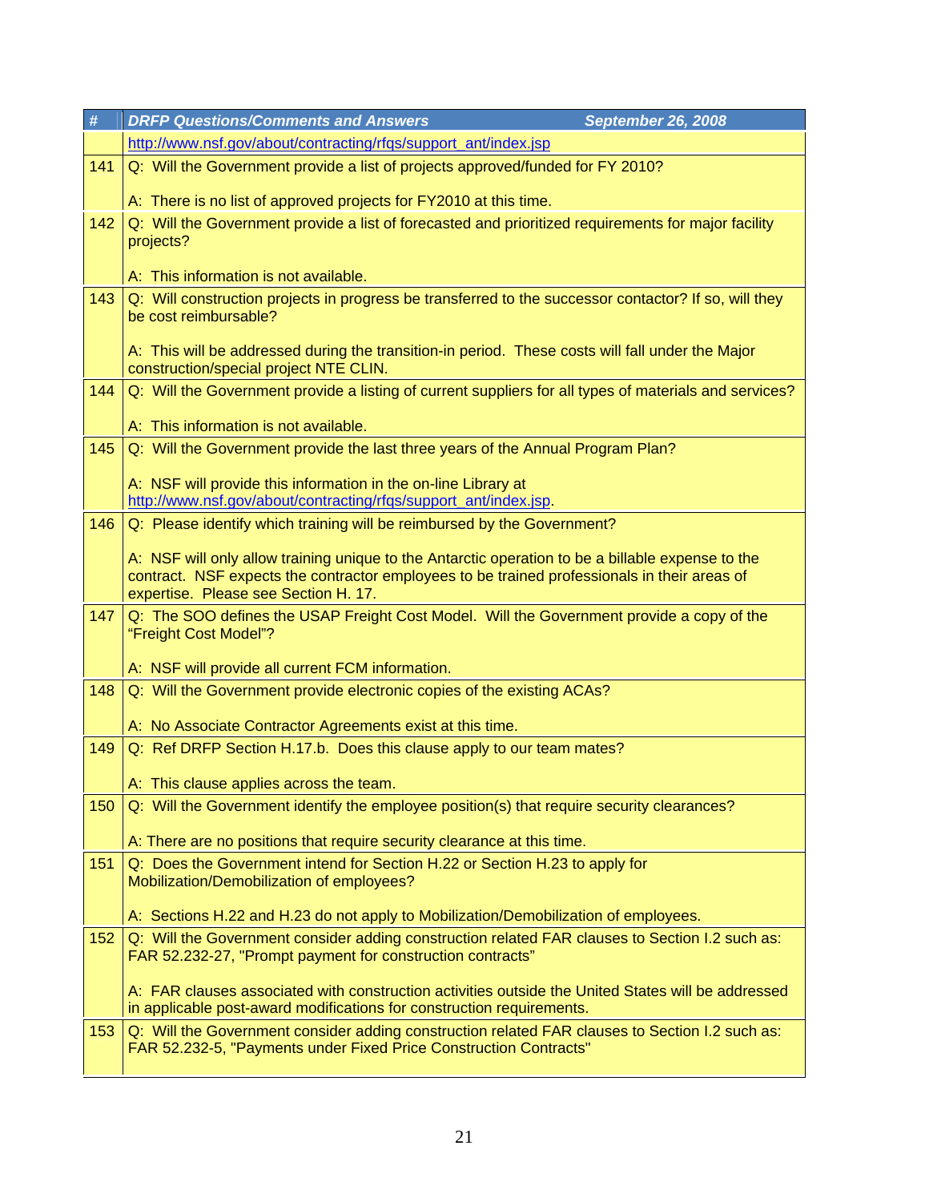| # | DRFP Questions/Comments and Answers September 26, 2008 |
|---|---|
| | http://www.nsf.gov/about/contracting/rfqs/support_ant/index.jsp |
| 141 | Q: Will the Government provide a list of projects approved/funded for FY 2010?<br><br>A: There is no list of approved projects for FY2010 at this time. |
| 142 | Q: Will the Government provide a list of forecasted and prioritized requirements for major facility projects?<br><br>A: This information is not available. |
| 143 | Q: Will construction projects in progress be transferred to the successor contactor? If so, will they be cost reimbursable?<br><br>A: This will be addressed during the transition-in period. These costs will fall under the Major construction/special project NTE CLIN. |
| 144 | Q: Will the Government provide a listing of current suppliers for all types of materials and services?<br><br>A: This information is not available. |
| 145 | Q: Will the Government provide the last three years of the Annual Program Plan?<br><br>A: NSF will provide this information in the on-line Library at http://www.nsf.gov/about/contracting/rfqs/support_ant/index.jsp. |
| 146 | Q: Please identify which training will be reimbursed by the Government?<br><br>A: NSF will only allow training unique to the Antarctic operation to be a billable expense to the contract. NSF expects the contractor employees to be trained professionals in their areas of expertise. Please see Section H. 17. |
| 147 | Q: The SOO defines the USAP Freight Cost Model. Will the Government provide a copy of the "Freight Cost Model"?<br><br>A: NSF will provide all current FCM information. |
| 148 | Q: Will the Government provide electronic copies of the existing ACAs?<br><br>A: No Associate Contractor Agreements exist at this time. |
| 149 | Q: Ref DRFP Section H.17.b. Does this clause apply to our team mates?<br><br>A: This clause applies across the team. |
| 150 | Q: Will the Government identify the employee position(s) that require security clearances?<br><br>A: There are no positions that require security clearance at this time. |
| 151 | Q: Does the Government intend for Section H.22 or Section H.23 to apply for Mobilization/Demobilization of employees?<br><br>A: Sections H.22 and H.23 do not apply to Mobilization/Demobilization of employees. |
| 152 | Q: Will the Government consider adding construction related FAR clauses to Section I.2 such as: FAR 52.232-27, "Prompt payment for construction contracts"<br><br>A: FAR clauses associated with construction activities outside the United States will be addressed in applicable post-award modifications for construction requirements. |
| 153 | Q: Will the Government consider adding construction related FAR clauses to Section I.2 such as: FAR 52.232-5, "Payments under Fixed Price Construction Contracts" |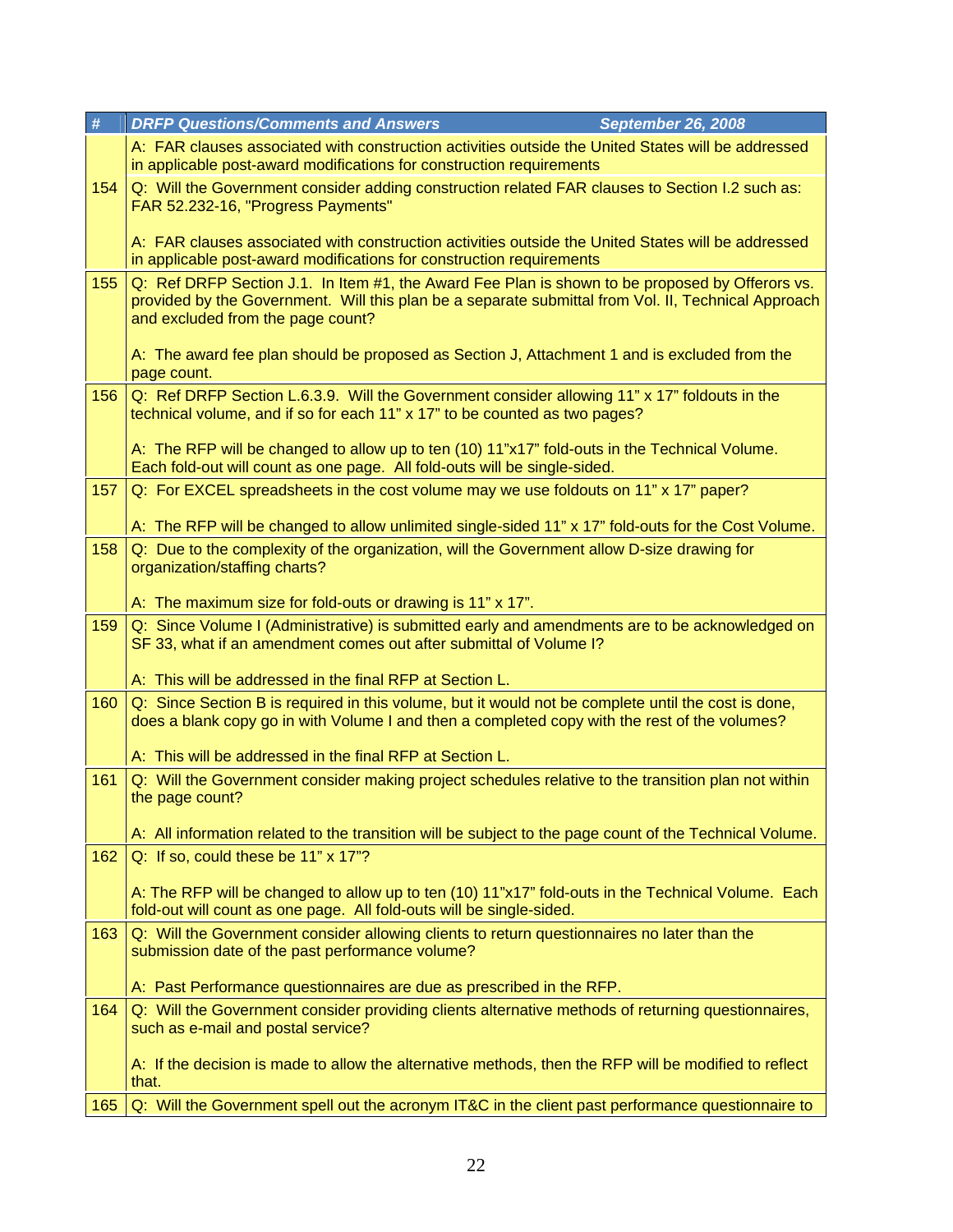| # | DRFP Questions/Comments and Answers September 26, 2008 |
|---|---|
| | A: FAR clauses associated with construction activities outside the United States will be addressed in applicable post-award modifications for construction requirements |
| 154 | Q: Will the Government consider adding construction related FAR clauses to Section I.2 such as: FAR 52.232-16, "Progress Payments"<br><br>A: FAR clauses associated with construction activities outside the United States will be addressed in applicable post-award modifications for construction requirements |
| 155 | Q: Ref DRFP Section J.1. In Item #1, the Award Fee Plan is shown to be proposed by Offerors vs. provided by the Government. Will this plan be a separate submittal from Vol. II, Technical Approach and excluded from the page count?<br><br>A: The award fee plan should be proposed as Section J, Attachment 1 and is excluded from the page count. |
| 156 | Q: Ref DRFP Section L.6.3.9. Will the Government consider allowing 11" x 17" foldouts in the technical volume, and if so for each 11" x 17" to be counted as two pages?<br><br>A: The RFP will be changed to allow up to ten (10) 11"x17" fold-outs in the Technical Volume. Each fold-out will count as one page. All fold-outs will be single-sided. |
| 157 | Q: For EXCEL spreadsheets in the cost volume may we use foldouts on 11" x 17" paper?<br><br>A: The RFP will be changed to allow unlimited single-sided 11" x 17" fold-outs for the Cost Volume. |
| 158 | Q: Due to the complexity of the organization, will the Government allow D-size drawing for organization/staffing charts?<br><br>A: The maximum size for fold-outs or drawing is 11" x 17". |
| 159 | Q: Since Volume I (Administrative) is submitted early and amendments are to be acknowledged on SF 33, what if an amendment comes out after submittal of Volume I?<br><br>A: This will be addressed in the final RFP at Section L. |
| 160 | Q: Since Section B is required in this volume, but it would not be complete until the cost is done, does a blank copy go in with Volume I and then a completed copy with the rest of the volumes?<br><br>A: This will be addressed in the final RFP at Section L. |
| 161 | Q: Will the Government consider making project schedules relative to the transition plan not within the page count?<br><br>A: All information related to the transition will be subject to the page count of the Technical Volume. |
| 162 | Q: If so, could these be 11" x 17"?<br><br>A: The RFP will be changed to allow up to ten (10) 11"x17" fold-outs in the Technical Volume. Each fold-out will count as one page. All fold-outs will be single-sided. |
| 163 | Q: Will the Government consider allowing clients to return questionnaires no later than the submission date of the past performance volume?<br><br>A: Past Performance questionnaires are due as prescribed in the RFP. |
| 164 | Q: Will the Government consider providing clients alternative methods of returning questionnaires, such as e-mail and postal service?<br><br>A: If the decision is made to allow the alternative methods, then the RFP will be modified to reflect that. |
| 165 | Q: Will the Government spell out the acronym IT&C in the client past performance questionnaire to |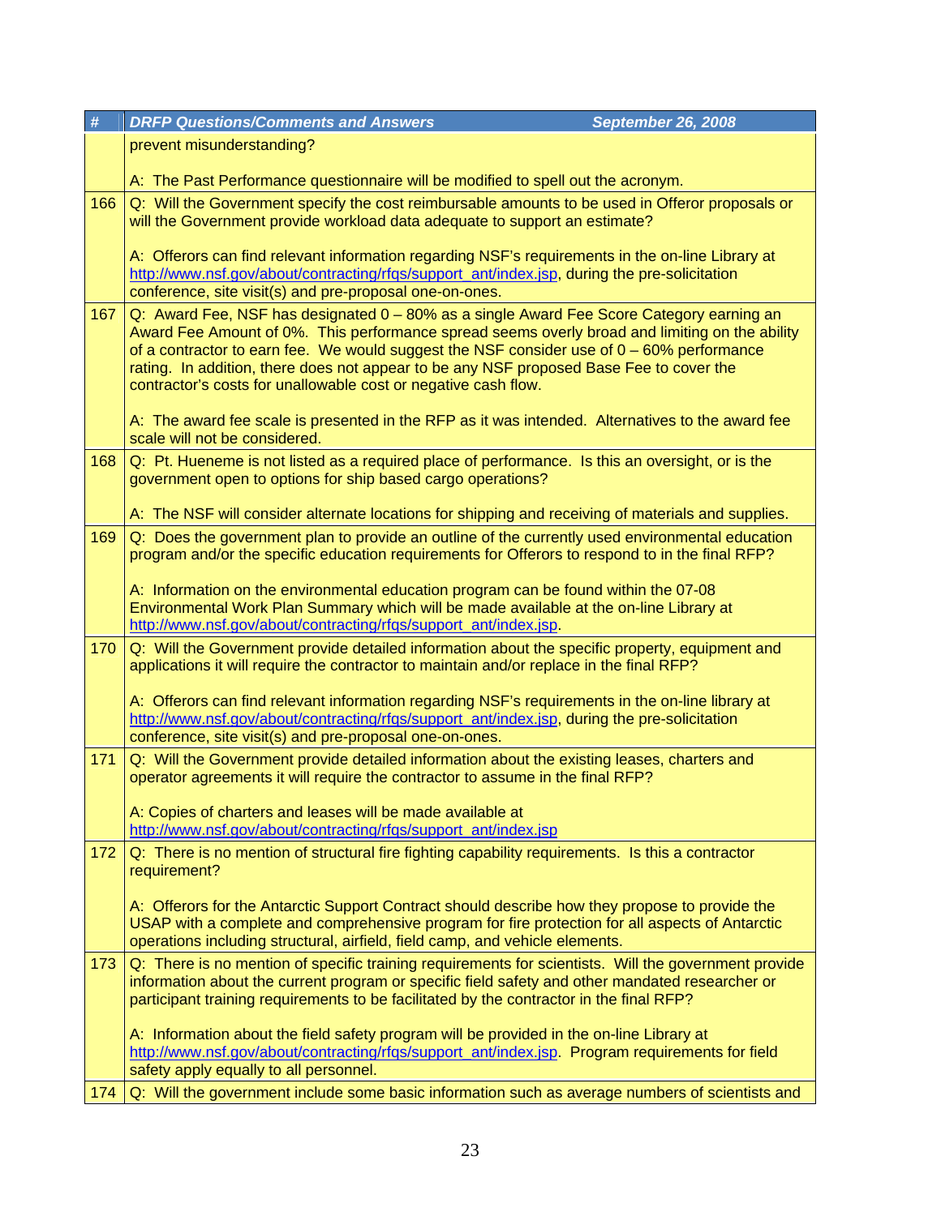| # | DRFP Questions/Comments and Answers September 26, 2008 |
|---|---|
| | prevent misunderstanding?<br><br>A: The Past Performance questionnaire will be modified to spell out the acronym. |
| 166 | Q: Will the Government specify the cost reimbursable amounts to be used in Offeror proposals or will the Government provide workload data adequate to support an estimate?<br><br>A: Offerors can find relevant information regarding NSF's requirements in the on-line Library at http://www.nsf.gov/about/contracting/rfqs/support_ant/index.jsp, during the pre-solicitation conference, site visit(s) and pre-proposal one-on-ones. |
| 167 | Q: Award Fee, NSF has designated 0 – 80% as a single Award Fee Score Category earning an Award Fee Amount of 0%. This performance spread seems overly broad and limiting on the ability of a contractor to earn fee. We would suggest the NSF consider use of 0 – 60% performance rating. In addition, there does not appear to be any NSF proposed Base Fee to cover the contractor's costs for unallowable cost or negative cash flow.<br><br>A: The award fee scale is presented in the RFP as it was intended. Alternatives to the award fee scale will not be considered. |
| 168 | Q: Pt. Hueneme is not listed as a required place of performance. Is this an oversight, or is the government open to options for ship based cargo operations?<br><br>A: The NSF will consider alternate locations for shipping and receiving of materials and supplies. |
| 169 | Q: Does the government plan to provide an outline of the currently used environmental education program and/or the specific education requirements for Offerors to respond to in the final RFP?<br><br>A: Information on the environmental education program can be found within the 07-08 Environmental Work Plan Summary which will be made available at the on-line Library at http://www.nsf.gov/about/contracting/rfqs/support_ant/index.jsp. |
| 170 | Q: Will the Government provide detailed information about the specific property, equipment and applications it will require the contractor to maintain and/or replace in the final RFP?<br><br>A: Offerors can find relevant information regarding NSF's requirements in the on-line library at http://www.nsf.gov/about/contracting/rfqs/support_ant/index.jsp, during the pre-solicitation conference, site visit(s) and pre-proposal one-on-ones. |
| 171 | Q: Will the Government provide detailed information about the existing leases, charters and operator agreements it will require the contractor to assume in the final RFP?<br><br>A: Copies of charters and leases will be made available at http://www.nsf.gov/about/contracting/rfqs/support_ant/index.jsp |
| 172 | Q: There is no mention of structural fire fighting capability requirements. Is this a contractor requirement?<br><br>A: Offerors for the Antarctic Support Contract should describe how they propose to provide the USAP with a complete and comprehensive program for fire protection for all aspects of Antarctic operations including structural, airfield, field camp, and vehicle elements. |
| 173 | Q: There is no mention of specific training requirements for scientists. Will the government provide information about the current program or specific field safety and other mandated researcher or participant training requirements to be facilitated by the contractor in the final RFP?<br><br>A: Information about the field safety program will be provided in the on-line Library at http://www.nsf.gov/about/contracting/rfqs/support_ant/index.jsp. Program requirements for field safety apply equally to all personnel. |
| 174 | Q: Will the government include some basic information such as average numbers of scientists and |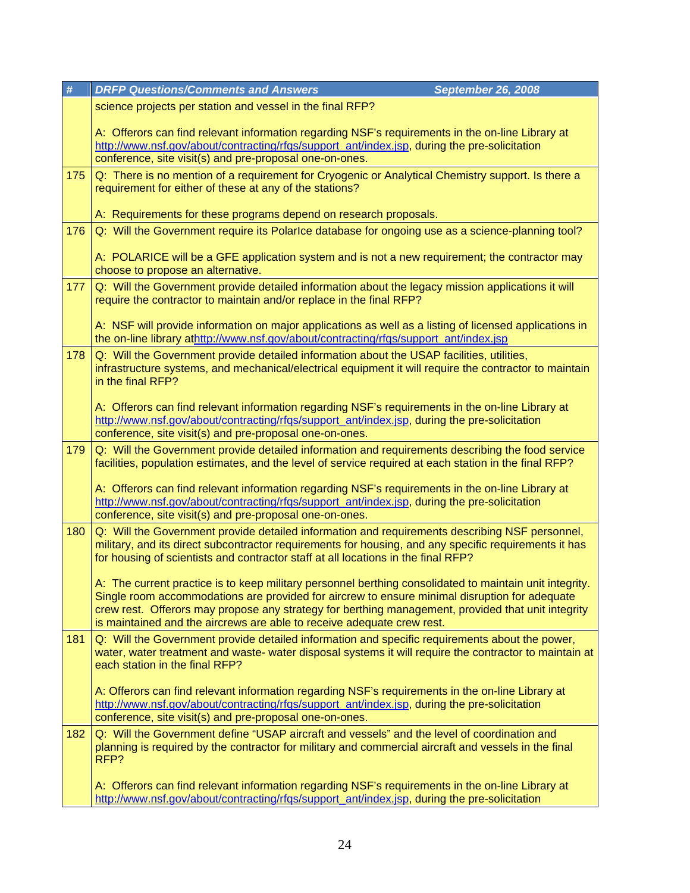| # | DRFP Questions/Comments and Answers September 26, 2008 |
|---|---|
| | science projects per station and vessel in the final RFP?<br><br>A: Offerors can find relevant information regarding NSF's requirements in the on-line Library at http://www.nsf.gov/about/contracting/rfqs/support_ant/index.jsp, during the pre-solicitation conference, site visit(s) and pre-proposal one-on-ones. |
| 175 | Q: There is no mention of a requirement for Cryogenic or Analytical Chemistry support. Is there a requirement for either of these at any of the stations?<br><br>A: Requirements for these programs depend on research proposals. |
| 176 | Q: Will the Government require its PolarIce database for ongoing use as a science-planning tool?<br><br>A: POLARICE will be a GFE application system and is not a new requirement; the contractor may choose to propose an alternative. |
| 177 | Q: Will the Government provide detailed information about the legacy mission applications it will require the contractor to maintain and/or replace in the final RFP?<br><br>A: NSF will provide information on major applications as well as a listing of licensed applications in the on-line library athttp://www.nsf.gov/about/contracting/rfqs/support_ant/index.jsp |
| 178 | Q: Will the Government provide detailed information about the USAP facilities, utilities, infrastructure systems, and mechanical/electrical equipment it will require the contractor to maintain in the final RFP?<br><br>A: Offerors can find relevant information regarding NSF's requirements in the on-line Library at http://www.nsf.gov/about/contracting/rfqs/support_ant/index.jsp, during the pre-solicitation conference, site visit(s) and pre-proposal one-on-ones. |
| 179 | Q: Will the Government provide detailed information and requirements describing the food service facilities, population estimates, and the level of service required at each station in the final RFP?<br><br>A: Offerors can find relevant information regarding NSF's requirements in the on-line Library at http://www.nsf.gov/about/contracting/rfqs/support_ant/index.jsp, during the pre-solicitation conference, site visit(s) and pre-proposal one-on-ones. |
| 180 | Q: Will the Government provide detailed information and requirements describing NSF personnel, military, and its direct subcontractor requirements for housing, and any specific requirements it has for housing of scientists and contractor staff at all locations in the final RFP?<br><br>A: The current practice is to keep military personnel berthing consolidated to maintain unit integrity. Single room accommodations are provided for aircrew to ensure minimal disruption for adequate crew rest. Offerors may propose any strategy for berthing management, provided that unit integrity is maintained and the aircrews are able to receive adequate crew rest. |
| 181 | Q: Will the Government provide detailed information and specific requirements about the power, water, water treatment and waste- water disposal systems it will require the contractor to maintain at each station in the final RFP?<br><br>A: Offerors can find relevant information regarding NSF's requirements in the on-line Library at http://www.nsf.gov/about/contracting/rfqs/support_ant/index.jsp, during the pre-solicitation conference, site visit(s) and pre-proposal one-on-ones. |
| 182 | Q: Will the Government define "USAP aircraft and vessels" and the level of coordination and planning is required by the contractor for military and commercial aircraft and vessels in the final RFP?<br><br>A: Offerors can find relevant information regarding NSF's requirements in the on-line Library at http://www.nsf.gov/about/contracting/rfqs/support_ant/index.jsp, during the pre-solicitation |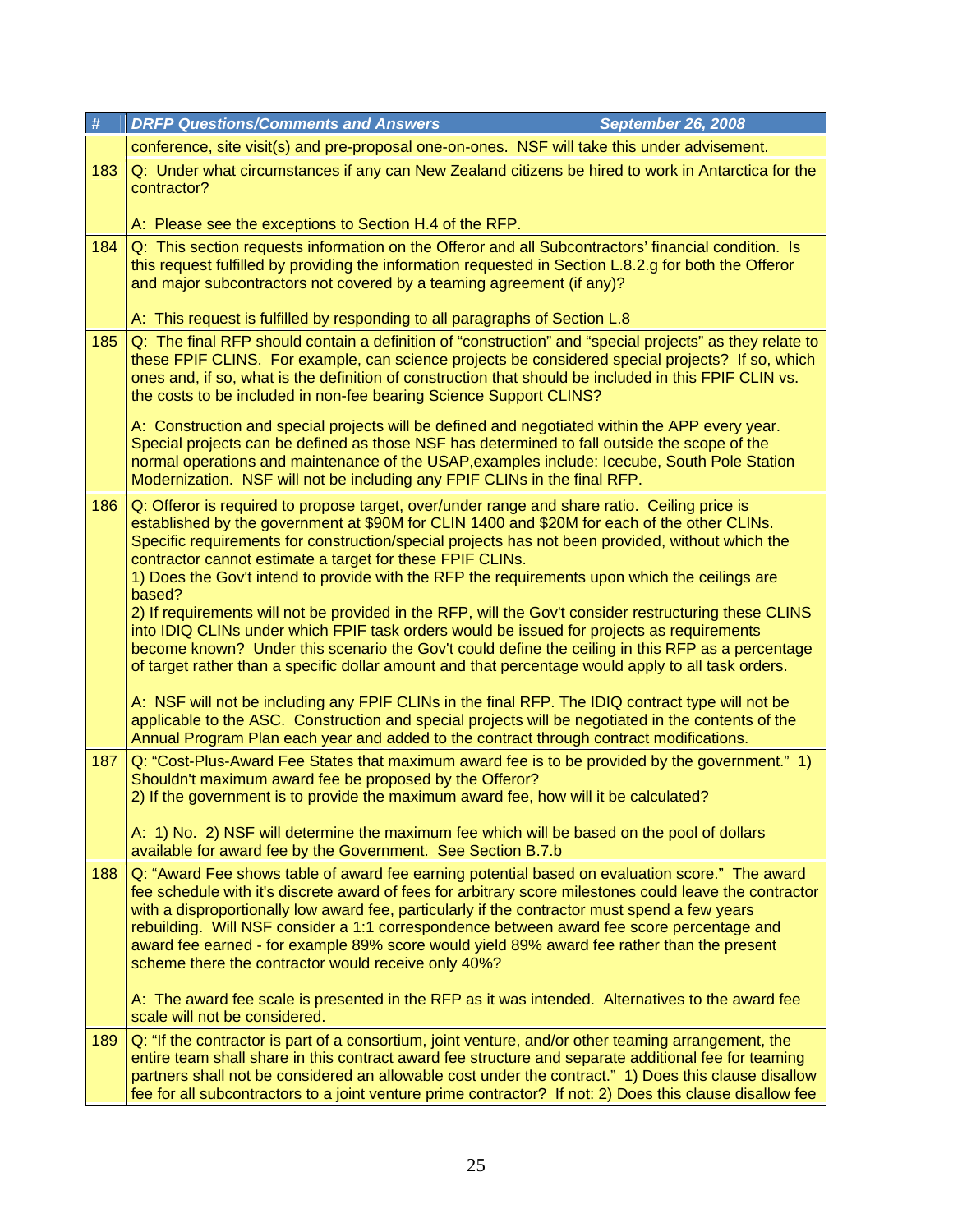| # | *DRFP Questions/Comments and Answers September 26, 2008* |
|---|---|
| | conference, site visit(s) and pre-proposal one-on-ones. NSF will take this under advisement. |
| 183 | Q: Under what circumstances if any can New Zealand citizens be hired to work in Antarctica for the contractor?<br><br>A: Please see the exceptions to Section H.4 of the RFP. |
| 184 | Q: This section requests information on the Offeror and all Subcontractors' financial condition. Is this request fulfilled by providing the information requested in Section L.8.2.g for both the Offeror and major subcontractors not covered by a teaming agreement (if any)?<br><br>A: This request is fulfilled by responding to all paragraphs of Section L.8 |
| 185 | Q: The final RFP should contain a definition of "construction" and "special projects" as they relate to these FPIF CLINS. For example, can science projects be considered special projects? If so, which ones and, if so, what is the definition of construction that should be included in this FPIF CLIN vs. the costs to be included in non-fee bearing Science Support CLINS?<br><br>A: Construction and special projects will be defined and negotiated within the APP every year. Special projects can be defined as those NSF has determined to fall outside the scope of the normal operations and maintenance of the USAP,examples include: Icecube, South Pole Station Modernization. NSF will not be including any FPIF CLINs in the final RFP. |
| 186 | Q: Offeror is required to propose target, over/under range and share ratio. Ceiling price is established by the government at $90M for CLIN 1400 and $20M for each of the other CLINs. Specific requirements for construction/special projects has not been provided, without which the contractor cannot estimate a target for these FPIF CLINs.<br>1) Does the Gov't intend to provide with the RFP the requirements upon which the ceilings are based?<br>2) If requirements will not be provided in the RFP, will the Gov't consider restructuring these CLINS into IDIQ CLINs under which FPIF task orders would be issued for projects as requirements become known? Under this scenario the Gov't could define the ceiling in this RFP as a percentage of target rather than a specific dollar amount and that percentage would apply to all task orders.<br><br>A: NSF will not be including any FPIF CLINs in the final RFP. The IDIQ contract type will not be applicable to the ASC. Construction and special projects will be negotiated in the contents of the Annual Program Plan each year and added to the contract through contract modifications. |
| 187 | Q: "Cost-Plus-Award Fee States that maximum award fee is to be provided by the government." 1) Shouldn't maximum award fee be proposed by the Offeror?<br>2) If the government is to provide the maximum award fee, how will it be calculated?<br><br>A: 1) No. 2) NSF will determine the maximum fee which will be based on the pool of dollars available for award fee by the Government. See Section B.7.b |
| 188 | Q: "Award Fee shows table of award fee earning potential based on evaluation score." The award fee schedule with it's discrete award of fees for arbitrary score milestones could leave the contractor with a disproportionally low award fee, particularly if the contractor must spend a few years rebuilding. Will NSF consider a 1:1 correspondence between award fee score percentage and award fee earned - for example 89% score would yield 89% award fee rather than the present scheme there the contractor would receive only 40%?<br><br>A: The award fee scale is presented in the RFP as it was intended. Alternatives to the award fee scale will not be considered. |
| 189 | Q: "If the contractor is part of a consortium, joint venture, and/or other teaming arrangement, the entire team shall share in this contract award fee structure and separate additional fee for teaming partners shall not be considered an allowable cost under the contract." 1) Does this clause disallow fee for all subcontractors to a joint venture prime contractor? If not: 2) Does this clause disallow fee |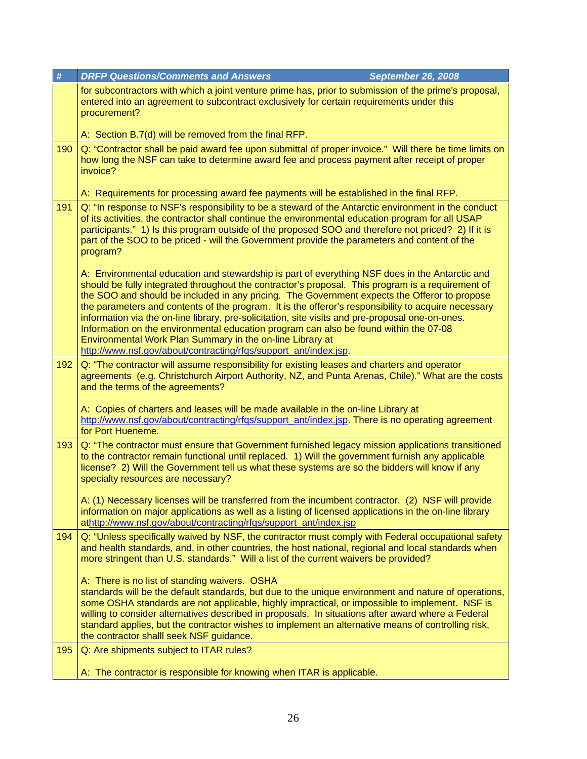| # | DRFP Questions/Comments and Answers September 26, 2008 |
|---|---|
| | for subcontractors with which a joint venture prime has, prior to submission of the prime's proposal, entered into an agreement to subcontract exclusively for certain requirements under this procurement?<br><br>A: Section B.7(d) will be removed from the final RFP. |
| 190 | Q: "Contractor shall be paid award fee upon submittal of proper invoice." Will there be time limits on how long the NSF can take to determine award fee and process payment after receipt of proper invoice?<br><br>A: Requirements for processing award fee payments will be established in the final RFP. |
| 191 | Q: "In response to NSF's responsibility to be a steward of the Antarctic environment in the conduct of its activities, the contractor shall continue the environmental education program for all USAP participants." 1) Is this program outside of the proposed SOO and therefore not priced? 2) If it is part of the SOO to be priced - will the Government provide the parameters and content of the program?<br><br>A: Environmental education and stewardship is part of everything NSF does in the Antarctic and should be fully integrated throughout the contractor's proposal. This program is a requirement of the SOO and should be included in any pricing. The Government expects the Offeror to propose the parameters and contents of the program. It is the offeror's responsibility to acquire necessary information via the on-line library, pre-solicitation, site visits and pre-proposal one-on-ones. Information on the environmental education program can also be found within the 07-08 Environmental Work Plan Summary in the on-line Library at http://www.nsf.gov/about/contracting/rfqs/support_ant/index.jsp. |
| 192 | Q: "The contractor will assume responsibility for existing leases and charters and operator agreements (e.g. Christchurch Airport Authority, NZ, and Punta Arenas, Chile)." What are the costs and the terms of the agreements?<br><br>A: Copies of charters and leases will be made available in the on-line Library at http://www.nsf.gov/about/contracting/rfqs/support_ant/index.jsp. There is no operating agreement for Port Hueneme. |
| 193 | Q: "The contractor must ensure that Government furnished legacy mission applications transitioned to the contractor remain functional until replaced. 1) Will the government furnish any applicable license? 2) Will the Government tell us what these systems are so the bidders will know if any specialty resources are necessary?<br><br>A: (1) Necessary licenses will be transferred from the incumbent contractor. (2) NSF will provide information on major applications as well as a listing of licensed applications in the on-line library athttp://www.nsf.gov/about/contracting/rfqs/support_ant/index.jsp |
| 194 | Q: "Unless specifically waived by NSF, the contractor must comply with Federal occupational safety and health standards, and, in other countries, the host national, regional and local standards when more stringent than U.S. standards." Will a list of the current waivers be provided?<br><br>A: There is no list of standing waivers. OSHA standards will be the default standards, but due to the unique environment and nature of operations, some OSHA standards are not applicable, highly impractical, or impossible to implement. NSF is willing to consider alternatives described in proposals. In situations after award where a Federal standard applies, but the contractor wishes to implement an alternative means of controlling risk, the contractor shalll seek NSF guidance. |
| 195 | Q: Are shipments subject to ITAR rules?<br><br>A: The contractor is responsible for knowing when ITAR is applicable. |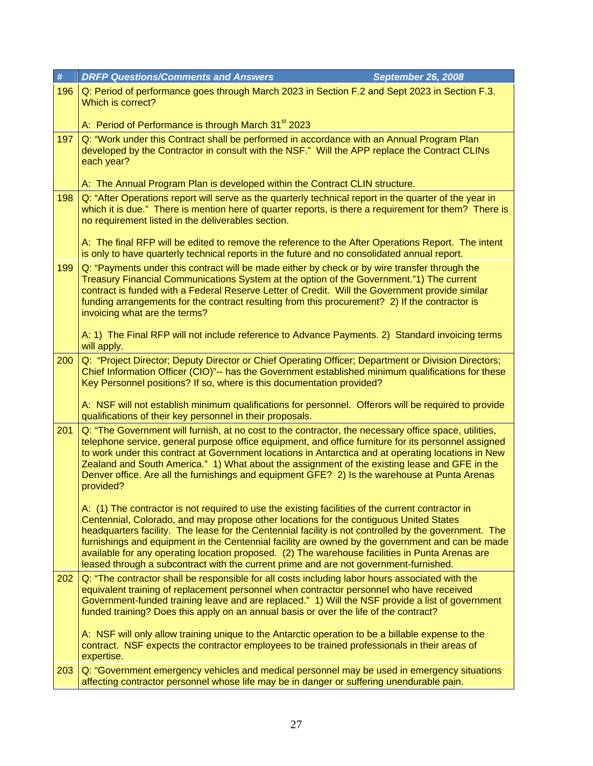| # | *DRFP Questions/Comments and Answers September 26, 2008* |
|---|---|
| 196 | Q: Period of performance goes through March 2023 in Section F.2 and Sept 2023 in Section F.3. Which is correct?<br><br>A: Period of Performance is through March 31st 2023 |
| 197 | Q: "Work under this Contract shall be performed in accordance with an Annual Program Plan developed by the Contractor in consult with the NSF." Will the APP replace the Contract CLINs each year?<br><br>A: The Annual Program Plan is developed within the Contract CLIN structure. |
| 198 | Q: "After Operations report will serve as the quarterly technical report in the quarter of the year in which it is due." There is mention here of quarter reports, is there a requirement for them? There is no requirement listed in the deliverables section.<br><br>A: The final RFP will be edited to remove the reference to the After Operations Report. The intent is only to have quarterly technical reports in the future and no consolidated annual report. |
| 199 | Q: "Payments under this contract will be made either by check or by wire transfer through the Treasury Financial Communications System at the option of the Government."1) The current contract is funded with a Federal Reserve Letter of Credit. Will the Government provide similar funding arrangements for the contract resulting from this procurement? 2) If the contractor is invoicing what are the terms?<br><br>A: 1) The Final RFP will not include reference to Advance Payments. 2) Standard invoicing terms will apply. |
| 200 | Q: "Project Director; Deputy Director or Chief Operating Officer; Department or Division Directors; Chief Information Officer (CIO)"-- has the Government established minimum qualifications for these Key Personnel positions? If so, where is this documentation provided?<br><br>A: NSF will not establish minimum qualifications for personnel. Offerors will be required to provide qualifications of their key personnel in their proposals. |
| 201 | Q: "The Government will furnish, at no cost to the contractor, the necessary office space, utilities, telephone service, general purpose office equipment, and office furniture for its personnel assigned to work under this contract at Government locations in Antarctica and at operating locations in New Zealand and South America." 1) What about the assignment of the existing lease and GFE in the Denver office. Are all the furnishings and equipment GFE? 2) Is the warehouse at Punta Arenas provided?<br><br>A: (1) The contractor is not required to use the existing facilities of the current contractor in Centennial, Colorado, and may propose other locations for the contiguous United States headquarters facility. The lease for the Centennial facility is not controlled by the government. The furnishings and equipment in the Centennial facility are owned by the government and can be made available for any operating location proposed. (2) The warehouse facilities in Punta Arenas are leased through a subcontract with the current prime and are not government-furnished. |
| 202 | Q: "The contractor shall be responsible for all costs including labor hours associated with the equivalent training of replacement personnel when contractor personnel who have received Government-funded training leave and are replaced." 1) Will the NSF provide a list of government funded training? Does this apply on an annual basis or over the life of the contract?<br><br>A: NSF will only allow training unique to the Antarctic operation to be a billable expense to the contract. NSF expects the contractor employees to be trained professionals in their areas of expertise. |
| 203 | Q: "Government emergency vehicles and medical personnel may be used in emergency situations affecting contractor personnel whose life may be in danger or suffering unendurable pain. |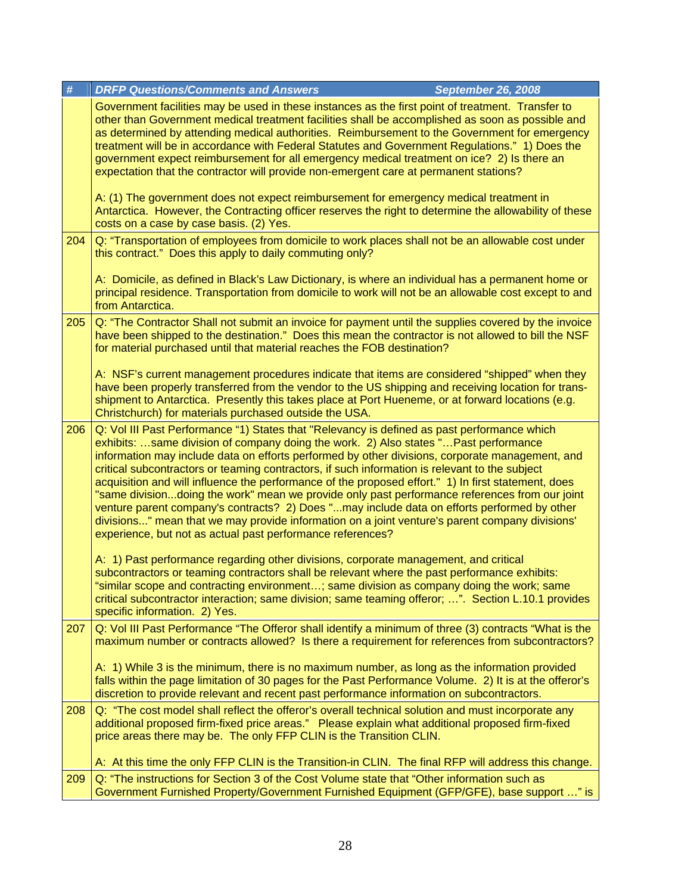| # | DRFP Questions/Comments and Answers September 26, 2008 |
|---|---|
| | Government facilities may be used in these instances as the first point of treatment. Transfer to other than Government medical treatment facilities shall be accomplished as soon as possible and as determined by attending medical authorities. Reimbursement to the Government for emergency treatment will be in accordance with Federal Statutes and Government Regulations." 1) Does the government expect reimbursement for all emergency medical treatment on ice? 2) Is there an expectation that the contractor will provide non-emergent care at permanent stations?<br><br>A: (1) The government does not expect reimbursement for emergency medical treatment in Antarctica. However, the Contracting officer reserves the right to determine the allowability of these costs on a case by case basis. (2) Yes. |
| 204 | Q: "Transportation of employees from domicile to work places shall not be an allowable cost under this contract." Does this apply to daily commuting only?<br><br>A: Domicile, as defined in Black's Law Dictionary, is where an individual has a permanent home or principal residence. Transportation from domicile to work will not be an allowable cost except to and from Antarctica. |
| 205 | Q: "The Contractor Shall not submit an invoice for payment until the supplies covered by the invoice have been shipped to the destination." Does this mean the contractor is not allowed to bill the NSF for material purchased until that material reaches the FOB destination?<br><br>A: NSF's current management procedures indicate that items are considered "shipped" when they have been properly transferred from the vendor to the US shipping and receiving location for trans-shipment to Antarctica. Presently this takes place at Port Hueneme, or at forward locations (e.g. Christchurch) for materials purchased outside the USA. |
| 206 | Q: Vol III Past Performance "1) States that "Relevancy is defined as past performance which exhibits: …same division of company doing the work. 2) Also states "…Past performance information may include data on efforts performed by other divisions, corporate management, and critical subcontractors or teaming contractors, if such information is relevant to the subject acquisition and will influence the performance of the proposed effort." 1) In first statement, does "same division...doing the work" mean we provide only past performance references from our joint venture parent company's contracts? 2) Does "...may include data on efforts performed by other divisions..." mean that we may provide information on a joint venture's parent company divisions' experience, but not as actual past performance references?<br><br>A: 1) Past performance regarding other divisions, corporate management, and critical subcontractors or teaming contractors shall be relevant where the past performance exhibits: "similar scope and contracting environment…; same division as company doing the work; same critical subcontractor interaction; same division; same teaming offeror; …". Section L.10.1 provides specific information. 2) Yes. |
| 207 | Q: Vol III Past Performance "The Offeror shall identify a minimum of three (3) contracts "What is the maximum number or contracts allowed? Is there a requirement for references from subcontractors?<br><br>A: 1) While 3 is the minimum, there is no maximum number, as long as the information provided falls within the page limitation of 30 pages for the Past Performance Volume. 2) It is at the offeror's discretion to provide relevant and recent past performance information on subcontractors. |
| 208 | Q: "The cost model shall reflect the offeror's overall technical solution and must incorporate any additional proposed firm-fixed price areas." Please explain what additional proposed firm-fixed price areas there may be. The only FFP CLIN is the Transition CLIN.<br><br>A: At this time the only FFP CLIN is the Transition-in CLIN. The final RFP will address this change. |
| 209 | Q: "The instructions for Section 3 of the Cost Volume state that "Other information such as Government Furnished Property/Government Furnished Equipment (GFP/GFE), base support …" is |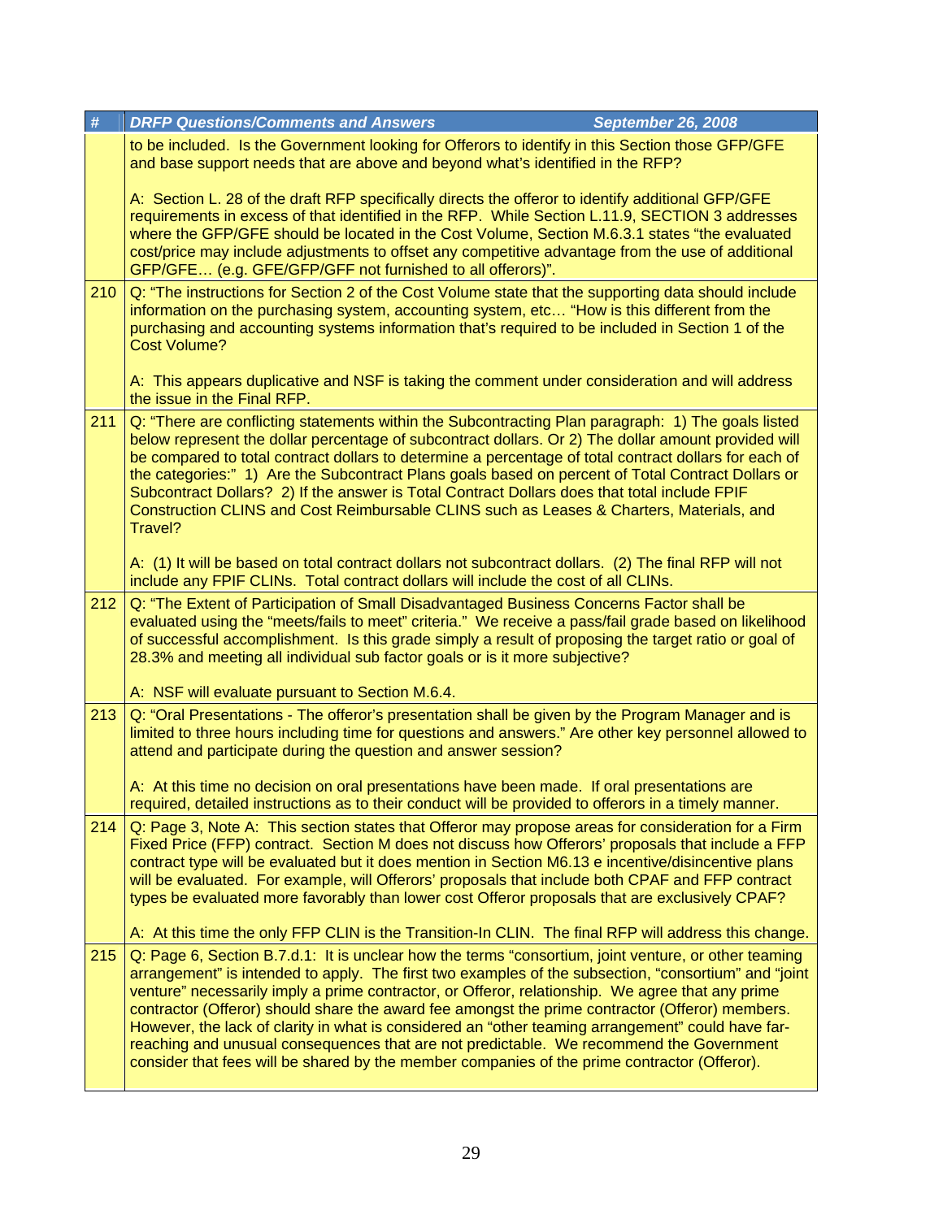| # | DRFP Questions/Comments and Answers September 26, 2008 |
|---|---|
| | to be included. Is the Government looking for Offerors to identify in this Section those GFP/GFE and base support needs that are above and beyond what's identified in the RFP?<br><br>A: Section L. 28 of the draft RFP specifically directs the offeror to identify additional GFP/GFE requirements in excess of that identified in the RFP. While Section L.11.9, SECTION 3 addresses where the GFP/GFE should be located in the Cost Volume, Section M.6.3.1 states "the evaluated cost/price may include adjustments to offset any competitive advantage from the use of additional GFP/GFE… (e.g. GFE/GFP/GFF not furnished to all offerors)". |
| 210 | Q: "The instructions for Section 2 of the Cost Volume state that the supporting data should include information on the purchasing system, accounting system, etc… "How is this different from the purchasing and accounting systems information that's required to be included in Section 1 of the Cost Volume?<br><br>A: This appears duplicative and NSF is taking the comment under consideration and will address the issue in the Final RFP. |
| 211 | Q: "There are conflicting statements within the Subcontracting Plan paragraph: 1) The goals listed below represent the dollar percentage of subcontract dollars. Or 2) The dollar amount provided will be compared to total contract dollars to determine a percentage of total contract dollars for each of the categories:" 1) Are the Subcontract Plans goals based on percent of Total Contract Dollars or Subcontract Dollars? 2) If the answer is Total Contract Dollars does that total include FPIF Construction CLINS and Cost Reimbursable CLINS such as Leases & Charters, Materials, and Travel?<br><br>A: (1) It will be based on total contract dollars not subcontract dollars. (2) The final RFP will not include any FPIF CLINs. Total contract dollars will include the cost of all CLINs. |
| 212 | Q: "The Extent of Participation of Small Disadvantaged Business Concerns Factor shall be evaluated using the "meets/fails to meet" criteria." We receive a pass/fail grade based on likelihood of successful accomplishment. Is this grade simply a result of proposing the target ratio or goal of 28.3% and meeting all individual sub factor goals or is it more subjective?<br><br>A: NSF will evaluate pursuant to Section M.6.4. |
| 213 | Q: "Oral Presentations - The offeror's presentation shall be given by the Program Manager and is limited to three hours including time for questions and answers." Are other key personnel allowed to attend and participate during the question and answer session?<br><br>A: At this time no decision on oral presentations have been made. If oral presentations are required, detailed instructions as to their conduct will be provided to offerors in a timely manner. |
| 214 | Q: Page 3, Note A: This section states that Offeror may propose areas for consideration for a Firm Fixed Price (FFP) contract. Section M does not discuss how Offerors' proposals that include a FFP contract type will be evaluated but it does mention in Section M6.13 e incentive/disincentive plans will be evaluated. For example, will Offerors' proposals that include both CPAF and FFP contract types be evaluated more favorably than lower cost Offeror proposals that are exclusively CPAF?<br><br>A: At this time the only FFP CLIN is the Transition-In CLIN. The final RFP will address this change. |
| 215 | Q: Page 6, Section B.7.d.1: It is unclear how the terms "consortium, joint venture, or other teaming arrangement" is intended to apply. The first two examples of the subsection, "consortium" and "joint venture" necessarily imply a prime contractor, or Offeror, relationship. We agree that any prime contractor (Offeror) should share the award fee amongst the prime contractor (Offeror) members. However, the lack of clarity in what is considered an "other teaming arrangement" could have far-reaching and unusual consequences that are not predictable. We recommend the Government consider that fees will be shared by the member companies of the prime contractor (Offeror). |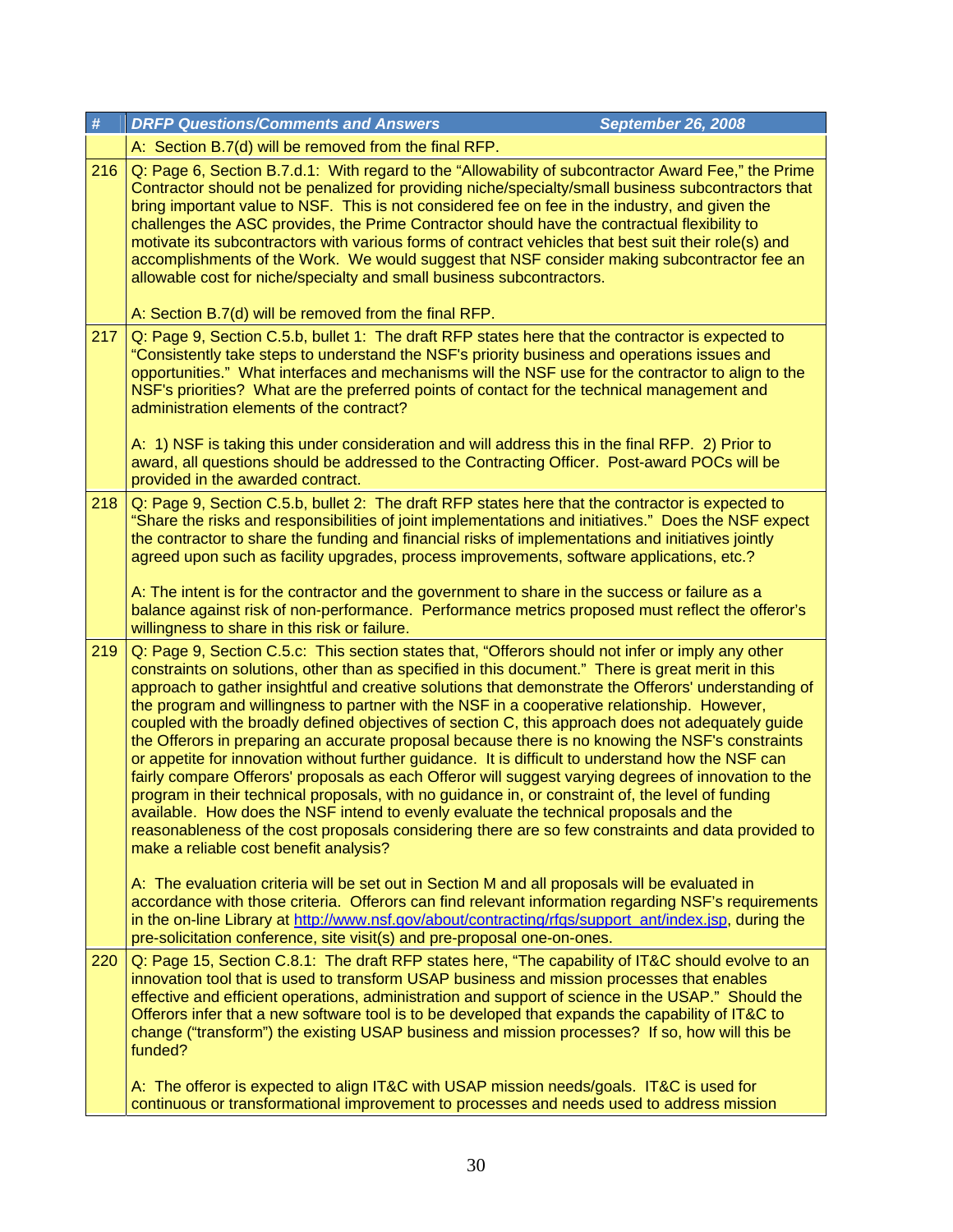| # | DRFP Questions/Comments and Answers September 26, 2008 |
|---|---|
| | A: Section B.7(d) will be removed from the final RFP. |
| 216 | Q: Page 6, Section B.7.d.1: With regard to the "Allowability of subcontractor Award Fee," the Prime Contractor should not be penalized for providing niche/specialty/small business subcontractors that bring important value to NSF. This is not considered fee on fee in the industry, and given the challenges the ASC provides, the Prime Contractor should have the contractual flexibility to motivate its subcontractors with various forms of contract vehicles that best suit their role(s) and accomplishments of the Work. We would suggest that NSF consider making subcontractor fee an allowable cost for niche/specialty and small business subcontractors.<br><br>A: Section B.7(d) will be removed from the final RFP. |
| 217 | Q: Page 9, Section C.5.b, bullet 1: The draft RFP states here that the contractor is expected to "Consistently take steps to understand the NSF's priority business and operations issues and opportunities." What interfaces and mechanisms will the NSF use for the contractor to align to the NSF's priorities? What are the preferred points of contact for the technical management and administration elements of the contract?<br><br>A: 1) NSF is taking this under consideration and will address this in the final RFP. 2) Prior to award, all questions should be addressed to the Contracting Officer. Post-award POCs will be provided in the awarded contract. |
| 218 | Q: Page 9, Section C.5.b, bullet 2: The draft RFP states here that the contractor is expected to "Share the risks and responsibilities of joint implementations and initiatives." Does the NSF expect the contractor to share the funding and financial risks of implementations and initiatives jointly agreed upon such as facility upgrades, process improvements, software applications, etc.?<br><br>A: The intent is for the contractor and the government to share in the success or failure as a balance against risk of non-performance. Performance metrics proposed must reflect the offeror's willingness to share in this risk or failure. |
| 219 | Q: Page 9, Section C.5.c: This section states that, "Offerors should not infer or imply any other constraints on solutions, other than as specified in this document." There is great merit in this approach to gather insightful and creative solutions that demonstrate the Offerors' understanding of the program and willingness to partner with the NSF in a cooperative relationship. However, coupled with the broadly defined objectives of section C, this approach does not adequately guide the Offerors in preparing an accurate proposal because there is no knowing the NSF's constraints or appetite for innovation without further guidance. It is difficult to understand how the NSF can fairly compare Offerors' proposals as each Offeror will suggest varying degrees of innovation to the program in their technical proposals, with no guidance in, or constraint of, the level of funding available. How does the NSF intend to evenly evaluate the technical proposals and the reasonableness of the cost proposals considering there are so few constraints and data provided to make a reliable cost benefit analysis?<br><br>A: The evaluation criteria will be set out in Section M and all proposals will be evaluated in accordance with those criteria. Offerors can find relevant information regarding NSF's requirements in the on-line Library at http://www.nsf.gov/about/contracting/rfqs/support_ant/index.jsp, during the pre-solicitation conference, site visit(s) and pre-proposal one-on-ones. |
| 220 | Q: Page 15, Section C.8.1: The draft RFP states here, "The capability of IT&C should evolve to an innovation tool that is used to transform USAP business and mission processes that enables effective and efficient operations, administration and support of science in the USAP." Should the Offerors infer that a new software tool is to be developed that expands the capability of IT&C to change ("transform") the existing USAP business and mission processes? If so, how will this be funded?<br><br>A: The offeror is expected to align IT&C with USAP mission needs/goals. IT&C is used for continuous or transformational improvement to processes and needs used to address mission |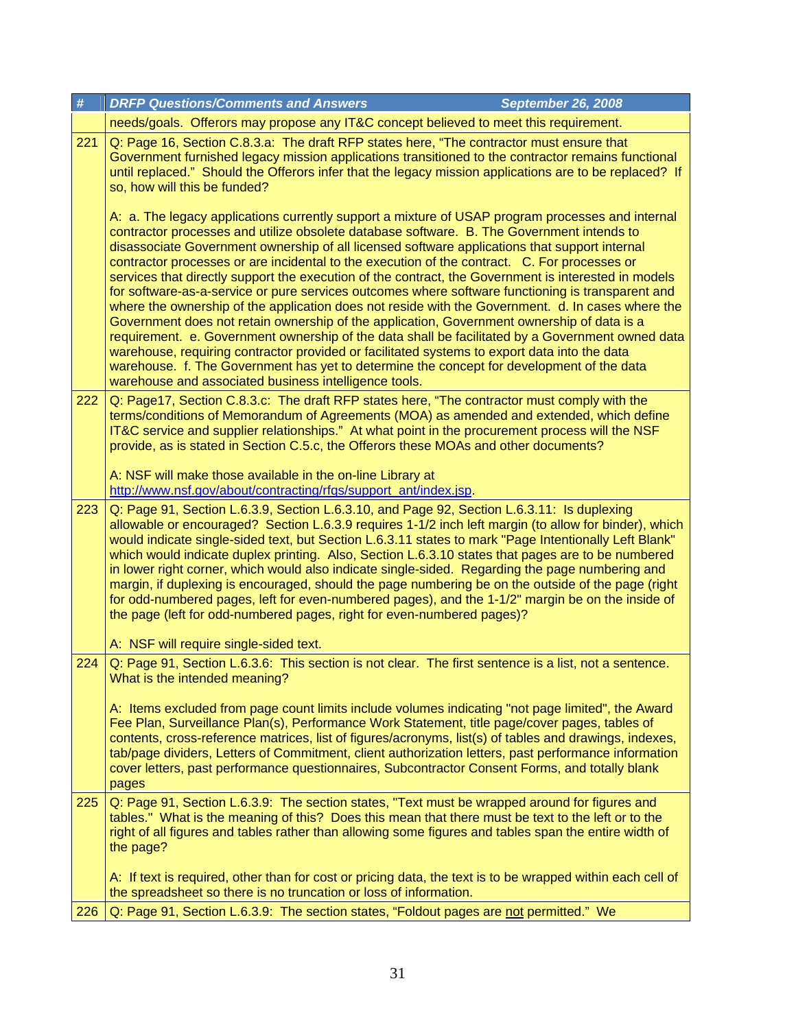| # | DRFP Questions/Comments and Answers September 26, 2008 |
|---|---|
| | needs/goals. Offerors may propose any IT&C concept believed to meet this requirement. |
| 221 | Q: Page 16, Section C.8.3.a: The draft RFP states here, "The contractor must ensure that Government furnished legacy mission applications transitioned to the contractor remains functional until replaced." Should the Offerors infer that the legacy mission applications are to be replaced? If so, how will this be funded?<br><br>A: a. The legacy applications currently support a mixture of USAP program processes and internal contractor processes and utilize obsolete database software. B. The Government intends to disassociate Government ownership of all licensed software applications that support internal contractor processes or are incidental to the execution of the contract. C. For processes or services that directly support the execution of the contract, the Government is interested in models for software-as-a-service or pure services outcomes where software functioning is transparent and where the ownership of the application does not reside with the Government. d. In cases where the Government does not retain ownership of the application, Government ownership of data is a requirement. e. Government ownership of the data shall be facilitated by a Government owned data warehouse, requiring contractor provided or facilitated systems to export data into the data warehouse. f. The Government has yet to determine the concept for development of the data warehouse and associated business intelligence tools. |
| 222 | Q: Page17, Section C.8.3.c: The draft RFP states here, "The contractor must comply with the terms/conditions of Memorandum of Agreements (MOA) as amended and extended, which define IT&C service and supplier relationships." At what point in the procurement process will the NSF provide, as is stated in Section C.5.c, the Offerors these MOAs and other documents?<br><br>A: NSF will make those available in the on-line Library at http://www.nsf.gov/about/contracting/rfqs/support_ant/index.jsp. |
| 223 | Q: Page 91, Section L.6.3.9, Section L.6.3.10, and Page 92, Section L.6.3.11: Is duplexing allowable or encouraged? Section L.6.3.9 requires 1-1/2 inch left margin (to allow for binder), which would indicate single-sided text, but Section L.6.3.11 states to mark "Page Intentionally Left Blank" which would indicate duplex printing. Also, Section L.6.3.10 states that pages are to be numbered in lower right corner, which would also indicate single-sided. Regarding the page numbering and margin, if duplexing is encouraged, should the page numbering be on the outside of the page (right for odd-numbered pages, left for even-numbered pages), and the 1-1/2" margin be on the inside of the page (left for odd-numbered pages, right for even-numbered pages)?<br><br>A: NSF will require single-sided text. |
| 224 | Q: Page 91, Section L.6.3.6: This section is not clear. The first sentence is a list, not a sentence. What is the intended meaning?<br><br>A: Items excluded from page count limits include volumes indicating "not page limited", the Award Fee Plan, Surveillance Plan(s), Performance Work Statement, title page/cover pages, tables of contents, cross-reference matrices, list of figures/acronyms, list(s) of tables and drawings, indexes, tab/page dividers, Letters of Commitment, client authorization letters, past performance information cover letters, past performance questionnaires, Subcontractor Consent Forms, and totally blank pages |
| 225 | Q: Page 91, Section L.6.3.9: The section states, "Text must be wrapped around for figures and tables." What is the meaning of this? Does this mean that there must be text to the left or to the right of all figures and tables rather than allowing some figures and tables span the entire width of the page?<br><br>A: If text is required, other than for cost or pricing data, the text is to be wrapped within each cell of the spreadsheet so there is no truncation or loss of information. |
| 226 | Q: Page 91, Section L.6.3.9: The section states, "Foldout pages are not permitted." We |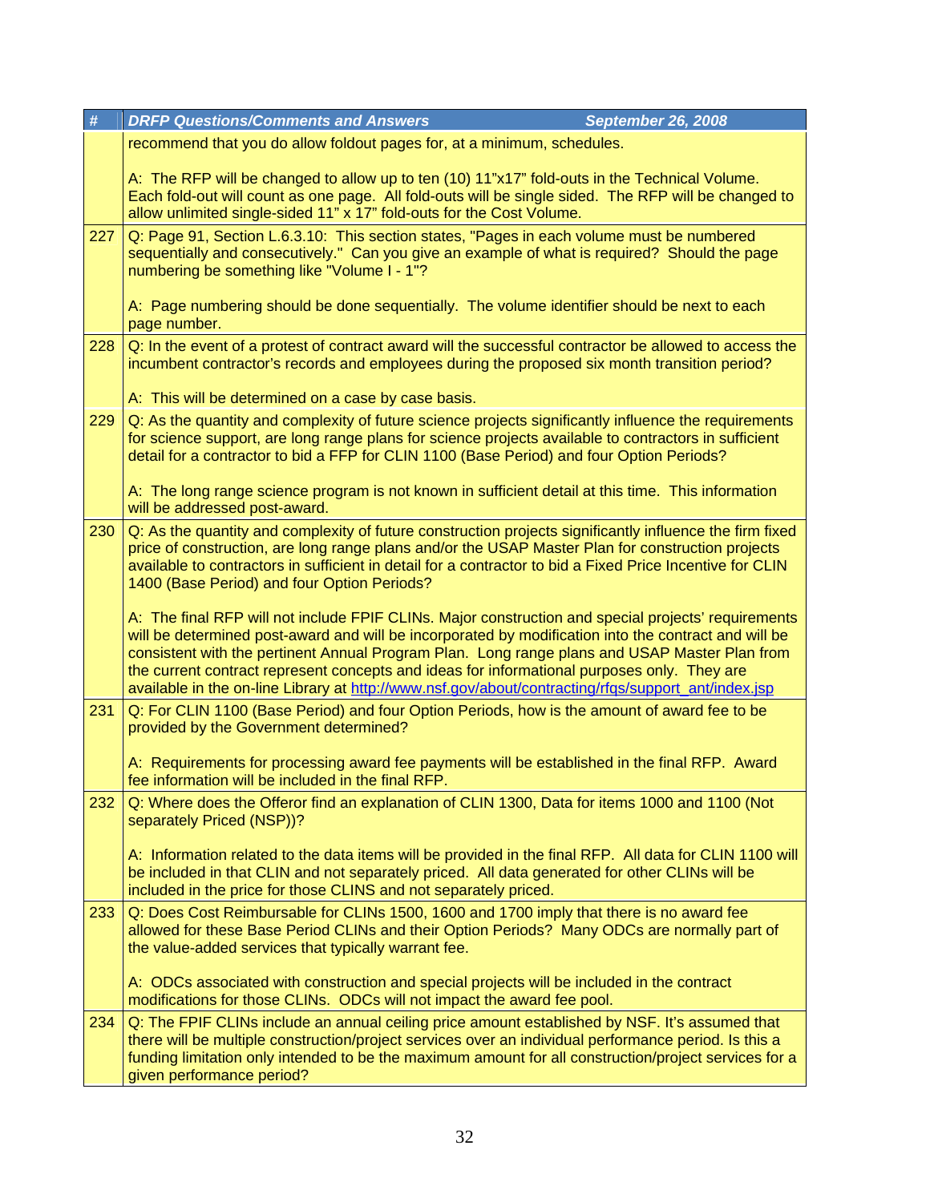| # | DRFP Questions/Comments and Answers September 26, 2008 |
|---|---|
| | recommend that you do allow foldout pages for, at a minimum, schedules.<br><br>A: The RFP will be changed to allow up to ten (10) 11"x17" fold-outs in the Technical Volume. Each fold-out will count as one page. All fold-outs will be single sided. The RFP will be changed to allow unlimited single-sided 11" x 17" fold-outs for the Cost Volume. |
| 227 | Q: Page 91, Section L.6.3.10: This section states, "Pages in each volume must be numbered sequentially and consecutively." Can you give an example of what is required? Should the page numbering be something like "Volume I - 1"?<br><br>A: Page numbering should be done sequentially. The volume identifier should be next to each page number. |
| 228 | Q: In the event of a protest of contract award will the successful contractor be allowed to access the incumbent contractor's records and employees during the proposed six month transition period?<br><br>A: This will be determined on a case by case basis. |
| 229 | Q: As the quantity and complexity of future science projects significantly influence the requirements for science support, are long range plans for science projects available to contractors in sufficient detail for a contractor to bid a FFP for CLIN 1100 (Base Period) and four Option Periods?<br><br>A: The long range science program is not known in sufficient detail at this time. This information will be addressed post-award. |
| 230 | Q: As the quantity and complexity of future construction projects significantly influence the firm fixed price of construction, are long range plans and/or the USAP Master Plan for construction projects available to contractors in sufficient in detail for a contractor to bid a Fixed Price Incentive for CLIN 1400 (Base Period) and four Option Periods?<br><br>A: The final RFP will not include FPIF CLINs. Major construction and special projects' requirements will be determined post-award and will be incorporated by modification into the contract and will be consistent with the pertinent Annual Program Plan. Long range plans and USAP Master Plan from the current contract represent concepts and ideas for informational purposes only. They are available in the on-line Library at http://www.nsf.gov/about/contracting/rfqs/support_ant/index.jsp |
| 231 | Q: For CLIN 1100 (Base Period) and four Option Periods, how is the amount of award fee to be provided by the Government determined?<br><br>A: Requirements for processing award fee payments will be established in the final RFP. Award fee information will be included in the final RFP. |
| 232 | Q: Where does the Offeror find an explanation of CLIN 1300, Data for items 1000 and 1100 (Not separately Priced (NSP))?<br><br>A: Information related to the data items will be provided in the final RFP. All data for CLIN 1100 will be included in that CLIN and not separately priced. All data generated for other CLINs will be included in the price for those CLINS and not separately priced. |
| 233 | Q: Does Cost Reimbursable for CLINs 1500, 1600 and 1700 imply that there is no award fee allowed for these Base Period CLINs and their Option Periods? Many ODCs are normally part of the value-added services that typically warrant fee.<br><br>A: ODCs associated with construction and special projects will be included in the contract modifications for those CLINs. ODCs will not impact the award fee pool. |
| 234 | Q: The FPIF CLINs include an annual ceiling price amount established by NSF. It's assumed that there will be multiple construction/project services over an individual performance period. Is this a funding limitation only intended to be the maximum amount for all construction/project services for a given performance period? |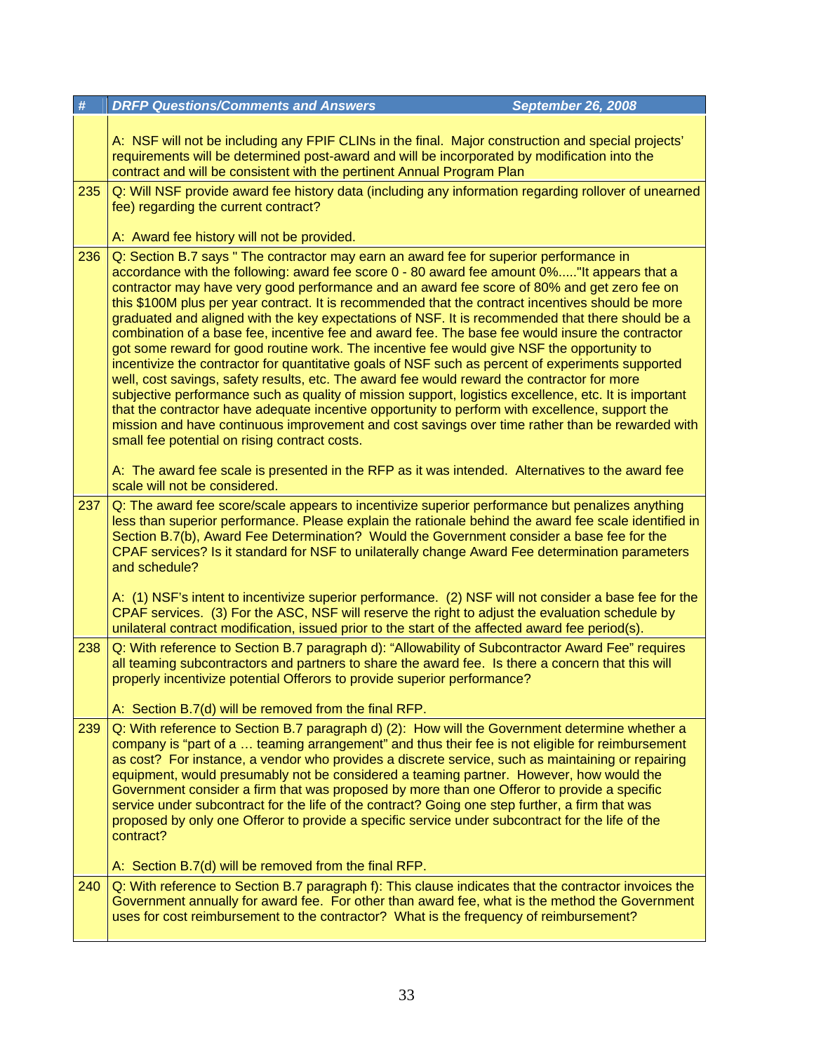| # | DRFP Questions/Comments and Answers September 26, 2008 |
|---|---|
| | A: NSF will not be including any FPIF CLINs in the final. Major construction and special projects' requirements will be determined post-award and will be incorporated by modification into the contract and will be consistent with the pertinent Annual Program Plan |
| 235 | Q: Will NSF provide award fee history data (including any information regarding rollover of unearned fee) regarding the current contract?<br><br>A: Award fee history will not be provided. |
| 236 | Q: Section B.7 says " The contractor may earn an award fee for superior performance in accordance with the following: award fee score 0 - 80 award fee amount 0%....."It appears that a contractor may have very good performance and an award fee score of 80% and get zero fee on this $100M plus per year contract. It is recommended that the contract incentives should be more graduated and aligned with the key expectations of NSF. It is recommended that there should be a combination of a base fee, incentive fee and award fee. The base fee would insure the contractor got some reward for good routine work. The incentive fee would give NSF the opportunity to incentivize the contractor for quantitative goals of NSF such as percent of experiments supported well, cost savings, safety results, etc. The award fee would reward the contractor for more subjective performance such as quality of mission support, logistics excellence, etc. It is important that the contractor have adequate incentive opportunity to perform with excellence, support the mission and have continuous improvement and cost savings over time rather than be rewarded with small fee potential on rising contract costs.<br><br>A: The award fee scale is presented in the RFP as it was intended. Alternatives to the award fee scale will not be considered. |
| 237 | Q: The award fee score/scale appears to incentivize superior performance but penalizes anything less than superior performance. Please explain the rationale behind the award fee scale identified in Section B.7(b), Award Fee Determination? Would the Government consider a base fee for the CPAF services? Is it standard for NSF to unilaterally change Award Fee determination parameters and schedule?<br><br>A: (1) NSF's intent to incentivize superior performance. (2) NSF will not consider a base fee for the CPAF services. (3) For the ASC, NSF will reserve the right to adjust the evaluation schedule by unilateral contract modification, issued prior to the start of the affected award fee period(s). |
| 238 | Q: With reference to Section B.7 paragraph d): "Allowability of Subcontractor Award Fee" requires all teaming subcontractors and partners to share the award fee. Is there a concern that this will properly incentivize potential Offerors to provide superior performance?<br><br>A: Section B.7(d) will be removed from the final RFP. |
| 239 | Q: With reference to Section B.7 paragraph d) (2): How will the Government determine whether a company is "part of a … teaming arrangement" and thus their fee is not eligible for reimbursement as cost? For instance, a vendor who provides a discrete service, such as maintaining or repairing equipment, would presumably not be considered a teaming partner. However, how would the Government consider a firm that was proposed by more than one Offeror to provide a specific service under subcontract for the life of the contract? Going one step further, a firm that was proposed by only one Offeror to provide a specific service under subcontract for the life of the contract?<br><br>A: Section B.7(d) will be removed from the final RFP. |
| 240 | Q: With reference to Section B.7 paragraph f): This clause indicates that the contractor invoices the Government annually for award fee. For other than award fee, what is the method the Government uses for cost reimbursement to the contractor? What is the frequency of reimbursement? |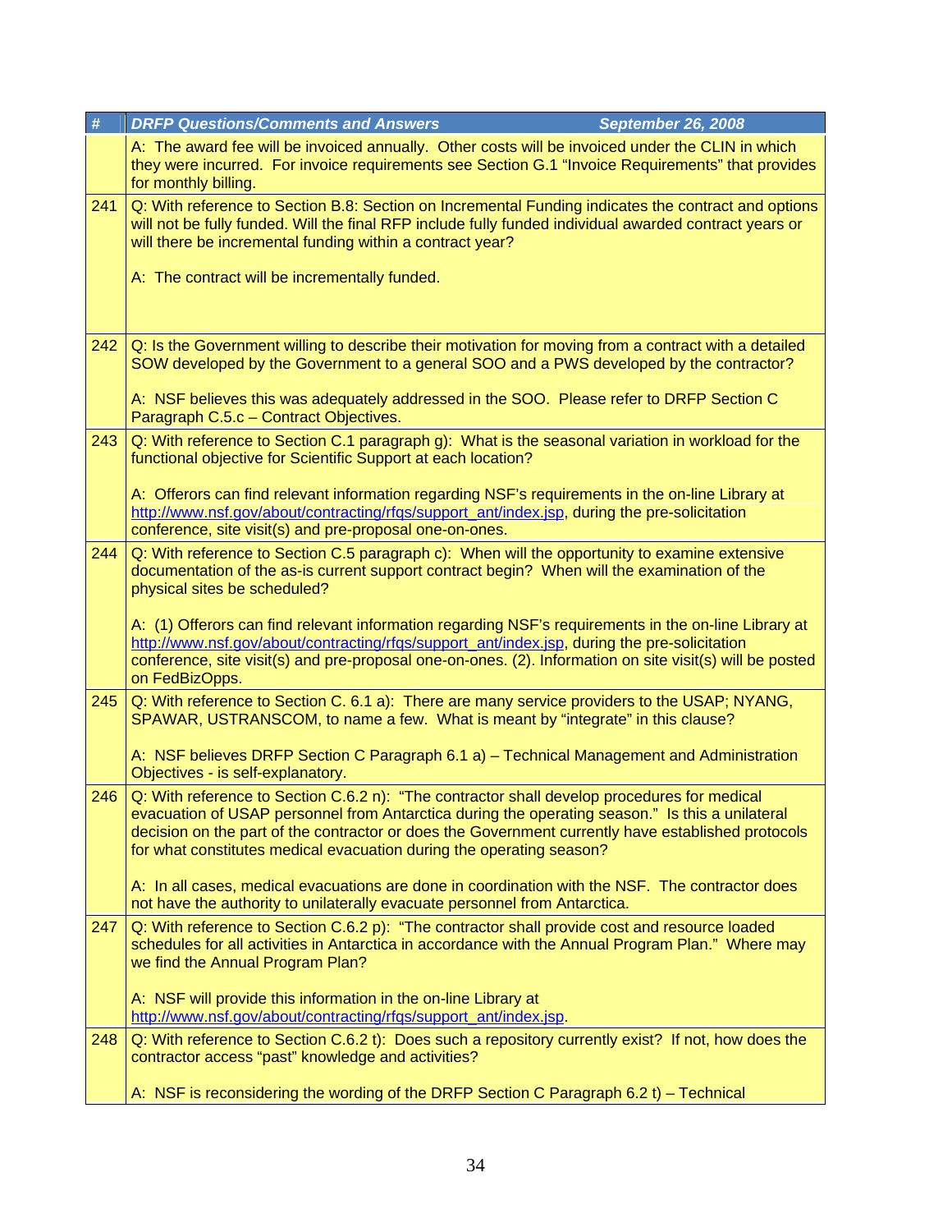| # | DRFP Questions/Comments and Answers September 26, 2008 |
|---|---|
| | A: The award fee will be invoiced annually. Other costs will be invoiced under the CLIN in which they were incurred. For invoice requirements see Section G.1 "Invoice Requirements" that provides for monthly billing. |
| 241 | Q: With reference to Section B.8: Section on Incremental Funding indicates the contract and options will not be fully funded. Will the final RFP include fully funded individual awarded contract years or will there be incremental funding within a contract year?<br><br>A: The contract will be incrementally funded. |
| 242 | Q: Is the Government willing to describe their motivation for moving from a contract with a detailed SOW developed by the Government to a general SOO and a PWS developed by the contractor?<br><br>A: NSF believes this was adequately addressed in the SOO. Please refer to DRFP Section C Paragraph C.5.c – Contract Objectives. |
| 243 | Q: With reference to Section C.1 paragraph g): What is the seasonal variation in workload for the functional objective for Scientific Support at each location?<br><br>A: Offerors can find relevant information regarding NSF's requirements in the on-line Library at http://www.nsf.gov/about/contracting/rfqs/support_ant/index.jsp, during the pre-solicitation conference, site visit(s) and pre-proposal one-on-ones. |
| 244 | Q: With reference to Section C.5 paragraph c): When will the opportunity to examine extensive documentation of the as-is current support contract begin? When will the examination of the physical sites be scheduled?<br><br>A: (1) Offerors can find relevant information regarding NSF's requirements in the on-line Library at http://www.nsf.gov/about/contracting/rfqs/support_ant/index.jsp, during the pre-solicitation conference, site visit(s) and pre-proposal one-on-ones. (2). Information on site visit(s) will be posted on FedBizOpps. |
| 245 | Q: With reference to Section C. 6.1 a): There are many service providers to the USAP; NYANG, SPAWAR, USTRANSCOM, to name a few. What is meant by "integrate" in this clause?<br><br>A: NSF believes DRFP Section C Paragraph 6.1 a) – Technical Management and Administration Objectives - is self-explanatory. |
| 246 | Q: With reference to Section C.6.2 n): "The contractor shall develop procedures for medical evacuation of USAP personnel from Antarctica during the operating season." Is this a unilateral decision on the part of the contractor or does the Government currently have established protocols for what constitutes medical evacuation during the operating season?<br><br>A: In all cases, medical evacuations are done in coordination with the NSF. The contractor does not have the authority to unilaterally evacuate personnel from Antarctica. |
| 247 | Q: With reference to Section C.6.2 p): "The contractor shall provide cost and resource loaded schedules for all activities in Antarctica in accordance with the Annual Program Plan." Where may we find the Annual Program Plan?<br><br>A: NSF will provide this information in the on-line Library at http://www.nsf.gov/about/contracting/rfqs/support_ant/index.jsp. |
| 248 | Q: With reference to Section C.6.2 t): Does such a repository currently exist? If not, how does the contractor access "past" knowledge and activities?<br><br>A: NSF is reconsidering the wording of the DRFP Section C Paragraph 6.2 t) – Technical |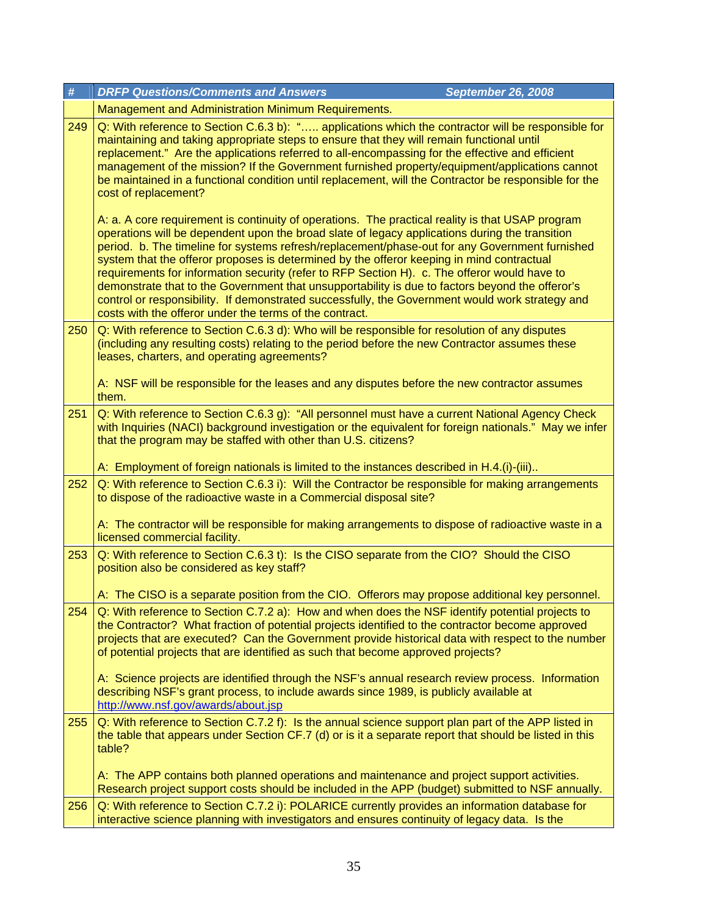| # | DRFP Questions/Comments and Answers September 26, 2008 |
|---|---|
| | Management and Administration Minimum Requirements. |
| 249 | Q: With reference to Section C.6.3 b): "….. applications which the contractor will be responsible for maintaining and taking appropriate steps to ensure that they will remain functional until replacement." Are the applications referred to all-encompassing for the effective and efficient management of the mission? If the Government furnished property/equipment/applications cannot be maintained in a functional condition until replacement, will the Contractor be responsible for the cost of replacement?<br><br>A: a. A core requirement is continuity of operations. The practical reality is that USAP program operations will be dependent upon the broad slate of legacy applications during the transition period. b. The timeline for systems refresh/replacement/phase-out for any Government furnished system that the offeror proposes is determined by the offeror keeping in mind contractual requirements for information security (refer to RFP Section H). c. The offeror would have to demonstrate that to the Government that unsupportability is due to factors beyond the offeror's control or responsibility. If demonstrated successfully, the Government would work strategy and costs with the offeror under the terms of the contract. |
| 250 | Q: With reference to Section C.6.3 d): Who will be responsible for resolution of any disputes (including any resulting costs) relating to the period before the new Contractor assumes these leases, charters, and operating agreements?<br><br>A: NSF will be responsible for the leases and any disputes before the new contractor assumes them. |
| 251 | Q: With reference to Section C.6.3 g): "All personnel must have a current National Agency Check with Inquiries (NACI) background investigation or the equivalent for foreign nationals." May we infer that the program may be staffed with other than U.S. citizens?<br><br>A: Employment of foreign nationals is limited to the instances described in H.4.(i)-(iii).. |
| 252 | Q: With reference to Section C.6.3 i): Will the Contractor be responsible for making arrangements to dispose of the radioactive waste in a Commercial disposal site?<br><br>A: The contractor will be responsible for making arrangements to dispose of radioactive waste in a licensed commercial facility. |
| 253 | Q: With reference to Section C.6.3 t): Is the CISO separate from the CIO? Should the CISO position also be considered as key staff?<br><br>A: The CISO is a separate position from the CIO. Offerors may propose additional key personnel. |
| 254 | Q: With reference to Section C.7.2 a): How and when does the NSF identify potential projects to the Contractor? What fraction of potential projects identified to the contractor become approved projects that are executed? Can the Government provide historical data with respect to the number of potential projects that are identified as such that become approved projects?<br><br>A: Science projects are identified through the NSF's annual research review process. Information describing NSF's grant process, to include awards since 1989, is publicly available at http://www.nsf.gov/awards/about.jsp |
| 255 | Q: With reference to Section C.7.2 f): Is the annual science support plan part of the APP listed in the table that appears under Section CF.7 (d) or is it a separate report that should be listed in this table?<br><br>A: The APP contains both planned operations and maintenance and project support activities. Research project support costs should be included in the APP (budget) submitted to NSF annually. |
| 256 | Q: With reference to Section C.7.2 i): POLARICE currently provides an information database for interactive science planning with investigators and ensures continuity of legacy data. Is the |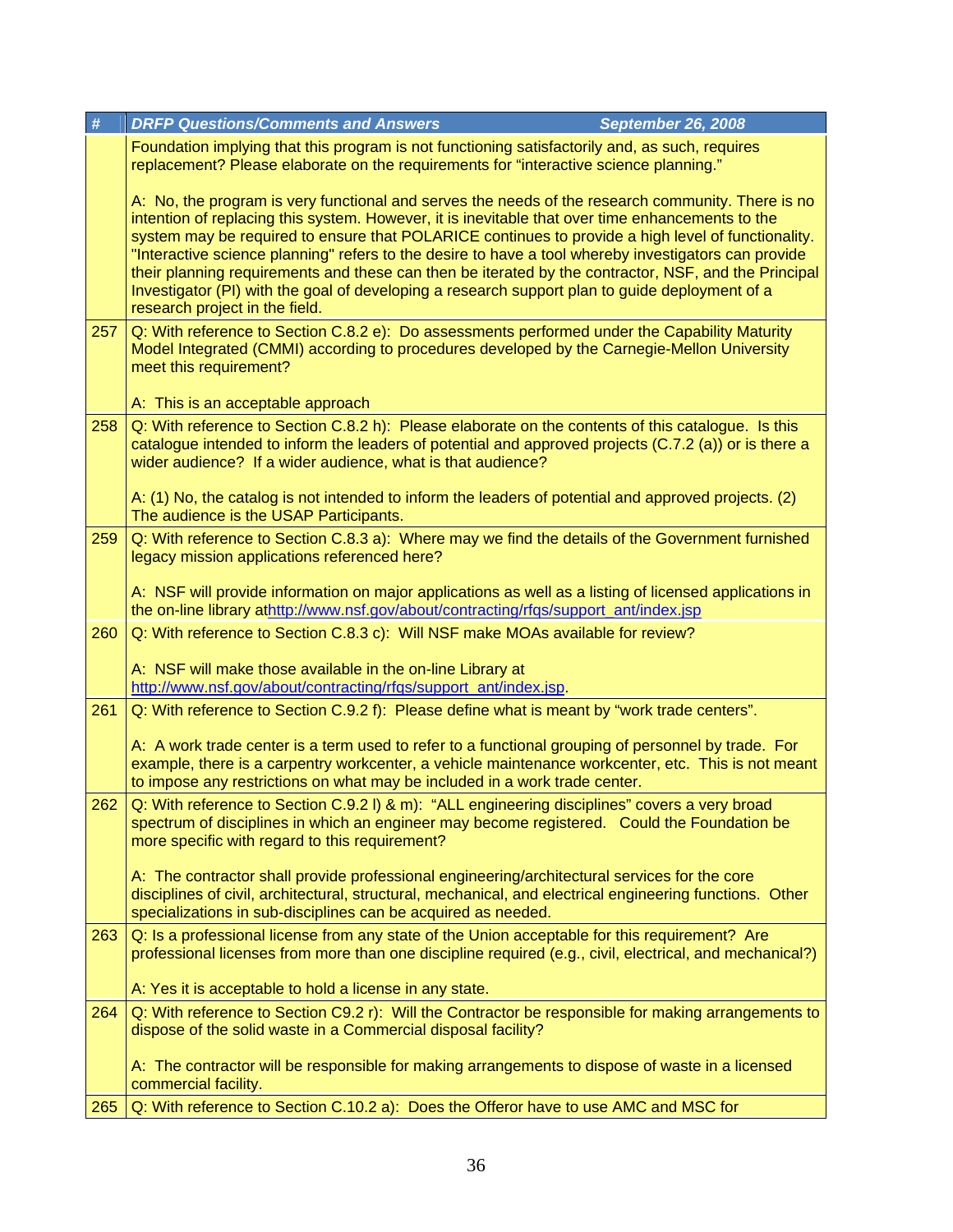| # | DRFP Questions/Comments and Answers September 26, 2008 |
|---|---|
| | Foundation implying that this program is not functioning satisfactorily and, as such, requires replacement? Please elaborate on the requirements for "interactive science planning."<br><br>A: No, the program is very functional and serves the needs of the research community. There is no intention of replacing this system. However, it is inevitable that over time enhancements to the system may be required to ensure that POLARICE continues to provide a high level of functionality. "Interactive science planning" refers to the desire to have a tool whereby investigators can provide their planning requirements and these can then be iterated by the contractor, NSF, and the Principal Investigator (PI) with the goal of developing a research support plan to guide deployment of a research project in the field. |
| 257 | Q: With reference to Section C.8.2 e): Do assessments performed under the Capability Maturity Model Integrated (CMMI) according to procedures developed by the Carnegie-Mellon University meet this requirement?<br><br>A: This is an acceptable approach |
| 258 | Q: With reference to Section C.8.2 h): Please elaborate on the contents of this catalogue. Is this catalogue intended to inform the leaders of potential and approved projects (C.7.2 (a)) or is there a wider audience? If a wider audience, what is that audience?<br><br>A: (1) No, the catalog is not intended to inform the leaders of potential and approved projects. (2) The audience is the USAP Participants. |
| 259 | Q: With reference to Section C.8.3 a): Where may we find the details of the Government furnished legacy mission applications referenced here?<br><br>A: NSF will provide information on major applications as well as a listing of licensed applications in the on-line library athttp://www.nsf.gov/about/contracting/rfqs/support_ant/index.jsp |
| 260 | Q: With reference to Section C.8.3 c): Will NSF make MOAs available for review?<br><br>A: NSF will make those available in the on-line Library at http://www.nsf.gov/about/contracting/rfqs/support_ant/index.jsp. |
| 261 | Q: With reference to Section C.9.2 f): Please define what is meant by "work trade centers".<br><br>A: A work trade center is a term used to refer to a functional grouping of personnel by trade. For example, there is a carpentry workcenter, a vehicle maintenance workcenter, etc. This is not meant to impose any restrictions on what may be included in a work trade center. |
| 262 | Q: With reference to Section C.9.2 l) & m): "ALL engineering disciplines" covers a very broad spectrum of disciplines in which an engineer may become registered. Could the Foundation be more specific with regard to this requirement?<br><br>A: The contractor shall provide professional engineering/architectural services for the core disciplines of civil, architectural, structural, mechanical, and electrical engineering functions. Other specializations in sub-disciplines can be acquired as needed. |
| 263 | Q: Is a professional license from any state of the Union acceptable for this requirement? Are professional licenses from more than one discipline required (e.g., civil, electrical, and mechanical?)<br><br>A: Yes it is acceptable to hold a license in any state. |
| 264 | Q: With reference to Section C9.2 r): Will the Contractor be responsible for making arrangements to dispose of the solid waste in a Commercial disposal facility?<br><br>A: The contractor will be responsible for making arrangements to dispose of waste in a licensed commercial facility. |
| 265 | Q: With reference to Section C.10.2 a): Does the Offeror have to use AMC and MSC for |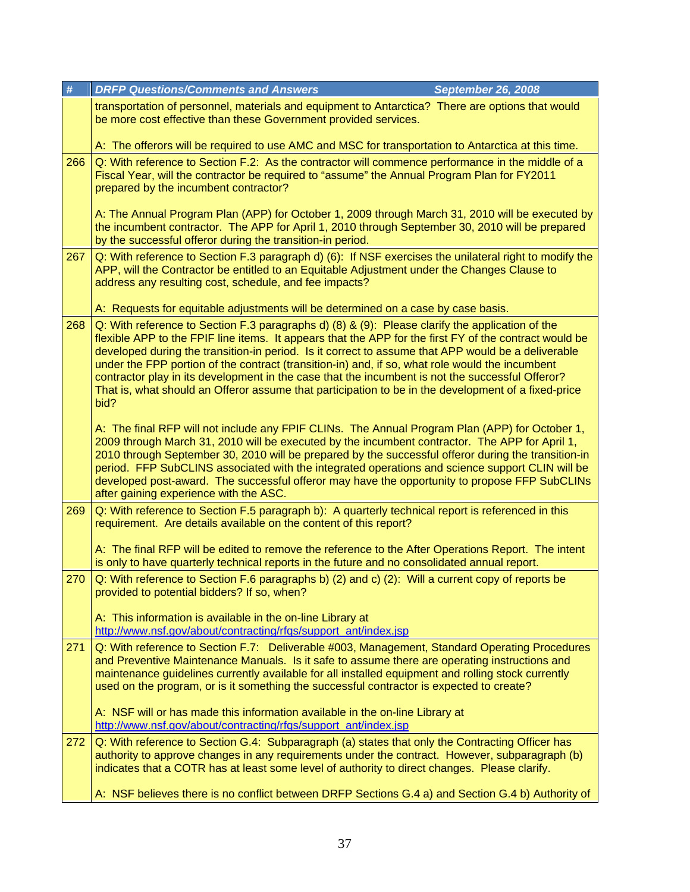| # | DRFP Questions/Comments and Answers September 26, 2008 |
|---|---|
| | transportation of personnel, materials and equipment to Antarctica? There are options that would be more cost effective than these Government provided services.<br><br>A: The offerors will be required to use AMC and MSC for transportation to Antarctica at this time. |
| 266 | Q: With reference to Section F.2: As the contractor will commence performance in the middle of a Fiscal Year, will the contractor be required to "assume" the Annual Program Plan for FY2011 prepared by the incumbent contractor?<br><br>A: The Annual Program Plan (APP) for October 1, 2009 through March 31, 2010 will be executed by the incumbent contractor. The APP for April 1, 2010 through September 30, 2010 will be prepared by the successful offeror during the transition-in period. |
| 267 | Q: With reference to Section F.3 paragraph d) (6): If NSF exercises the unilateral right to modify the APP, will the Contractor be entitled to an Equitable Adjustment under the Changes Clause to address any resulting cost, schedule, and fee impacts?<br><br>A: Requests for equitable adjustments will be determined on a case by case basis. |
| 268 | Q: With reference to Section F.3 paragraphs d) (8) & (9): Please clarify the application of the flexible APP to the FPIF line items. It appears that the APP for the first FY of the contract would be developed during the transition-in period. Is it correct to assume that APP would be a deliverable under the FPP portion of the contract (transition-in) and, if so, what role would the incumbent contractor play in its development in the case that the incumbent is not the successful Offeror? That is, what should an Offeror assume that participation to be in the development of a fixed-price bid?<br><br>A: The final RFP will not include any FPIF CLINs. The Annual Program Plan (APP) for October 1, 2009 through March 31, 2010 will be executed by the incumbent contractor. The APP for April 1, 2010 through September 30, 2010 will be prepared by the successful offeror during the transition-in period. FFP SubCLINS associated with the integrated operations and science support CLIN will be developed post-award. The successful offeror may have the opportunity to propose FFP SubCLINs after gaining experience with the ASC. |
| 269 | Q: With reference to Section F.5 paragraph b): A quarterly technical report is referenced in this requirement. Are details available on the content of this report?<br><br>A: The final RFP will be edited to remove the reference to the After Operations Report. The intent is only to have quarterly technical reports in the future and no consolidated annual report. |
| 270 | Q: With reference to Section F.6 paragraphs b) (2) and c) (2): Will a current copy of reports be provided to potential bidders? If so, when?<br><br>A: This information is available in the on-line Library at http://www.nsf.gov/about/contracting/rfqs/support_ant/index.jsp |
| 271 | Q: With reference to Section F.7: Deliverable #003, Management, Standard Operating Procedures and Preventive Maintenance Manuals. Is it safe to assume there are operating instructions and maintenance guidelines currently available for all installed equipment and rolling stock currently used on the program, or is it something the successful contractor is expected to create?<br><br>A: NSF will or has made this information available in the on-line Library at http://www.nsf.gov/about/contracting/rfqs/support_ant/index.jsp |
| 272 | Q: With reference to Section G.4: Subparagraph (a) states that only the Contracting Officer has authority to approve changes in any requirements under the contract. However, subparagraph (b) indicates that a COTR has at least some level of authority to direct changes. Please clarify.<br><br>A: NSF believes there is no conflict between DRFP Sections G.4 a) and Section G.4 b) Authority of |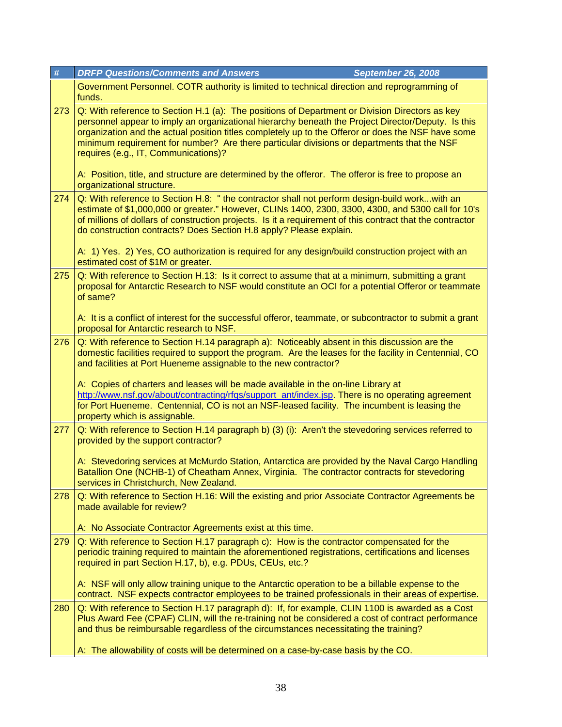| # | DRFP Questions/Comments and Answers September 26, 2008 |
|---|---|
| | Government Personnel. COTR authority is limited to technical direction and reprogramming of funds. |
| 273 | Q: With reference to Section H.1 (a): The positions of Department or Division Directors as key personnel appear to imply an organizational hierarchy beneath the Project Director/Deputy. Is this organization and the actual position titles completely up to the Offeror or does the NSF have some minimum requirement for number? Are there particular divisions or departments that the NSF requires (e.g., IT, Communications)?<br><br>A: Position, title, and structure are determined by the offeror. The offeror is free to propose an organizational structure. |
| 274 | Q: With reference to Section H.8: " the contractor shall not perform design-build work...with an estimate of $1,000,000 or greater." However, CLINs 1400, 2300, 3300, 4300, and 5300 call for 10's of millions of dollars of construction projects. Is it a requirement of this contract that the contractor do construction contracts? Does Section H.8 apply? Please explain.<br><br>A: 1) Yes. 2) Yes, CO authorization is required for any design/build construction project with an estimated cost of $1M or greater. |
| 275 | Q: With reference to Section H.13: Is it correct to assume that at a minimum, submitting a grant proposal for Antarctic Research to NSF would constitute an OCI for a potential Offeror or teammate of same?<br><br>A: It is a conflict of interest for the successful offeror, teammate, or subcontractor to submit a grant proposal for Antarctic research to NSF. |
| 276 | Q: With reference to Section H.14 paragraph a): Noticeably absent in this discussion are the domestic facilities required to support the program. Are the leases for the facility in Centennial, CO and facilities at Port Hueneme assignable to the new contractor?<br><br>A: Copies of charters and leases will be made available in the on-line Library at http://www.nsf.gov/about/contracting/rfqs/support_ant/index.jsp. There is no operating agreement for Port Hueneme. Centennial, CO is not an NSF-leased facility. The incumbent is leasing the property which is assignable. |
| 277 | Q: With reference to Section H.14 paragraph b) (3) (i): Aren't the stevedoring services referred to provided by the support contractor?<br><br>A: Stevedoring services at McMurdo Station, Antarctica are provided by the Naval Cargo Handling Batallion One (NCHB-1) of Cheatham Annex, Virginia. The contractor contracts for stevedoring services in Christchurch, New Zealand. |
| 278 | Q: With reference to Section H.16: Will the existing and prior Associate Contractor Agreements be made available for review?<br><br>A: No Associate Contractor Agreements exist at this time. |
| 279 | Q: With reference to Section H.17 paragraph c): How is the contractor compensated for the periodic training required to maintain the aforementioned registrations, certifications and licenses required in part Section H.17, b), e.g. PDUs, CEUs, etc.?<br><br>A: NSF will only allow training unique to the Antarctic operation to be a billable expense to the contract. NSF expects contractor employees to be trained professionals in their areas of expertise. |
| 280 | Q: With reference to Section H.17 paragraph d): If, for example, CLIN 1100 is awarded as a Cost Plus Award Fee (CPAF) CLIN, will the re-training not be considered a cost of contract performance and thus be reimbursable regardless of the circumstances necessitating the training?<br><br>A: The allowability of costs will be determined on a case-by-case basis by the CO. |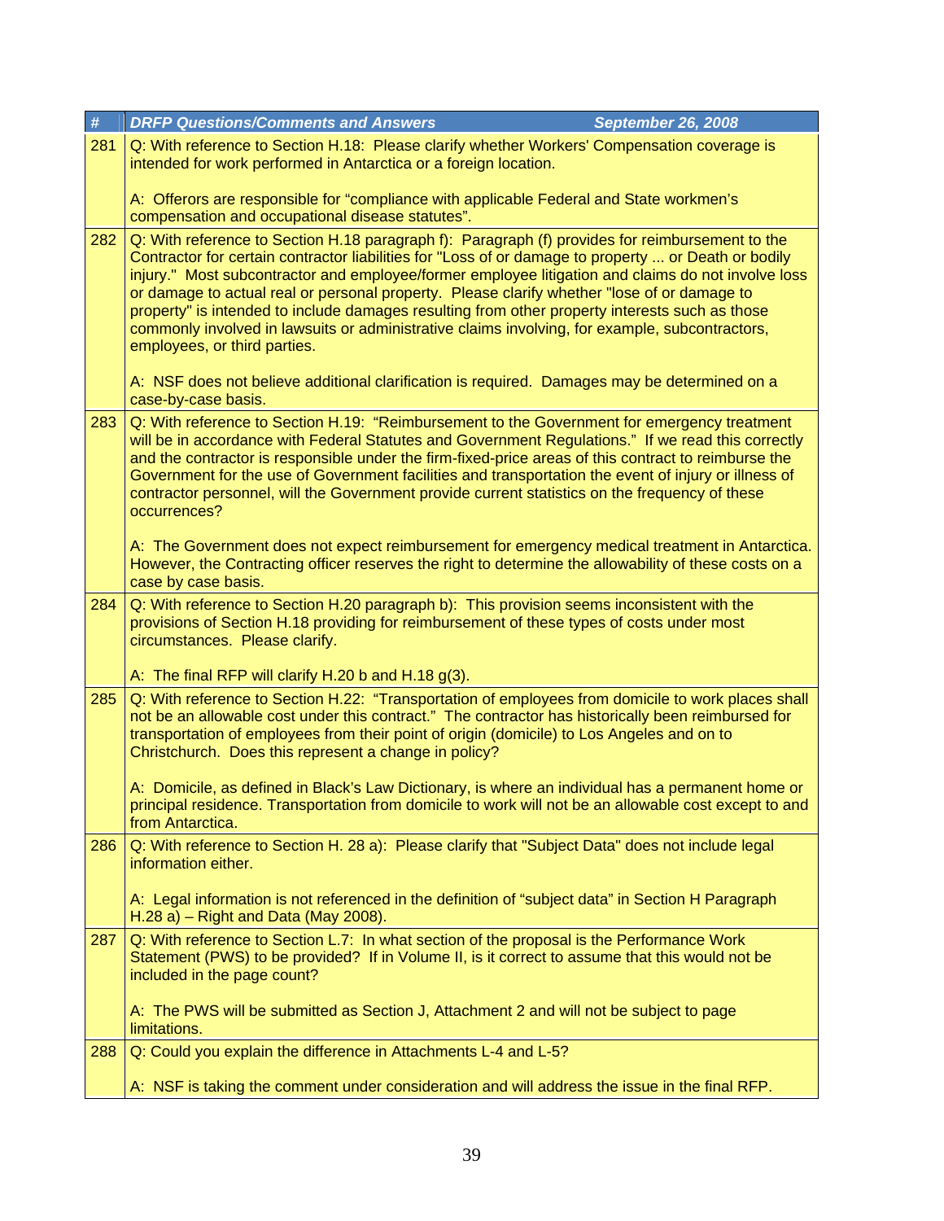| # | DRFP Questions/Comments and Answers September 26, 2008 |
|---|---|
| 281 | Q: With reference to Section H.18: Please clarify whether Workers' Compensation coverage is intended for work performed in Antarctica or a foreign location.<br><br>A: Offerors are responsible for “compliance with applicable Federal and State workmen’s compensation and occupational disease statutes”. |
| 282 | Q: With reference to Section H.18 paragraph f): Paragraph (f) provides for reimbursement to the Contractor for certain contractor liabilities for "Loss of or damage to property ... or Death or bodily injury." Most subcontractor and employee/former employee litigation and claims do not involve loss or damage to actual real or personal property. Please clarify whether "lose of or damage to property" is intended to include damages resulting from other property interests such as those commonly involved in lawsuits or administrative claims involving, for example, subcontractors, employees, or third parties.<br><br>A: NSF does not believe additional clarification is required. Damages may be determined on a case-by-case basis. |
| 283 | Q: With reference to Section H.19: “Reimbursement to the Government for emergency treatment will be in accordance with Federal Statutes and Government Regulations.” If we read this correctly and the contractor is responsible under the firm-fixed-price areas of this contract to reimburse the Government for the use of Government facilities and transportation the event of injury or illness of contractor personnel, will the Government provide current statistics on the frequency of these occurrences?<br><br>A: The Government does not expect reimbursement for emergency medical treatment in Antarctica. However, the Contracting officer reserves the right to determine the allowability of these costs on a case by case basis. |
| 284 | Q: With reference to Section H.20 paragraph b): This provision seems inconsistent with the provisions of Section H.18 providing for reimbursement of these types of costs under most circumstances. Please clarify.<br><br>A: The final RFP will clarify H.20 b and H.18 g(3). |
| 285 | Q: With reference to Section H.22: “Transportation of employees from domicile to work places shall not be an allowable cost under this contract.” The contractor has historically been reimbursed for transportation of employees from their point of origin (domicile) to Los Angeles and on to Christchurch. Does this represent a change in policy?<br><br>A: Domicile, as defined in Black’s Law Dictionary, is where an individual has a permanent home or principal residence. Transportation from domicile to work will not be an allowable cost except to and from Antarctica. |
| 286 | Q: With reference to Section H. 28 a): Please clarify that "Subject Data" does not include legal information either.<br><br>A: Legal information is not referenced in the definition of “subject data” in Section H Paragraph H.28 a) – Right and Data (May 2008). |
| 287 | Q: With reference to Section L.7: In what section of the proposal is the Performance Work Statement (PWS) to be provided? If in Volume II, is it correct to assume that this would not be included in the page count?<br><br>A: The PWS will be submitted as Section J, Attachment 2 and will not be subject to page limitations. |
| 288 | Q: Could you explain the difference in Attachments L-4 and L-5?<br><br>A: NSF is taking the comment under consideration and will address the issue in the final RFP. |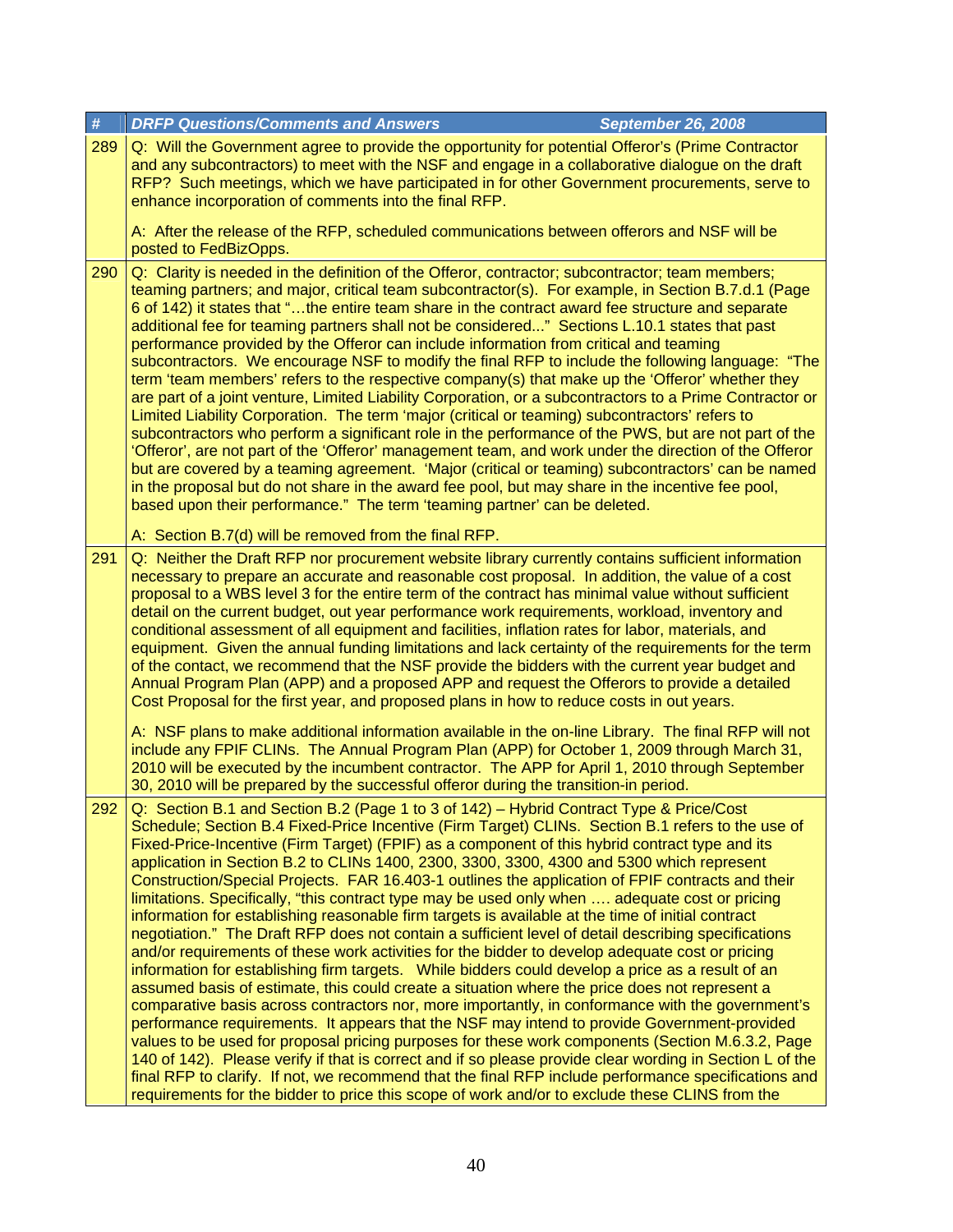| # | DRFP Questions/Comments and Answers September 26, 2008 |
|---|---|
| 289 | Q: Will the Government agree to provide the opportunity for potential Offeror's (Prime Contractor and any subcontractors) to meet with the NSF and engage in a collaborative dialogue on the draft RFP? Such meetings, which we have participated in for other Government procurements, serve to enhance incorporation of comments into the final RFP.<br><br>A: After the release of the RFP, scheduled communications between offerors and NSF will be posted to FedBizOpps. |
| 290 | Q: Clarity is needed in the definition of the Offeror, contractor; subcontractor; team members; teaming partners; and major, critical team subcontractor(s). For example, in Section B.7.d.1 (Page 6 of 142) it states that "…the entire team share in the contract award fee structure and separate additional fee for teaming partners shall not be considered..." Sections L.10.1 states that past performance provided by the Offeror can include information from critical and teaming subcontractors. We encourage NSF to modify the final RFP to include the following language: "The term 'team members' refers to the respective company(s) that make up the 'Offeror' whether they are part of a joint venture, Limited Liability Corporation, or a subcontractors to a Prime Contractor or Limited Liability Corporation. The term 'major (critical or teaming) subcontractors' refers to subcontractors who perform a significant role in the performance of the PWS, but are not part of the 'Offeror', are not part of the 'Offeror' management team, and work under the direction of the Offeror but are covered by a teaming agreement. 'Major (critical or teaming) subcontractors' can be named in the proposal but do not share in the award fee pool, but may share in the incentive fee pool, based upon their performance." The term 'teaming partner' can be deleted.<br><br>A: Section B.7(d) will be removed from the final RFP. |
| 291 | Q: Neither the Draft RFP nor procurement website library currently contains sufficient information necessary to prepare an accurate and reasonable cost proposal. In addition, the value of a cost proposal to a WBS level 3 for the entire term of the contract has minimal value without sufficient detail on the current budget, out year performance work requirements, workload, inventory and conditional assessment of all equipment and facilities, inflation rates for labor, materials, and equipment. Given the annual funding limitations and lack certainty of the requirements for the term of the contact, we recommend that the NSF provide the bidders with the current year budget and Annual Program Plan (APP) and a proposed APP and request the Offerors to provide a detailed Cost Proposal for the first year, and proposed plans in how to reduce costs in out years.<br><br>A: NSF plans to make additional information available in the on-line Library. The final RFP will not include any FPIF CLINs. The Annual Program Plan (APP) for October 1, 2009 through March 31, 2010 will be executed by the incumbent contractor. The APP for April 1, 2010 through September 30, 2010 will be prepared by the successful offeror during the transition-in period. |
| 292 | Q: Section B.1 and Section B.2 (Page 1 to 3 of 142) – Hybrid Contract Type & Price/Cost Schedule; Section B.4 Fixed-Price Incentive (Firm Target) CLINs. Section B.1 refers to the use of Fixed-Price-Incentive (Firm Target) (FPIF) as a component of this hybrid contract type and its application in Section B.2 to CLINs 1400, 2300, 3300, 3300, 4300 and 5300 which represent Construction/Special Projects. FAR 16.403-1 outlines the application of FPIF contracts and their limitations. Specifically, "this contract type may be used only when …. adequate cost or pricing information for establishing reasonable firm targets is available at the time of initial contract negotiation." The Draft RFP does not contain a sufficient level of detail describing specifications and/or requirements of these work activities for the bidder to develop adequate cost or pricing information for establishing firm targets. While bidders could develop a price as a result of an assumed basis of estimate, this could create a situation where the price does not represent a comparative basis across contractors nor, more importantly, in conformance with the government's performance requirements. It appears that the NSF may intend to provide Government-provided values to be used for proposal pricing purposes for these work components (Section M.6.3.2, Page 140 of 142). Please verify if that is correct and if so please provide clear wording in Section L of the final RFP to clarify. If not, we recommend that the final RFP include performance specifications and requirements for the bidder to price this scope of work and/or to exclude these CLINS from the |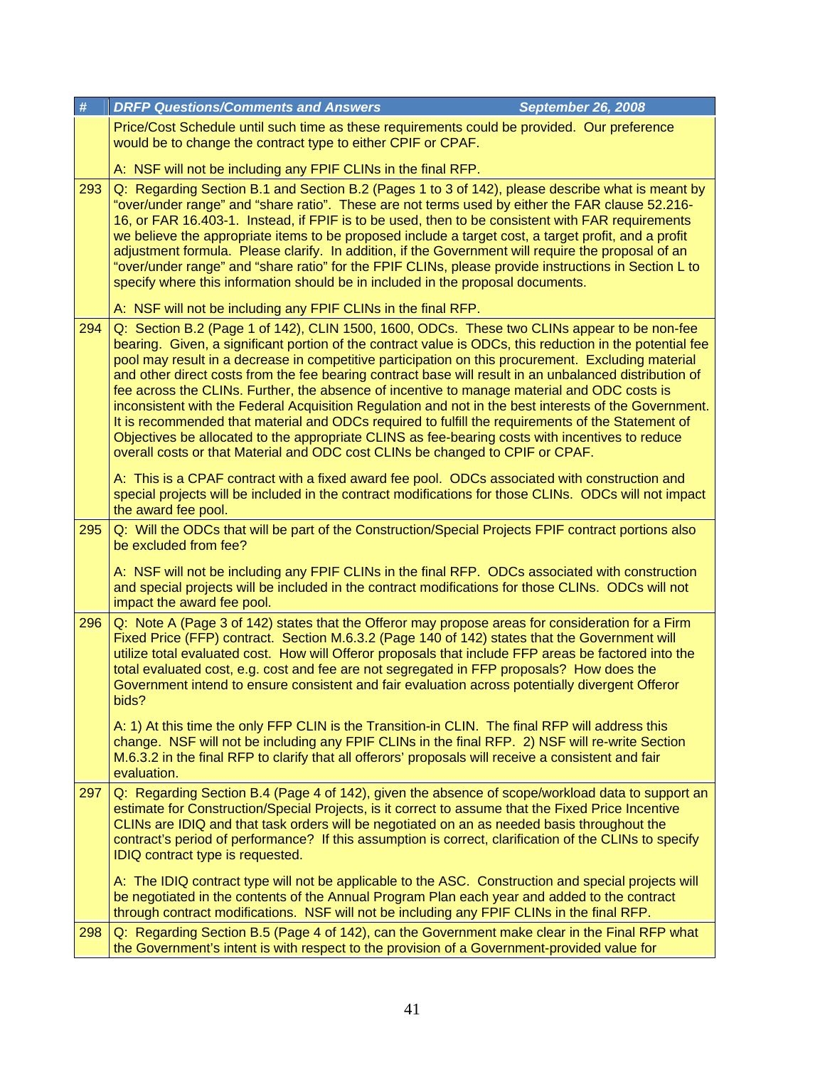| # | DRFP Questions/Comments and Answers September 26, 2008 |
|---|---|
| | Price/Cost Schedule until such time as these requirements could be provided. Our preference would be to change the contract type to either CPIF or CPAF.<br><br>A: NSF will not be including any FPIF CLINs in the final RFP. |
| 293 | Q: Regarding Section B.1 and Section B.2 (Pages 1 to 3 of 142), please describe what is meant by "over/under range" and "share ratio". These are not terms used by either the FAR clause 52.216-16, or FAR 16.403-1. Instead, if FPIF is to be used, then to be consistent with FAR requirements we believe the appropriate items to be proposed include a target cost, a target profit, and a profit adjustment formula. Please clarify. In addition, if the Government will require the proposal of an "over/under range" and "share ratio" for the FPIF CLINs, please provide instructions in Section L to specify where this information should be in included in the proposal documents.<br><br>A: NSF will not be including any FPIF CLINs in the final RFP. |
| 294 | Q: Section B.2 (Page 1 of 142), CLIN 1500, 1600, ODCs. These two CLINs appear to be non-fee bearing. Given, a significant portion of the contract value is ODCs, this reduction in the potential fee pool may result in a decrease in competitive participation on this procurement. Excluding material and other direct costs from the fee bearing contract base will result in an unbalanced distribution of fee across the CLINs. Further, the absence of incentive to manage material and ODC costs is inconsistent with the Federal Acquisition Regulation and not in the best interests of the Government. It is recommended that material and ODCs required to fulfill the requirements of the Statement of Objectives be allocated to the appropriate CLINS as fee-bearing costs with incentives to reduce overall costs or that Material and ODC cost CLINs be changed to CPIF or CPAF.<br><br>A: This is a CPAF contract with a fixed award fee pool. ODCs associated with construction and special projects will be included in the contract modifications for those CLINs. ODCs will not impact the award fee pool. |
| 295 | Q: Will the ODCs that will be part of the Construction/Special Projects FPIF contract portions also be excluded from fee?<br><br>A: NSF will not be including any FPIF CLINs in the final RFP. ODCs associated with construction and special projects will be included in the contract modifications for those CLINs. ODCs will not impact the award fee pool. |
| 296 | Q: Note A (Page 3 of 142) states that the Offeror may propose areas for consideration for a Firm Fixed Price (FFP) contract. Section M.6.3.2 (Page 140 of 142) states that the Government will utilize total evaluated cost. How will Offeror proposals that include FFP areas be factored into the total evaluated cost, e.g. cost and fee are not segregated in FFP proposals? How does the Government intend to ensure consistent and fair evaluation across potentially divergent Offeror bids?<br><br>A: 1) At this time the only FFP CLIN is the Transition-in CLIN. The final RFP will address this change. NSF will not be including any FPIF CLINs in the final RFP. 2) NSF will re-write Section M.6.3.2 in the final RFP to clarify that all offerors' proposals will receive a consistent and fair evaluation. |
| 297 | Q: Regarding Section B.4 (Page 4 of 142), given the absence of scope/workload data to support an estimate for Construction/Special Projects, is it correct to assume that the Fixed Price Incentive CLINs are IDIQ and that task orders will be negotiated on an as needed basis throughout the contract's period of performance? If this assumption is correct, clarification of the CLINs to specify IDIQ contract type is requested.<br><br>A: The IDIQ contract type will not be applicable to the ASC. Construction and special projects will be negotiated in the contents of the Annual Program Plan each year and added to the contract through contract modifications. NSF will not be including any FPIF CLINs in the final RFP. |
| 298 | Q: Regarding Section B.5 (Page 4 of 142), can the Government make clear in the Final RFP what the Government's intent is with respect to the provision of a Government-provided value for |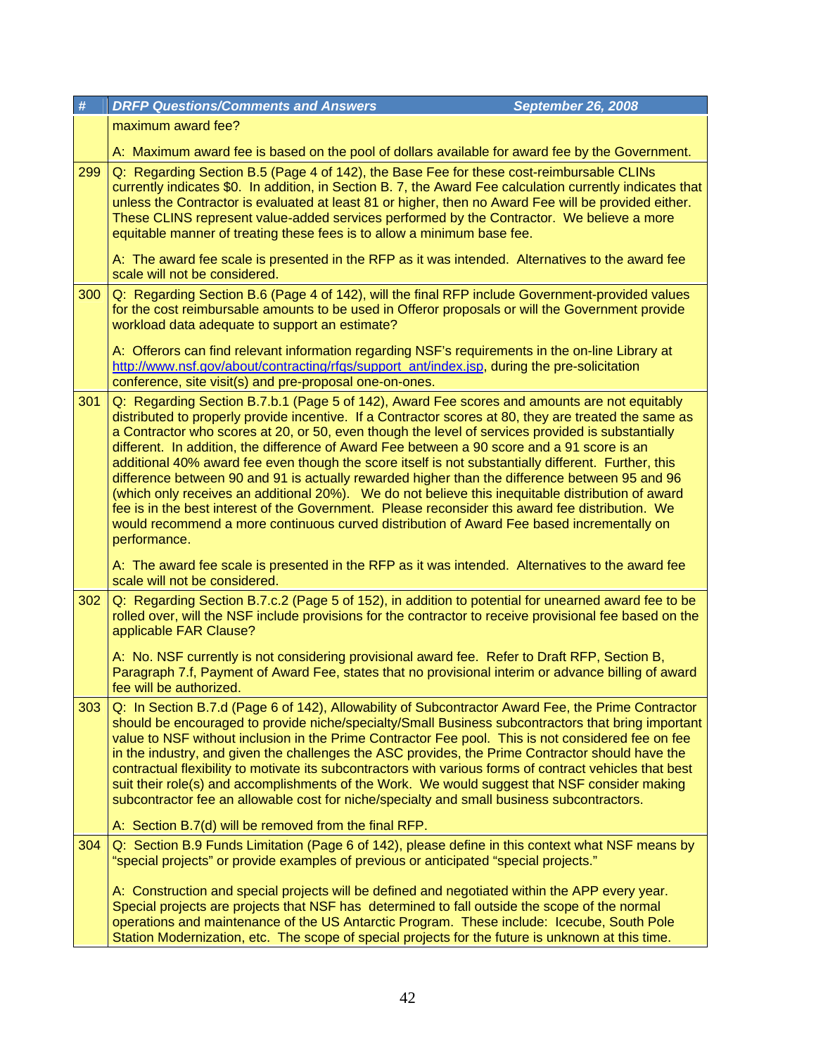| # | DRFP Questions/Comments and Answers September 26, 2008 |
|---|---|
| | maximum award fee?<br><br>A: Maximum award fee is based on the pool of dollars available for award fee by the Government. |
| 299 | Q: Regarding Section B.5 (Page 4 of 142), the Base Fee for these cost-reimbursable CLINs currently indicates $0. In addition, in Section B. 7, the Award Fee calculation currently indicates that unless the Contractor is evaluated at least 81 or higher, then no Award Fee will be provided either. These CLINS represent value-added services performed by the Contractor. We believe a more equitable manner of treating these fees is to allow a minimum base fee.<br><br>A: The award fee scale is presented in the RFP as it was intended. Alternatives to the award fee scale will not be considered. |
| 300 | Q: Regarding Section B.6 (Page 4 of 142), will the final RFP include Government-provided values for the cost reimbursable amounts to be used in Offeror proposals or will the Government provide workload data adequate to support an estimate?<br><br>A: Offerors can find relevant information regarding NSF's requirements in the on-line Library at http://www.nsf.gov/about/contracting/rfqs/support_ant/index.jsp, during the pre-solicitation conference, site visit(s) and pre-proposal one-on-ones. |
| 301 | Q: Regarding Section B.7.b.1 (Page 5 of 142), Award Fee scores and amounts are not equitably distributed to properly provide incentive. If a Contractor scores at 80, they are treated the same as a Contractor who scores at 20, or 50, even though the level of services provided is substantially different. In addition, the difference of Award Fee between a 90 score and a 91 score is an additional 40% award fee even though the score itself is not substantially different. Further, this difference between 90 and 91 is actually rewarded higher than the difference between 95 and 96 (which only receives an additional 20%). We do not believe this inequitable distribution of award fee is in the best interest of the Government. Please reconsider this award fee distribution. We would recommend a more continuous curved distribution of Award Fee based incrementally on performance.<br><br>A: The award fee scale is presented in the RFP as it was intended. Alternatives to the award fee scale will not be considered. |
| 302 | Q: Regarding Section B.7.c.2 (Page 5 of 152), in addition to potential for unearned award fee to be rolled over, will the NSF include provisions for the contractor to receive provisional fee based on the applicable FAR Clause?<br><br>A: No. NSF currently is not considering provisional award fee. Refer to Draft RFP, Section B, Paragraph 7.f, Payment of Award Fee, states that no provisional interim or advance billing of award fee will be authorized. |
| 303 | Q: In Section B.7.d (Page 6 of 142), Allowability of Subcontractor Award Fee, the Prime Contractor should be encouraged to provide niche/specialty/Small Business subcontractors that bring important value to NSF without inclusion in the Prime Contractor Fee pool. This is not considered fee on fee in the industry, and given the challenges the ASC provides, the Prime Contractor should have the contractual flexibility to motivate its subcontractors with various forms of contract vehicles that best suit their role(s) and accomplishments of the Work. We would suggest that NSF consider making subcontractor fee an allowable cost for niche/specialty and small business subcontractors.<br><br>A: Section B.7(d) will be removed from the final RFP. |
| 304 | Q: Section B.9 Funds Limitation (Page 6 of 142), please define in this context what NSF means by "special projects" or provide examples of previous or anticipated "special projects."<br><br>A: Construction and special projects will be defined and negotiated within the APP every year. Special projects are projects that NSF has determined to fall outside the scope of the normal operations and maintenance of the US Antarctic Program. These include: Icecube, South Pole Station Modernization, etc. The scope of special projects for the future is unknown at this time. |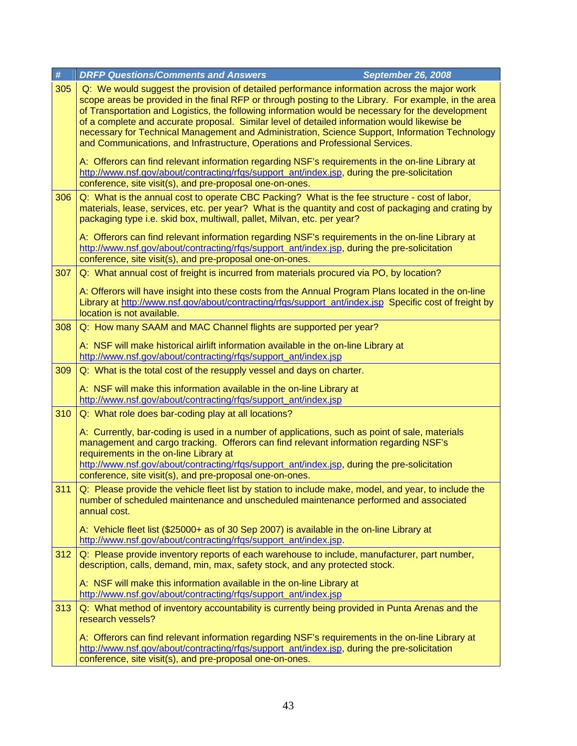| # | DRFP Questions/Comments and Answers September 26, 2008 |
|---|---|
| 305 | Q: We would suggest the provision of detailed performance information across the major work scope areas be provided in the final RFP or through posting to the Library. For example, in the area of Transportation and Logistics, the following information would be necessary for the development of a complete and accurate proposal. Similar level of detailed information would likewise be necessary for Technical Management and Administration, Science Support, Information Technology and Communications, and Infrastructure, Operations and Professional Services.<br><br>A: Offerors can find relevant information regarding NSF's requirements in the on-line Library at http://www.nsf.gov/about/contracting/rfqs/support_ant/index.jsp, during the pre-solicitation conference, site visit(s), and pre-proposal one-on-ones. |
| 306 | Q: What is the annual cost to operate CBC Packing? What is the fee structure - cost of labor, materials, lease, services, etc. per year? What is the quantity and cost of packaging and crating by packaging type i.e. skid box, multiwall, pallet, Milvan, etc. per year?<br><br>A: Offerors can find relevant information regarding NSF's requirements in the on-line Library at http://www.nsf.gov/about/contracting/rfqs/support_ant/index.jsp, during the pre-solicitation conference, site visit(s), and pre-proposal one-on-ones. |
| 307 | Q: What annual cost of freight is incurred from materials procured via PO, by location?<br><br>A: Offerors will have insight into these costs from the Annual Program Plans located in the on-line Library at http://www.nsf.gov/about/contracting/rfqs/support_ant/index.jsp Specific cost of freight by location is not available. |
| 308 | Q: How many SAAM and MAC Channel flights are supported per year?<br><br>A: NSF will make historical airlift information available in the on-line Library at http://www.nsf.gov/about/contracting/rfqs/support_ant/index.jsp |
| 309 | Q: What is the total cost of the resupply vessel and days on charter.<br><br>A: NSF will make this information available in the on-line Library at http://www.nsf.gov/about/contracting/rfqs/support_ant/index.jsp |
| 310 | Q: What role does bar-coding play at all locations?<br><br>A: Currently, bar-coding is used in a number of applications, such as point of sale, materials management and cargo tracking. Offerors can find relevant information regarding NSF's requirements in the on-line Library at http://www.nsf.gov/about/contracting/rfqs/support_ant/index.jsp, during the pre-solicitation conference, site visit(s), and pre-proposal one-on-ones. |
| 311 | Q: Please provide the vehicle fleet list by station to include make, model, and year, to include the number of scheduled maintenance and unscheduled maintenance performed and associated annual cost.<br><br>A: Vehicle fleet list ($25000+ as of 30 Sep 2007) is available in the on-line Library at http://www.nsf.gov/about/contracting/rfqs/support_ant/index.jsp. |
| 312 | Q: Please provide inventory reports of each warehouse to include, manufacturer, part number, description, calls, demand, min, max, safety stock, and any protected stock.<br><br>A: NSF will make this information available in the on-line Library at http://www.nsf.gov/about/contracting/rfqs/support_ant/index.jsp |
| 313 | Q: What method of inventory accountability is currently being provided in Punta Arenas and the research vessels?<br><br>A: Offerors can find relevant information regarding NSF's requirements in the on-line Library at http://www.nsf.gov/about/contracting/rfqs/support_ant/index.jsp, during the pre-solicitation conference, site visit(s), and pre-proposal one-on-ones. |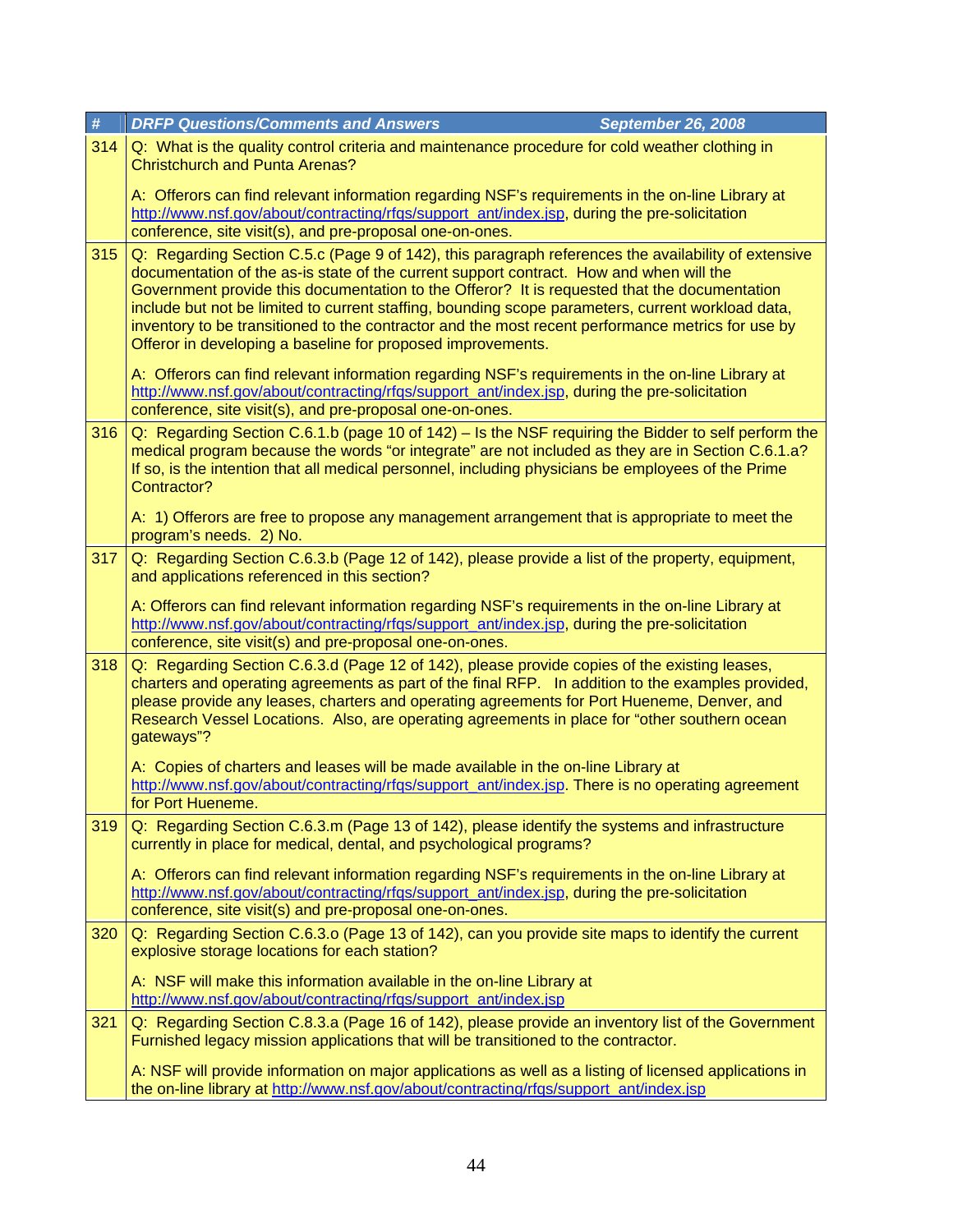| # | DRFP Questions/Comments and Answers September 26, 2008 |
|---|---|
| 314 | Q: What is the quality control criteria and maintenance procedure for cold weather clothing in Christchurch and Punta Arenas?<br><br>A: Offerors can find relevant information regarding NSF's requirements in the on-line Library at http://www.nsf.gov/about/contracting/rfqs/support_ant/index.jsp, during the pre-solicitation conference, site visit(s), and pre-proposal one-on-ones. |
| 315 | Q: Regarding Section C.5.c (Page 9 of 142), this paragraph references the availability of extensive documentation of the as-is state of the current support contract. How and when will the Government provide this documentation to the Offeror? It is requested that the documentation include but not be limited to current staffing, bounding scope parameters, current workload data, inventory to be transitioned to the contractor and the most recent performance metrics for use by Offeror in developing a baseline for proposed improvements.<br><br>A: Offerors can find relevant information regarding NSF's requirements in the on-line Library at http://www.nsf.gov/about/contracting/rfqs/support_ant/index.jsp, during the pre-solicitation conference, site visit(s), and pre-proposal one-on-ones. |
| 316 | Q: Regarding Section C.6.1.b (page 10 of 142) – Is the NSF requiring the Bidder to self perform the medical program because the words "or integrate" are not included as they are in Section C.6.1.a? If so, is the intention that all medical personnel, including physicians be employees of the Prime Contractor?<br><br>A: 1) Offerors are free to propose any management arrangement that is appropriate to meet the program's needs. 2) No. |
| 317 | Q: Regarding Section C.6.3.b (Page 12 of 142), please provide a list of the property, equipment, and applications referenced in this section?<br><br>A: Offerors can find relevant information regarding NSF's requirements in the on-line Library at http://www.nsf.gov/about/contracting/rfqs/support_ant/index.jsp, during the pre-solicitation conference, site visit(s) and pre-proposal one-on-ones. |
| 318 | Q: Regarding Section C.6.3.d (Page 12 of 142), please provide copies of the existing leases, charters and operating agreements as part of the final RFP. In addition to the examples provided, please provide any leases, charters and operating agreements for Port Hueneme, Denver, and Research Vessel Locations. Also, are operating agreements in place for "other southern ocean gateways"?<br><br>A: Copies of charters and leases will be made available in the on-line Library at http://www.nsf.gov/about/contracting/rfqs/support_ant/index.jsp. There is no operating agreement for Port Hueneme. |
| 319 | Q: Regarding Section C.6.3.m (Page 13 of 142), please identify the systems and infrastructure currently in place for medical, dental, and psychological programs?<br><br>A: Offerors can find relevant information regarding NSF's requirements in the on-line Library at http://www.nsf.gov/about/contracting/rfqs/support_ant/index.jsp, during the pre-solicitation conference, site visit(s) and pre-proposal one-on-ones. |
| 320 | Q: Regarding Section C.6.3.o (Page 13 of 142), can you provide site maps to identify the current explosive storage locations for each station?<br><br>A: NSF will make this information available in the on-line Library at http://www.nsf.gov/about/contracting/rfqs/support_ant/index.jsp |
| 321 | Q: Regarding Section C.8.3.a (Page 16 of 142), please provide an inventory list of the Government Furnished legacy mission applications that will be transitioned to the contractor.<br><br>A: NSF will provide information on major applications as well as a listing of licensed applications in the on-line library at http://www.nsf.gov/about/contracting/rfqs/support_ant/index.jsp |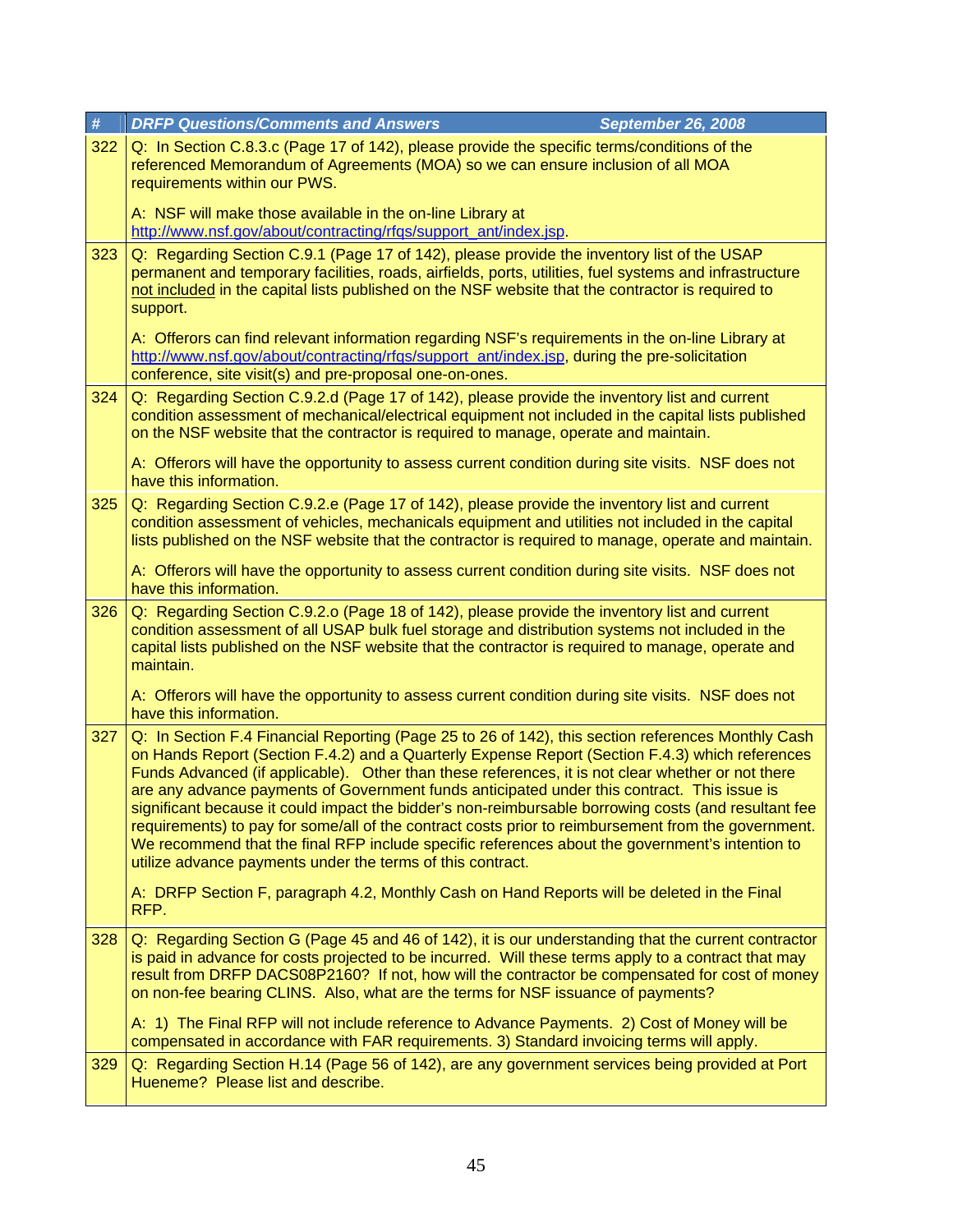| # | DRFP Questions/Comments and Answers September 26, 2008 |
|---|---|
| 322 | Q: In Section C.8.3.c (Page 17 of 142), please provide the specific terms/conditions of the referenced Memorandum of Agreements (MOA) so we can ensure inclusion of all MOA requirements within our PWS.<br><br>A: NSF will make those available in the on-line Library at http://www.nsf.gov/about/contracting/rfqs/support_ant/index.jsp. |
| 323 | Q: Regarding Section C.9.1 (Page 17 of 142), please provide the inventory list of the USAP permanent and temporary facilities, roads, airfields, ports, utilities, fuel systems and infrastructure not included in the capital lists published on the NSF website that the contractor is required to support.<br><br>A: Offerors can find relevant information regarding NSF's requirements in the on-line Library at http://www.nsf.gov/about/contracting/rfqs/support_ant/index.jsp, during the pre-solicitation conference, site visit(s) and pre-proposal one-on-ones. |
| 324 | Q: Regarding Section C.9.2.d (Page 17 of 142), please provide the inventory list and current condition assessment of mechanical/electrical equipment not included in the capital lists published on the NSF website that the contractor is required to manage, operate and maintain.<br><br>A: Offerors will have the opportunity to assess current condition during site visits. NSF does not have this information. |
| 325 | Q: Regarding Section C.9.2.e (Page 17 of 142), please provide the inventory list and current condition assessment of vehicles, mechanicals equipment and utilities not included in the capital lists published on the NSF website that the contractor is required to manage, operate and maintain.<br><br>A: Offerors will have the opportunity to assess current condition during site visits. NSF does not have this information. |
| 326 | Q: Regarding Section C.9.2.o (Page 18 of 142), please provide the inventory list and current condition assessment of all USAP bulk fuel storage and distribution systems not included in the capital lists published on the NSF website that the contractor is required to manage, operate and maintain.<br><br>A: Offerors will have the opportunity to assess current condition during site visits. NSF does not have this information. |
| 327 | Q: In Section F.4 Financial Reporting (Page 25 to 26 of 142), this section references Monthly Cash on Hands Report (Section F.4.2) and a Quarterly Expense Report (Section F.4.3) which references Funds Advanced (if applicable). Other than these references, it is not clear whether or not there are any advance payments of Government funds anticipated under this contract. This issue is significant because it could impact the bidder's non-reimbursable borrowing costs (and resultant fee requirements) to pay for some/all of the contract costs prior to reimbursement from the government. We recommend that the final RFP include specific references about the government's intention to utilize advance payments under the terms of this contract.<br><br>A: DRFP Section F, paragraph 4.2, Monthly Cash on Hand Reports will be deleted in the Final RFP. |
| 328 | Q: Regarding Section G (Page 45 and 46 of 142), it is our understanding that the current contractor is paid in advance for costs projected to be incurred. Will these terms apply to a contract that may result from DRFP DACS08P2160? If not, how will the contractor be compensated for cost of money on non-fee bearing CLINS. Also, what are the terms for NSF issuance of payments?<br><br>A: 1) The Final RFP will not include reference to Advance Payments. 2) Cost of Money will be compensated in accordance with FAR requirements. 3) Standard invoicing terms will apply. |
| 329 | Q: Regarding Section H.14 (Page 56 of 142), are any government services being provided at Port Hueneme? Please list and describe. |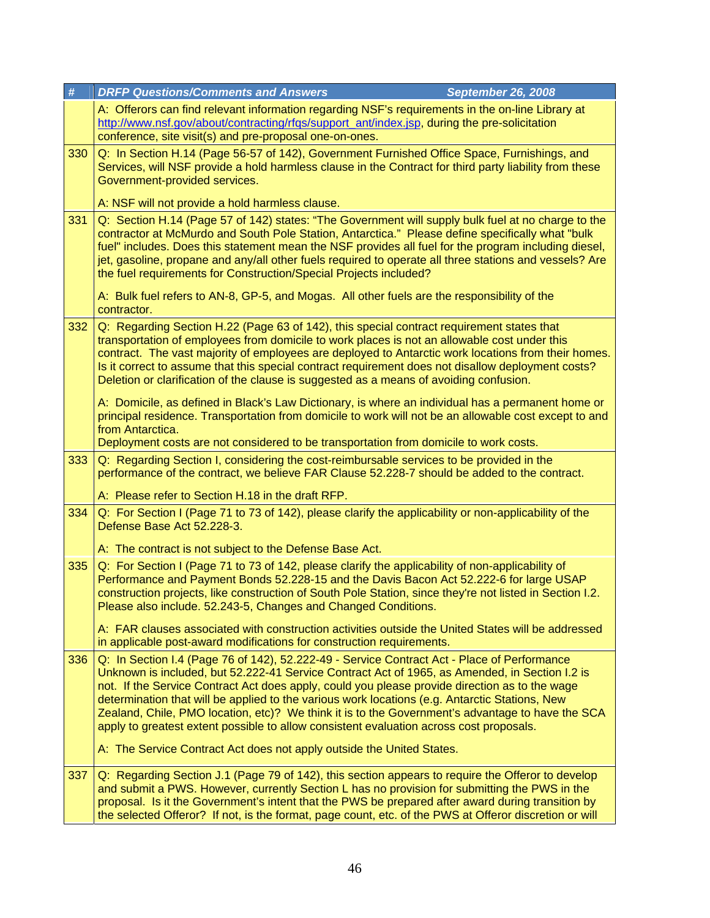| # | DRFP Questions/Comments and Answers September 26, 2008 |
|---|---|
| | A: Offerors can find relevant information regarding NSF's requirements in the on-line Library at http://www.nsf.gov/about/contracting/rfqs/support_ant/index.jsp, during the pre-solicitation conference, site visit(s) and pre-proposal one-on-ones. |
| 330 | Q: In Section H.14 (Page 56-57 of 142), Government Furnished Office Space, Furnishings, and Services, will NSF provide a hold harmless clause in the Contract for third party liability from these Government-provided services.<br><br>A: NSF will not provide a hold harmless clause. |
| 331 | Q: Section H.14 (Page 57 of 142) states: "The Government will supply bulk fuel at no charge to the contractor at McMurdo and South Pole Station, Antarctica." Please define specifically what "bulk fuel" includes. Does this statement mean the NSF provides all fuel for the program including diesel, jet, gasoline, propane and any/all other fuels required to operate all three stations and vessels? Are the fuel requirements for Construction/Special Projects included?<br><br>A: Bulk fuel refers to AN-8, GP-5, and Mogas. All other fuels are the responsibility of the contractor. |
| 332 | Q: Regarding Section H.22 (Page 63 of 142), this special contract requirement states that transportation of employees from domicile to work places is not an allowable cost under this contract. The vast majority of employees are deployed to Antarctic work locations from their homes. Is it correct to assume that this special contract requirement does not disallow deployment costs? Deletion or clarification of the clause is suggested as a means of avoiding confusion.<br><br>A: Domicile, as defined in Black's Law Dictionary, is where an individual has a permanent home or principal residence. Transportation from domicile to work will not be an allowable cost except to and from Antarctica.<br>Deployment costs are not considered to be transportation from domicile to work costs. |
| 333 | Q: Regarding Section I, considering the cost-reimbursable services to be provided in the performance of the contract, we believe FAR Clause 52.228-7 should be added to the contract.<br><br>A: Please refer to Section H.18 in the draft RFP. |
| 334 | Q: For Section I (Page 71 to 73 of 142), please clarify the applicability or non-applicability of the Defense Base Act 52.228-3.<br><br>A: The contract is not subject to the Defense Base Act. |
| 335 | Q: For Section I (Page 71 to 73 of 142, please clarify the applicability of non-applicability of Performance and Payment Bonds 52.228-15 and the Davis Bacon Act 52.222-6 for large USAP construction projects, like construction of South Pole Station, since they're not listed in Section I.2. Please also include. 52.243-5, Changes and Changed Conditions.<br><br>A: FAR clauses associated with construction activities outside the United States will be addressed in applicable post-award modifications for construction requirements. |
| 336 | Q: In Section I.4 (Page 76 of 142), 52.222-49 - Service Contract Act - Place of Performance Unknown is included, but 52.222-41 Service Contract Act of 1965, as Amended, in Section I.2 is not. If the Service Contract Act does apply, could you please provide direction as to the wage determination that will be applied to the various work locations (e.g. Antarctic Stations, New Zealand, Chile, PMO location, etc)? We think it is to the Government's advantage to have the SCA apply to greatest extent possible to allow consistent evaluation across cost proposals.<br><br>A: The Service Contract Act does not apply outside the United States. |
| 337 | Q: Regarding Section J.1 (Page 79 of 142), this section appears to require the Offeror to develop and submit a PWS. However, currently Section L has no provision for submitting the PWS in the proposal. Is it the Government's intent that the PWS be prepared after award during transition by the selected Offeror? If not, is the format, page count, etc. of the PWS at Offeror discretion or will |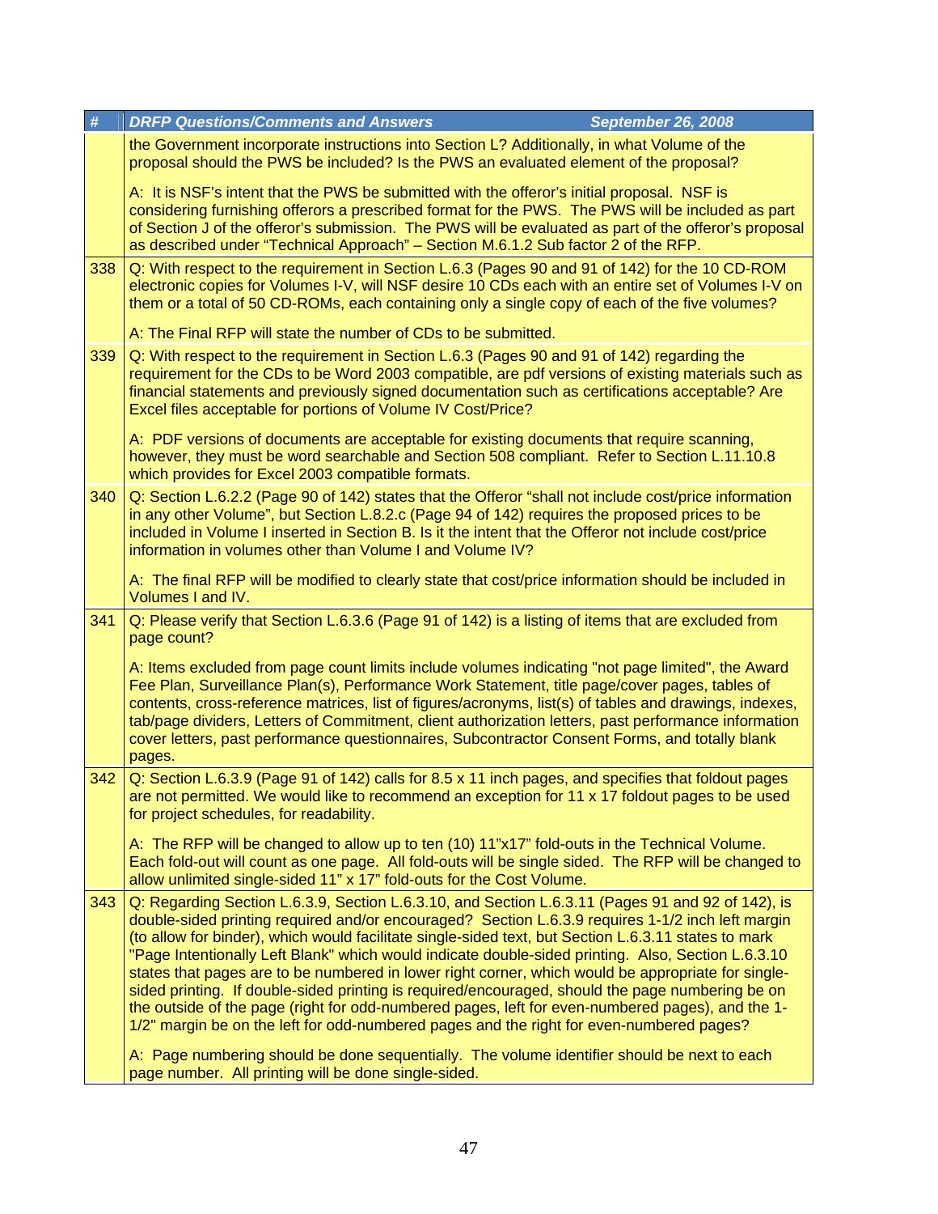| # | DRFP Questions/Comments and Answers September 26, 2008 |
|---|---|
| | the Government incorporate instructions into Section L? Additionally, in what Volume of the proposal should the PWS be included? Is the PWS an evaluated element of the proposal?<br><br>A: It is NSF's intent that the PWS be submitted with the offeror's initial proposal. NSF is considering furnishing offerors a prescribed format for the PWS. The PWS will be included as part of Section J of the offeror's submission. The PWS will be evaluated as part of the offeror's proposal as described under "Technical Approach" – Section M.6.1.2 Sub factor 2 of the RFP. |
| 338 | Q: With respect to the requirement in Section L.6.3 (Pages 90 and 91 of 142) for the 10 CD-ROM electronic copies for Volumes I-V, will NSF desire 10 CDs each with an entire set of Volumes I-V on them or a total of 50 CD-ROMs, each containing only a single copy of each of the five volumes?<br><br>A: The Final RFP will state the number of CDs to be submitted. |
| 339 | Q: With respect to the requirement in Section L.6.3 (Pages 90 and 91 of 142) regarding the requirement for the CDs to be Word 2003 compatible, are pdf versions of existing materials such as financial statements and previously signed documentation such as certifications acceptable? Are Excel files acceptable for portions of Volume IV Cost/Price?<br><br>A: PDF versions of documents are acceptable for existing documents that require scanning, however, they must be word searchable and Section 508 compliant. Refer to Section L.11.10.8 which provides for Excel 2003 compatible formats. |
| 340 | Q: Section L.6.2.2 (Page 90 of 142) states that the Offeror "shall not include cost/price information in any other Volume", but Section L.8.2.c (Page 94 of 142) requires the proposed prices to be included in Volume I inserted in Section B. Is it the intent that the Offeror not include cost/price information in volumes other than Volume I and Volume IV?<br><br>A: The final RFP will be modified to clearly state that cost/price information should be included in Volumes I and IV. |
| 341 | Q: Please verify that Section L.6.3.6 (Page 91 of 142) is a listing of items that are excluded from page count?<br><br>A: Items excluded from page count limits include volumes indicating "not page limited", the Award Fee Plan, Surveillance Plan(s), Performance Work Statement, title page/cover pages, tables of contents, cross-reference matrices, list of figures/acronyms, list(s) of tables and drawings, indexes, tab/page dividers, Letters of Commitment, client authorization letters, past performance information cover letters, past performance questionnaires, Subcontractor Consent Forms, and totally blank pages. |
| 342 | Q: Section L.6.3.9 (Page 91 of 142) calls for 8.5 x 11 inch pages, and specifies that foldout pages are not permitted. We would like to recommend an exception for 11 x 17 foldout pages to be used for project schedules, for readability.<br><br>A: The RFP will be changed to allow up to ten (10) 11"x17" fold-outs in the Technical Volume. Each fold-out will count as one page. All fold-outs will be single sided. The RFP will be changed to allow unlimited single-sided 11" x 17" fold-outs for the Cost Volume. |
| 343 | Q: Regarding Section L.6.3.9, Section L.6.3.10, and Section L.6.3.11 (Pages 91 and 92 of 142), is double-sided printing required and/or encouraged? Section L.6.3.9 requires 1-1/2 inch left margin (to allow for binder), which would facilitate single-sided text, but Section L.6.3.11 states to mark "Page Intentionally Left Blank" which would indicate double-sided printing. Also, Section L.6.3.10 states that pages are to be numbered in lower right corner, which would be appropriate for single-sided printing. If double-sided printing is required/encouraged, should the page numbering be on the outside of the page (right for odd-numbered pages, left for even-numbered pages), and the 1-1/2" margin be on the left for odd-numbered pages and the right for even-numbered pages?<br><br>A: Page numbering should be done sequentially. The volume identifier should be next to each page number. All printing will be done single-sided. |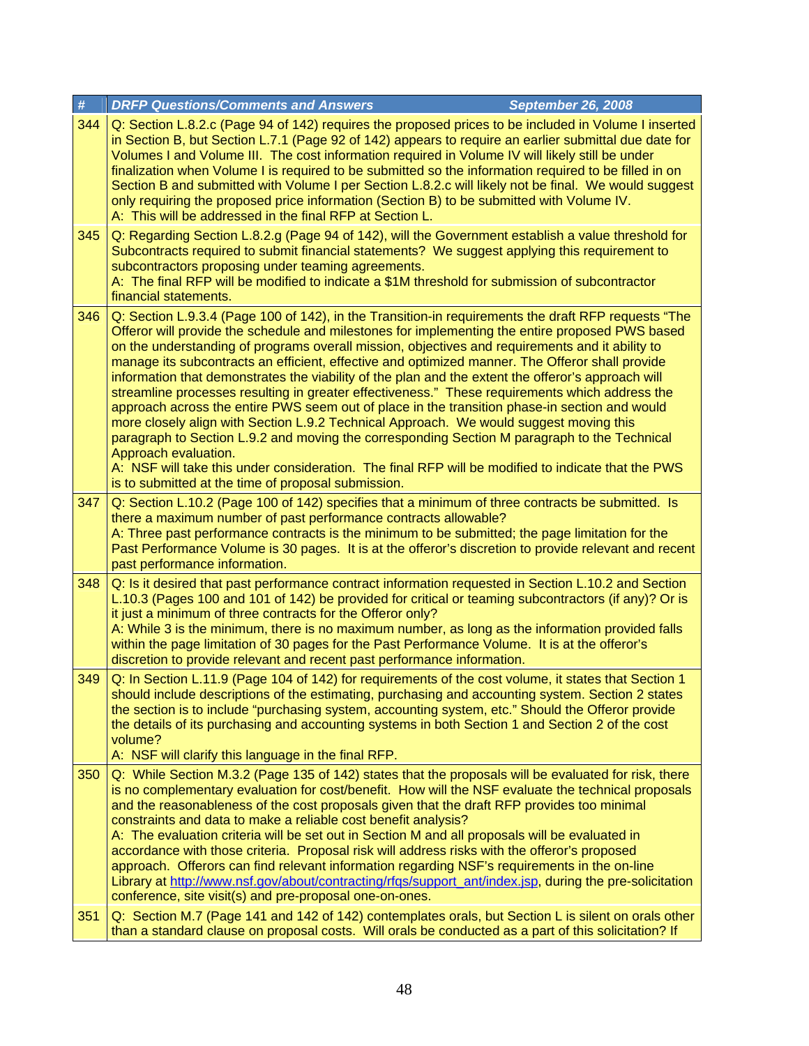| # | DRFP Questions/Comments and Answers September 26, 2008 |
|---|---|
| 344 | Q: Section L.8.2.c (Page 94 of 142) requires the proposed prices to be included in Volume I inserted in Section B, but Section L.7.1 (Page 92 of 142) appears to require an earlier submittal due date for Volumes I and Volume III. The cost information required in Volume IV will likely still be under finalization when Volume I is required to be submitted so the information required to be filled in on Section B and submitted with Volume I per Section L.8.2.c will likely not be final. We would suggest only requiring the proposed price information (Section B) to be submitted with Volume IV.<br>A: This will be addressed in the final RFP at Section L. |
| 345 | Q: Regarding Section L.8.2.g (Page 94 of 142), will the Government establish a value threshold for Subcontracts required to submit financial statements? We suggest applying this requirement to subcontractors proposing under teaming agreements.<br>A: The final RFP will be modified to indicate a $1M threshold for submission of subcontractor financial statements. |
| 346 | Q: Section L.9.3.4 (Page 100 of 142), in the Transition-in requirements the draft RFP requests "The Offeror will provide the schedule and milestones for implementing the entire proposed PWS based on the understanding of programs overall mission, objectives and requirements and it ability to manage its subcontracts an efficient, effective and optimized manner. The Offeror shall provide information that demonstrates the viability of the plan and the extent the offeror's approach will streamline processes resulting in greater effectiveness." These requirements which address the approach across the entire PWS seem out of place in the transition phase-in section and would more closely align with Section L.9.2 Technical Approach. We would suggest moving this paragraph to Section L.9.2 and moving the corresponding Section M paragraph to the Technical Approach evaluation.<br>A: NSF will take this under consideration. The final RFP will be modified to indicate that the PWS is to submitted at the time of proposal submission. |
| 347 | Q: Section L.10.2 (Page 100 of 142) specifies that a minimum of three contracts be submitted. Is there a maximum number of past performance contracts allowable?<br>A: Three past performance contracts is the minimum to be submitted; the page limitation for the Past Performance Volume is 30 pages. It is at the offeror's discretion to provide relevant and recent past performance information. |
| 348 | Q: Is it desired that past performance contract information requested in Section L.10.2 and Section L.10.3 (Pages 100 and 101 of 142) be provided for critical or teaming subcontractors (if any)? Or is it just a minimum of three contracts for the Offeror only?<br>A: While 3 is the minimum, there is no maximum number, as long as the information provided falls within the page limitation of 30 pages for the Past Performance Volume. It is at the offeror's discretion to provide relevant and recent past performance information. |
| 349 | Q: In Section L.11.9 (Page 104 of 142) for requirements of the cost volume, it states that Section 1 should include descriptions of the estimating, purchasing and accounting system. Section 2 states the section is to include "purchasing system, accounting system, etc." Should the Offeror provide the details of its purchasing and accounting systems in both Section 1 and Section 2 of the cost volume?<br>A: NSF will clarify this language in the final RFP. |
| 350 | Q: While Section M.3.2 (Page 135 of 142) states that the proposals will be evaluated for risk, there is no complementary evaluation for cost/benefit. How will the NSF evaluate the technical proposals and the reasonableness of the cost proposals given that the draft RFP provides too minimal constraints and data to make a reliable cost benefit analysis?<br>A: The evaluation criteria will be set out in Section M and all proposals will be evaluated in accordance with those criteria. Proposal risk will address risks with the offeror's proposed approach. Offerors can find relevant information regarding NSF's requirements in the on-line Library at http://www.nsf.gov/about/contracting/rfqs/support_ant/index.jsp, during the pre-solicitation conference, site visit(s) and pre-proposal one-on-ones. |
| 351 | Q: Section M.7 (Page 141 and 142 of 142) contemplates orals, but Section L is silent on orals other than a standard clause on proposal costs. Will orals be conducted as a part of this solicitation? If |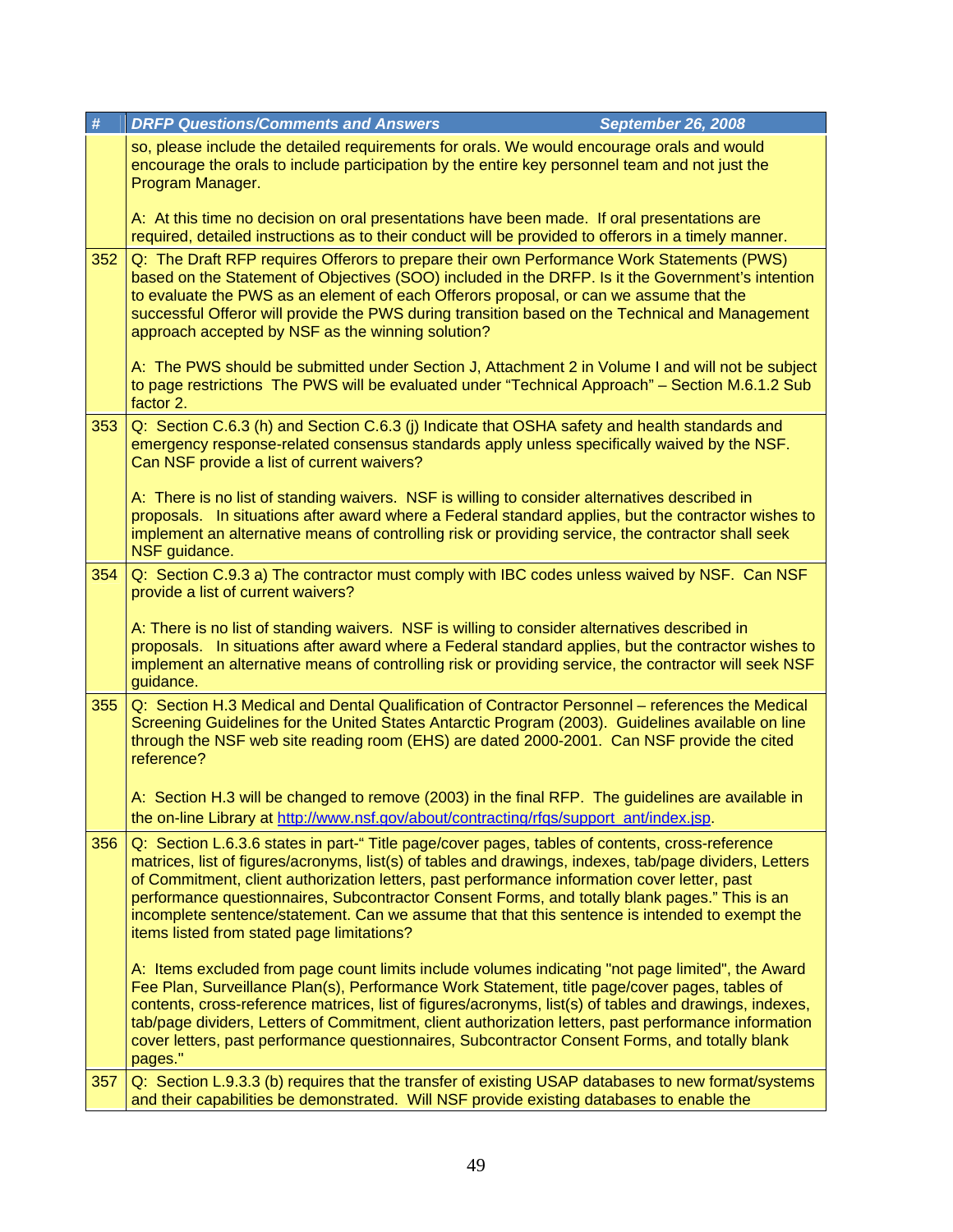| # | DRFP Questions/Comments and Answers September 26, 2008 |
|---|---|
| | so, please include the detailed requirements for orals. We would encourage orals and would encourage the orals to include participation by the entire key personnel team and not just the Program Manager.<br><br>A: At this time no decision on oral presentations have been made. If oral presentations are required, detailed instructions as to their conduct will be provided to offerors in a timely manner. |
| 352 | Q: The Draft RFP requires Offerors to prepare their own Performance Work Statements (PWS) based on the Statement of Objectives (SOO) included in the DRFP. Is it the Government's intention to evaluate the PWS as an element of each Offerors proposal, or can we assume that the successful Offeror will provide the PWS during transition based on the Technical and Management approach accepted by NSF as the winning solution?<br><br>A: The PWS should be submitted under Section J, Attachment 2 in Volume I and will not be subject to page restrictions The PWS will be evaluated under "Technical Approach" – Section M.6.1.2 Sub factor 2. |
| 353 | Q: Section C.6.3 (h) and Section C.6.3 (j) Indicate that OSHA safety and health standards and emergency response-related consensus standards apply unless specifically waived by the NSF. Can NSF provide a list of current waivers?<br><br>A: There is no list of standing waivers. NSF is willing to consider alternatives described in proposals. In situations after award where a Federal standard applies, but the contractor wishes to implement an alternative means of controlling risk or providing service, the contractor shall seek NSF guidance. |
| 354 | Q: Section C.9.3 a) The contractor must comply with IBC codes unless waived by NSF. Can NSF provide a list of current waivers?<br><br>A: There is no list of standing waivers. NSF is willing to consider alternatives described in proposals. In situations after award where a Federal standard applies, but the contractor wishes to implement an alternative means of controlling risk or providing service, the contractor will seek NSF guidance. |
| 355 | Q: Section H.3 Medical and Dental Qualification of Contractor Personnel – references the Medical Screening Guidelines for the United States Antarctic Program (2003). Guidelines available on line through the NSF web site reading room (EHS) are dated 2000-2001. Can NSF provide the cited reference?<br><br>A: Section H.3 will be changed to remove (2003) in the final RFP. The guidelines are available in the on-line Library at http://www.nsf.gov/about/contracting/rfqs/support_ant/index.jsp. |
| 356 | Q: Section L.6.3.6 states in part-" Title page/cover pages, tables of contents, cross-reference matrices, list of figures/acronyms, list(s) of tables and drawings, indexes, tab/page dividers, Letters of Commitment, client authorization letters, past performance information cover letter, past performance questionnaires, Subcontractor Consent Forms, and totally blank pages." This is an incomplete sentence/statement. Can we assume that that this sentence is intended to exempt the items listed from stated page limitations?<br><br>A: Items excluded from page count limits include volumes indicating "not page limited", the Award Fee Plan, Surveillance Plan(s), Performance Work Statement, title page/cover pages, tables of contents, cross-reference matrices, list of figures/acronyms, list(s) of tables and drawings, indexes, tab/page dividers, Letters of Commitment, client authorization letters, past performance information cover letters, past performance questionnaires, Subcontractor Consent Forms, and totally blank pages." |
| 357 | Q: Section L.9.3.3 (b) requires that the transfer of existing USAP databases to new format/systems and their capabilities be demonstrated. Will NSF provide existing databases to enable the |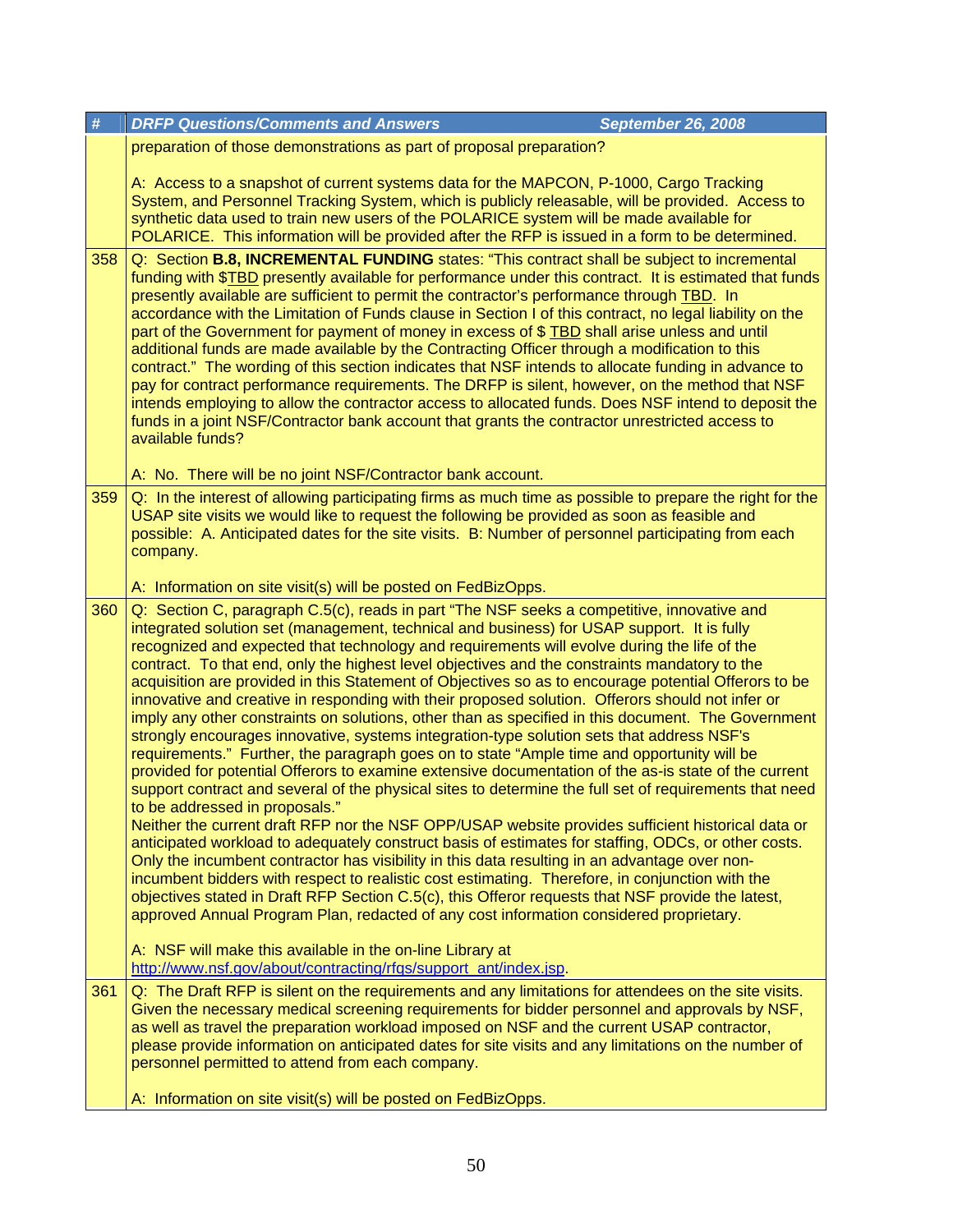| # | DRFP Questions/Comments and Answers September 26, 2008 |
|---|---|
| | preparation of those demonstrations as part of proposal preparation?<br><br>A: Access to a snapshot of current systems data for the MAPCON, P-1000, Cargo Tracking System, and Personnel Tracking System, which is publicly releasable, will be provided. Access to synthetic data used to train new users of the POLARICE system will be made available for POLARICE. This information will be provided after the RFP is issued in a form to be determined. |
| 358 | Q: Section **B.8, INCREMENTAL FUNDING** states: "This contract shall be subject to incremental funding with $<u>TBD</u> presently available for performance under this contract. It is estimated that funds presently available are sufficient to permit the contractor's performance through <u>TBD</u>. In accordance with the Limitation of Funds clause in Section I of this contract, no legal liability on the part of the Government for payment of money in excess of $ <u>TBD</u> shall arise unless and until additional funds are made available by the Contracting Officer through a modification to this contract." The wording of this section indicates that NSF intends to allocate funding in advance to pay for contract performance requirements. The DRFP is silent, however, on the method that NSF intends employing to allow the contractor access to allocated funds. Does NSF intend to deposit the funds in a joint NSF/Contractor bank account that grants the contractor unrestricted access to available funds?<br><br>A: No. There will be no joint NSF/Contractor bank account. |
| 359 | Q: In the interest of allowing participating firms as much time as possible to prepare the right for the USAP site visits we would like to request the following be provided as soon as feasible and possible: A. Anticipated dates for the site visits. B: Number of personnel participating from each company.<br><br>A: Information on site visit(s) will be posted on FedBizOpps. |
| 360 | Q: Section C, paragraph C.5(c), reads in part "The NSF seeks a competitive, innovative and integrated solution set (management, technical and business) for USAP support. It is fully recognized and expected that technology and requirements will evolve during the life of the contract. To that end, only the highest level objectives and the constraints mandatory to the acquisition are provided in this Statement of Objectives so as to encourage potential Offerors to be innovative and creative in responding with their proposed solution. Offerors should not infer or imply any other constraints on solutions, other than as specified in this document. The Government strongly encourages innovative, systems integration-type solution sets that address NSF's requirements." Further, the paragraph goes on to state "Ample time and opportunity will be provided for potential Offerors to examine extensive documentation of the as-is state of the current support contract and several of the physical sites to determine the full set of requirements that need to be addressed in proposals."<br>Neither the current draft RFP nor the NSF OPP/USAP website provides sufficient historical data or anticipated workload to adequately construct basis of estimates for staffing, ODCs, or other costs. Only the incumbent contractor has visibility in this data resulting in an advantage over non-incumbent bidders with respect to realistic cost estimating. Therefore, in conjunction with the objectives stated in Draft RFP Section C.5(c), this Offeror requests that NSF provide the latest, approved Annual Program Plan, redacted of any cost information considered proprietary.<br><br>A: NSF will make this available in the on-line Library at http://www.nsf.gov/about/contracting/rfqs/support_ant/index.jsp. |
| 361 | Q: The Draft RFP is silent on the requirements and any limitations for attendees on the site visits. Given the necessary medical screening requirements for bidder personnel and approvals by NSF, as well as travel the preparation workload imposed on NSF and the current USAP contractor, please provide information on anticipated dates for site visits and any limitations on the number of personnel permitted to attend from each company.<br><br>A: Information on site visit(s) will be posted on FedBizOpps. |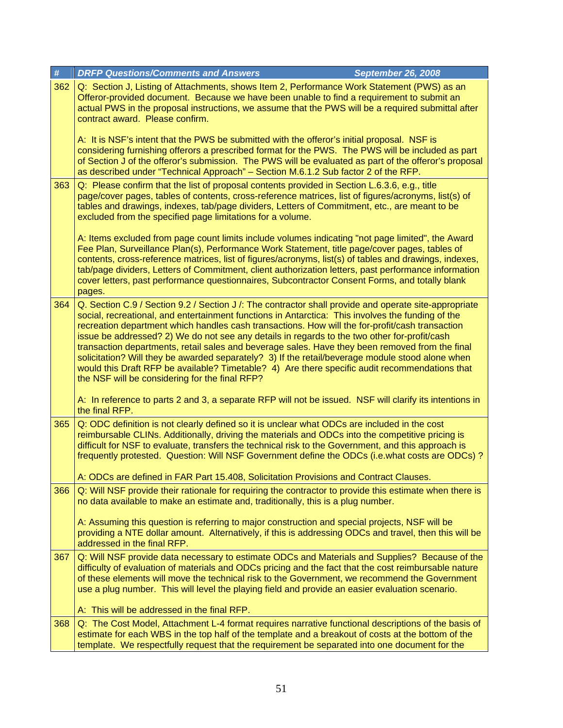| # | DRFP Questions/Comments and Answers September 26, 2008 |
|---|---|
| 362 | Q: Section J, Listing of Attachments, shows Item 2, Performance Work Statement (PWS) as an Offeror-provided document. Because we have been unable to find a requirement to submit an actual PWS in the proposal instructions, we assume that the PWS will be a required submittal after contract award. Please confirm.<br><br>A: It is NSF's intent that the PWS be submitted with the offeror's initial proposal. NSF is considering furnishing offerors a prescribed format for the PWS. The PWS will be included as part of Section J of the offeror's submission. The PWS will be evaluated as part of the offeror's proposal as described under "Technical Approach" – Section M.6.1.2 Sub factor 2 of the RFP. |
| 363 | Q: Please confirm that the list of proposal contents provided in Section L.6.3.6, e.g., title page/cover pages, tables of contents, cross-reference matrices, list of figures/acronyms, list(s) of tables and drawings, indexes, tab/page dividers, Letters of Commitment, etc., are meant to be excluded from the specified page limitations for a volume.<br><br>A: Items excluded from page count limits include volumes indicating "not page limited", the Award Fee Plan, Surveillance Plan(s), Performance Work Statement, title page/cover pages, tables of contents, cross-reference matrices, list of figures/acronyms, list(s) of tables and drawings, indexes, tab/page dividers, Letters of Commitment, client authorization letters, past performance information cover letters, past performance questionnaires, Subcontractor Consent Forms, and totally blank pages. |
| 364 | Q. Section C.9 / Section 9.2 / Section J /: The contractor shall provide and operate site-appropriate social, recreational, and entertainment functions in Antarctica: This involves the funding of the recreation department which handles cash transactions. How will the for-profit/cash transaction issue be addressed? 2) We do not see any details in regards to the two other for-profit/cash transaction departments, retail sales and beverage sales. Have they been removed from the final solicitation? Will they be awarded separately? 3) If the retail/beverage module stood alone when would this Draft RFP be available? Timetable? 4) Are there specific audit recommendations that the NSF will be considering for the final RFP?<br><br>A: In reference to parts 2 and 3, a separate RFP will not be issued. NSF will clarify its intentions in the final RFP. |
| 365 | Q: ODC definition is not clearly defined so it is unclear what ODCs are included in the cost reimbursable CLINs. Additionally, driving the materials and ODCs into the competitive pricing is difficult for NSF to evaluate, transfers the technical risk to the Government, and this approach is frequently protested. Question: Will NSF Government define the ODCs (i.e.what costs are ODCs) ?<br><br>A: ODCs are defined in FAR Part 15.408, Solicitation Provisions and Contract Clauses. |
| 366 | Q: Will NSF provide their rationale for requiring the contractor to provide this estimate when there is no data available to make an estimate and, traditionally, this is a plug number.<br><br>A: Assuming this question is referring to major construction and special projects, NSF will be providing a NTE dollar amount. Alternatively, if this is addressing ODCs and travel, then this will be addressed in the final RFP. |
| 367 | Q: Will NSF provide data necessary to estimate ODCs and Materials and Supplies? Because of the difficulty of evaluation of materials and ODCs pricing and the fact that the cost reimbursable nature of these elements will move the technical risk to the Government, we recommend the Government use a plug number. This will level the playing field and provide an easier evaluation scenario.<br><br>A: This will be addressed in the final RFP. |
| 368 | Q: The Cost Model, Attachment L-4 format requires narrative functional descriptions of the basis of estimate for each WBS in the top half of the template and a breakout of costs at the bottom of the template. We respectfully request that the requirement be separated into one document for the |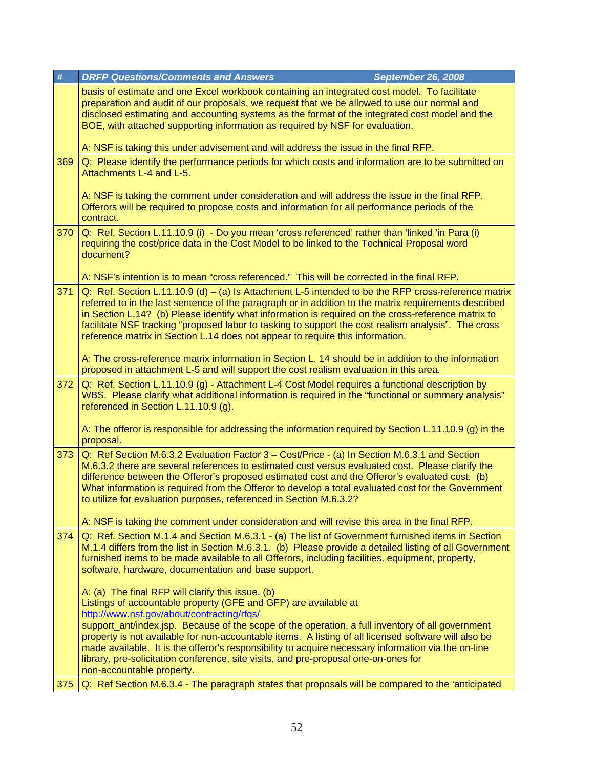| # | DRFP Questions/Comments and Answers September 26, 2008 |
|---|---|
| | basis of estimate and one Excel workbook containing an integrated cost model. To facilitate preparation and audit of our proposals, we request that we be allowed to use our normal and disclosed estimating and accounting systems as the format of the integrated cost model and the BOE, with attached supporting information as required by NSF for evaluation.<br><br>A: NSF is taking this under advisement and will address the issue in the final RFP. |
| 369 | Q: Please identify the performance periods for which costs and information are to be submitted on Attachments L-4 and L-5.<br><br>A: NSF is taking the comment under consideration and will address the issue in the final RFP. Offerors will be required to propose costs and information for all performance periods of the contract. |
| 370 | Q: Ref. Section L.11.10.9 (i) - Do you mean 'cross referenced' rather than 'linked 'in Para (i) requiring the cost/price data in the Cost Model to be linked to the Technical Proposal word document?<br><br>A: NSF's intention is to mean "cross referenced." This will be corrected in the final RFP. |
| 371 | Q: Ref. Section L.11.10.9 (d) – (a) Is Attachment L-5 intended to be the RFP cross-reference matrix referred to in the last sentence of the paragraph or in addition to the matrix requirements described in Section L.14? (b) Please identify what information is required on the cross-reference matrix to facilitate NSF tracking "proposed labor to tasking to support the cost realism analysis". The cross reference matrix in Section L.14 does not appear to require this information.<br><br>A: The cross-reference matrix information in Section L. 14 should be in addition to the information proposed in attachment L-5 and will support the cost realism evaluation in this area. |
| 372 | Q: Ref. Section L.11.10.9 (g) - Attachment L-4 Cost Model requires a functional description by WBS. Please clarify what additional information is required in the "functional or summary analysis" referenced in Section L.11.10.9 (g).<br><br>A: The offeror is responsible for addressing the information required by Section L.11.10.9 (g) in the proposal. |
| 373 | Q: Ref Section M.6.3.2 Evaluation Factor 3 – Cost/Price - (a) In Section M.6.3.1 and Section M.6.3.2 there are several references to estimated cost versus evaluated cost. Please clarify the difference between the Offeror's proposed estimated cost and the Offeror's evaluated cost. (b) What information is required from the Offeror to develop a total evaluated cost for the Government to utilize for evaluation purposes, referenced in Section M.6.3.2?<br><br>A: NSF is taking the comment under consideration and will revise this area in the final RFP. |
| 374 | Q: Ref. Section M.1.4 and Section M.6.3.1 - (a) The list of Government furnished items in Section M.1.4 differs from the list in Section M.6.3.1. (b) Please provide a detailed listing of all Government furnished items to be made available to all Offerors, including facilities, equipment, property, software, hardware, documentation and base support.<br><br>A: (a) The final RFP will clarify this issue. (b)<br>Listings of accountable property (GFE and GFP) are available at<br>http://www.nsf.gov/about/contracting/rfqs/<br>support_ant/index.jsp. Because of the scope of the operation, a full inventory of all government property is not available for non-accountable items. A listing of all licensed software will also be made available. It is the offeror's responsibility to acquire necessary information via the on-line library, pre-solicitation conference, site visits, and pre-proposal one-on-ones for non-accountable property. |
| 375 | Q: Ref Section M.6.3.4 - The paragraph states that proposals will be compared to the 'anticipated |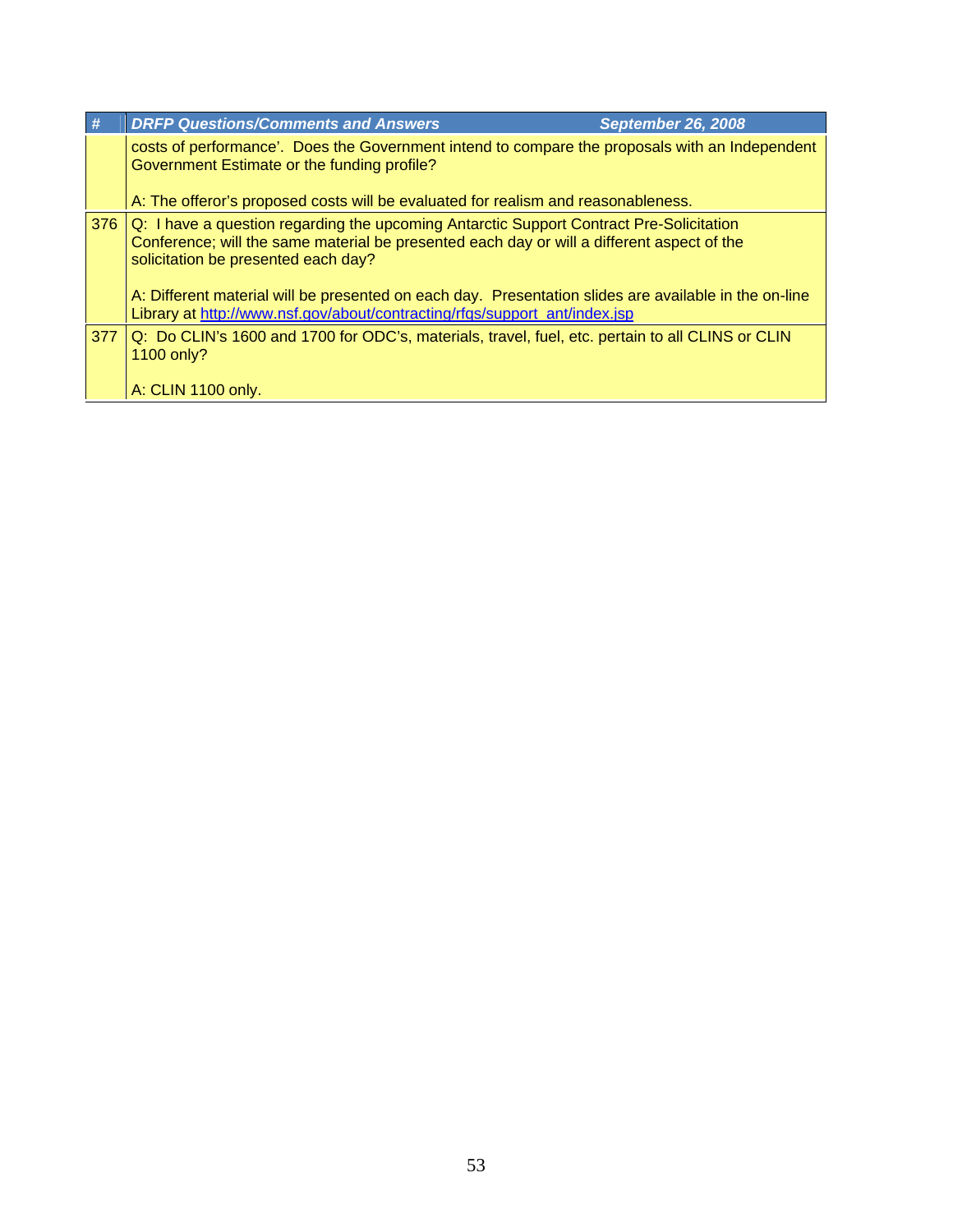| # | DRFP Questions/Comments and Answers September 26, 2008 |
|---|---|
| | costs of performance'. Does the Government intend to compare the proposals with an Independent Government Estimate or the funding profile?<br><br>A: The offeror's proposed costs will be evaluated for realism and reasonableness. |
| 376 | Q: I have a question regarding the upcoming Antarctic Support Contract Pre-Solicitation Conference; will the same material be presented each day or will a different aspect of the solicitation be presented each day?<br><br>A: Different material will be presented on each day. Presentation slides are available in the on-line Library at http://www.nsf.gov/about/contracting/rfqs/support_ant/index.jsp |
| 377 | Q: Do CLIN's 1600 and 1700 for ODC's, materials, travel, fuel, etc. pertain to all CLINS or CLIN 1100 only?<br><br>A: CLIN 1100 only. |